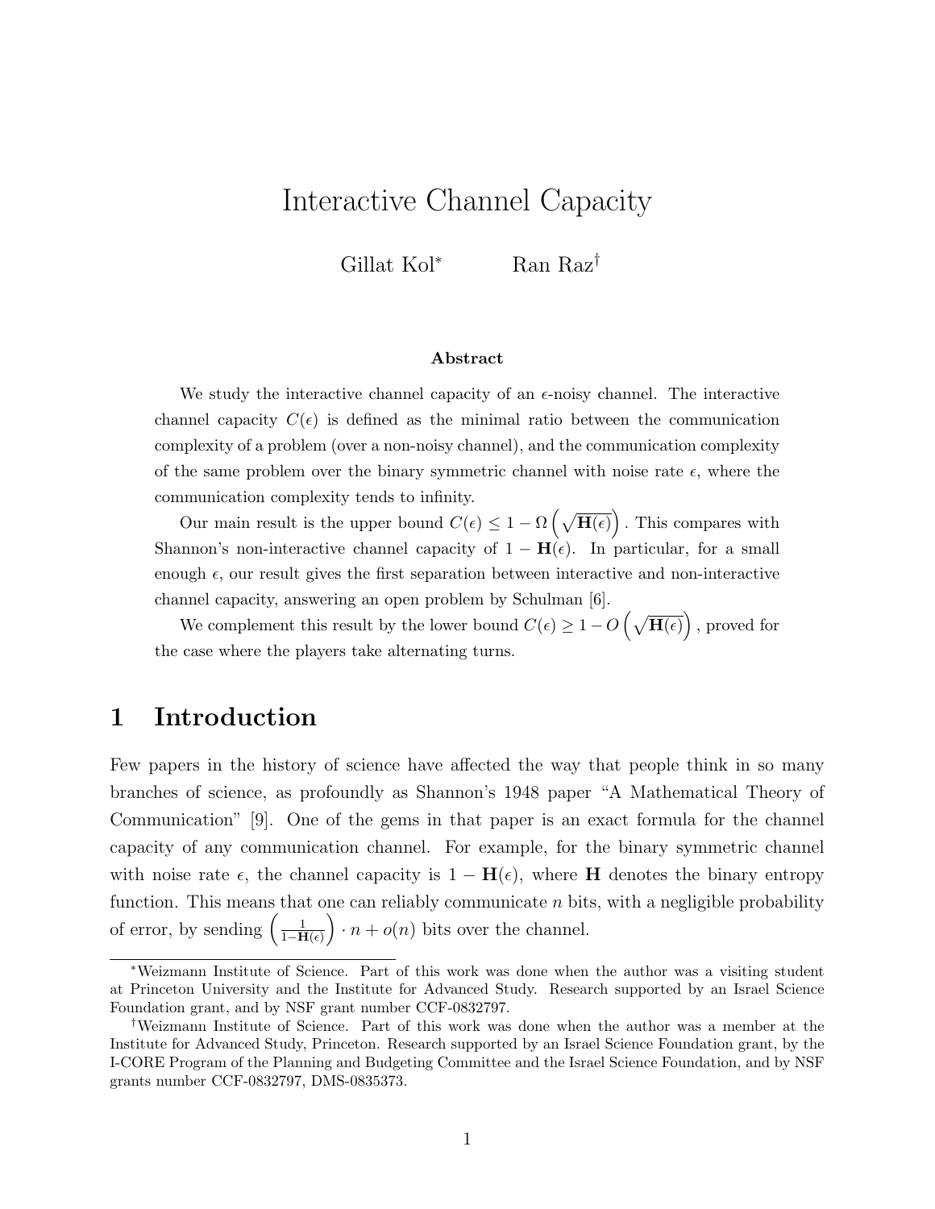# Interactive Channel Capacity

Gillat Kol* Ran Raz†

### Abstract

We study the interactive channel capacity of an $\epsilon$-noisy channel. The interactive channel capacity $C(\epsilon)$ is defined as the minimal ratio between the communication complexity of a problem (over a non-noisy channel), and the communication complexity of the same problem over the binary symmetric channel with noise rate $\epsilon$, where the communication complexity tends to infinity.

Our main result is the upper bound $C(\epsilon) \leq 1 - \Omega\left(\sqrt{\mathbf{H}(\epsilon)}\right)$. This compares with Shannon's non-interactive channel capacity of $1 - \mathbf{H}(\epsilon)$. In particular, for a small enough $\epsilon$, our result gives the first separation between interactive and non-interactive channel capacity, answering an open problem by Schulman [6].

We complement this result by the lower bound $C(\epsilon) \geq 1 - O\left(\sqrt{\mathbf{H}(\epsilon)}\right)$, proved for the case where the players take alternating turns.

## 1 Introduction

Few papers in the history of science have affected the way that people think in so many branches of science, as profoundly as Shannon's 1948 paper "A Mathematical Theory of Communication" [9]. One of the gems in that paper is an exact formula for the channel capacity of any communication channel. For example, for the binary symmetric channel with noise rate $\epsilon$, the channel capacity is $1 - \mathbf{H}(\epsilon)$, where $\mathbf{H}$ denotes the binary entropy function. This means that one can reliably communicate $n$ bits, with a negligible probability of error, by sending $\left(\frac{1}{1-\mathbf{H}(\epsilon)}\right) \cdot n + o(n)$ bits over the channel.

---

*Weizmann Institute of Science. Part of this work was done when the author was a visiting student at Princeton University and the Institute for Advanced Study. Research supported by an Israel Science Foundation grant, and by NSF grant number CCF-0832797.

†Weizmann Institute of Science. Part of this work was done when the author was a member at the Institute for Advanced Study, Princeton. Research supported by an Israel Science Foundation grant, by the I-CORE Program of the Planning and Budgeting Committee and the Israel Science Foundation, and by NSF grants number CCF-0832797, DMS-0835373.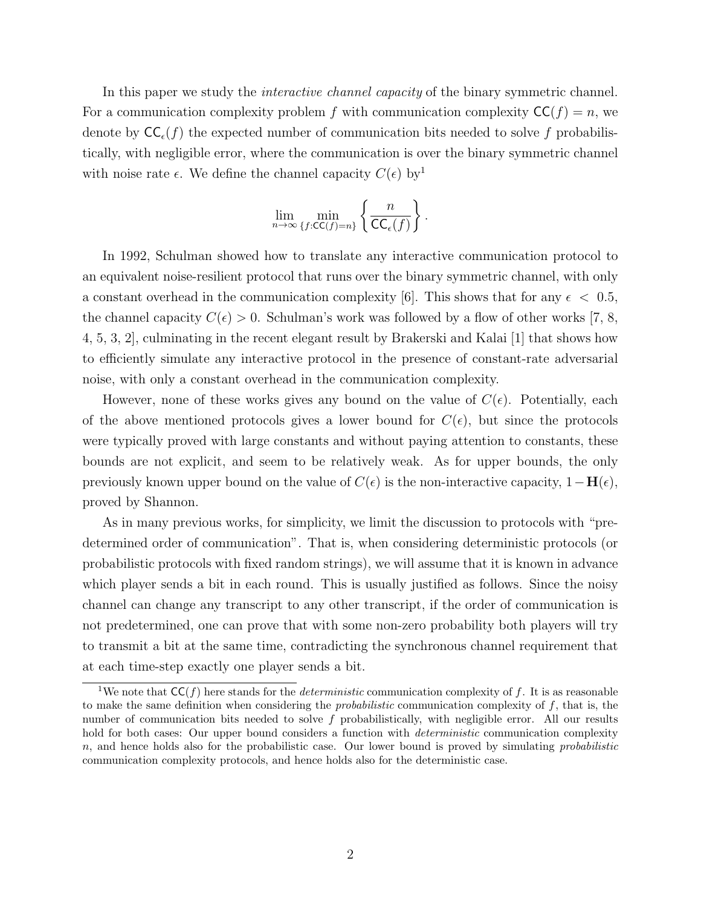In this paper we study the *interactive channel capacity* of the binary symmetric channel. For a communication complexity problem $f$ with communication complexity $\mathsf{CC}(f) = n$, we denote by $\mathsf{CC}_\epsilon(f)$ the expected number of communication bits needed to solve $f$ probabilistically, with negligible error, where the communication is over the binary symmetric channel with noise rate $\epsilon$. We define the channel capacity $C(\epsilon)$ by[1]

$$\lim_{n\to\infty} \min_{\{f:\mathsf{CC}(f)=n\}} \left\{ \frac{n}{\mathsf{CC}_\epsilon(f)} \right\}.$$

In 1992, Schulman showed how to translate any interactive communication protocol to an equivalent noise-resilient protocol that runs over the binary symmetric channel, with only a constant overhead in the communication complexity [6]. This shows that for any $\epsilon < 0.5$, the channel capacity $C(\epsilon) > 0$. Schulman's work was followed by a flow of other works [7, 8, 4, 5, 3, 2], culminating in the recent elegant result by Brakerski and Kalai [1] that shows how to efficiently simulate any interactive protocol in the presence of constant-rate adversarial noise, with only a constant overhead in the communication complexity.

However, none of these works gives any bound on the value of $C(\epsilon)$. Potentially, each of the above mentioned protocols gives a lower bound for $C(\epsilon)$, but since the protocols were typically proved with large constants and without paying attention to constants, these bounds are not explicit, and seem to be relatively weak. As for upper bounds, the only previously known upper bound on the value of $C(\epsilon)$ is the non-interactive capacity, $1-\mathbf{H}(\epsilon)$, proved by Shannon.

As in many previous works, for simplicity, we limit the discussion to protocols with "predetermined order of communication". That is, when considering deterministic protocols (or probabilistic protocols with fixed random strings), we will assume that it is known in advance which player sends a bit in each round. This is usually justified as follows. Since the noisy channel can change any transcript to any other transcript, if the order of communication is not predetermined, one can prove that with some non-zero probability both players will try to transmit a bit at the same time, contradicting the synchronous channel requirement that at each time-step exactly one player sends a bit.

[1] We note that $\mathsf{CC}(f)$ here stands for the *deterministic* communication complexity of $f$. It is as reasonable to make the same definition when considering the *probabilistic* communication complexity of $f$, that is, the number of communication bits needed to solve $f$ probabilistically, with negligible error. All our results hold for both cases: Our upper bound considers a function with *deterministic* communication complexity $n$, and hence holds also for the probabilistic case. Our lower bound is proved by simulating *probabilistic* communication complexity protocols, and hence holds also for the deterministic case.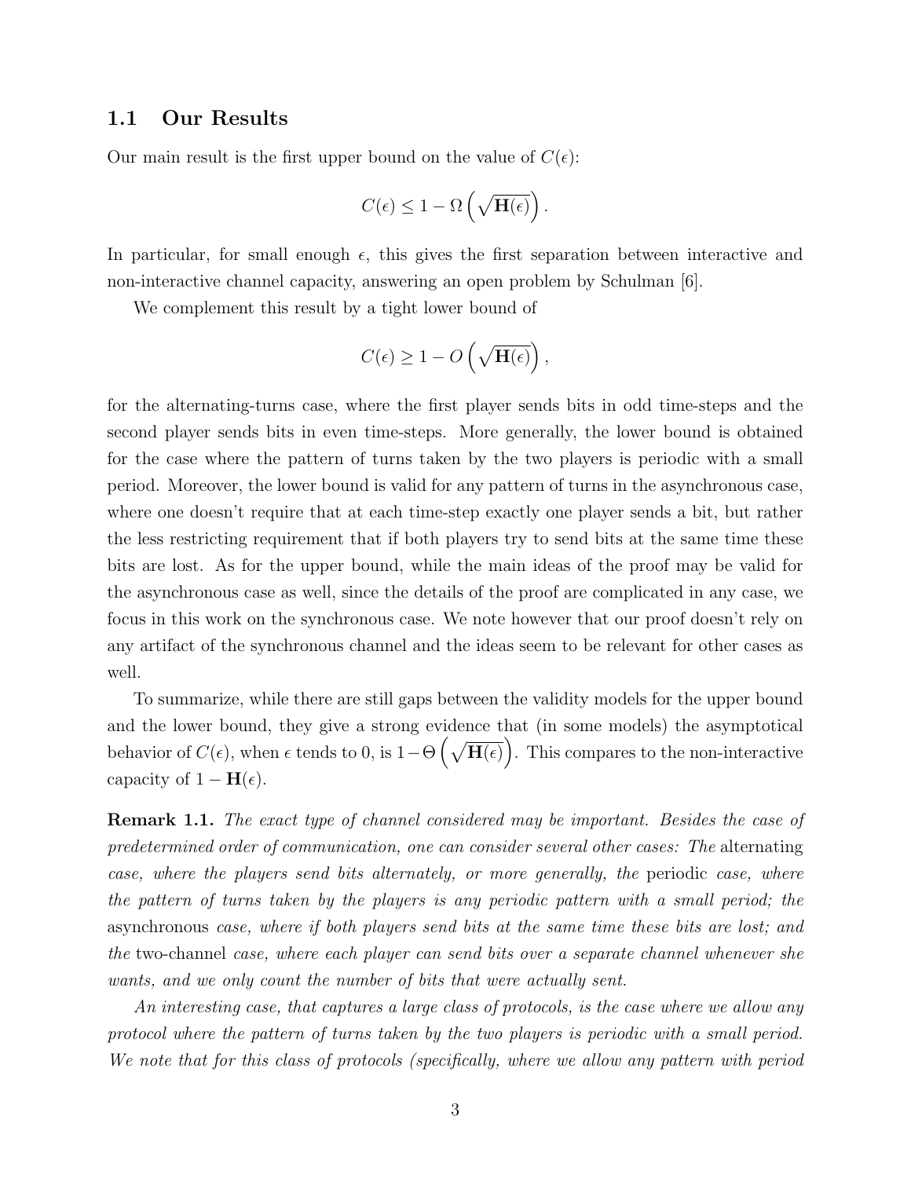### 1.1 Our Results

Our main result is the first upper bound on the value of $C(\epsilon)$:

$$C(\epsilon) \leq 1 - \Omega\left(\sqrt{\mathbf{H}(\epsilon)}\right).$$

In particular, for small enough $\epsilon$, this gives the first separation between interactive and non-interactive channel capacity, answering an open problem by Schulman [6].

We complement this result by a tight lower bound of

$$C(\epsilon) \geq 1 - O\left(\sqrt{\mathbf{H}(\epsilon)}\right),$$

for the alternating-turns case, where the first player sends bits in odd time-steps and the second player sends bits in even time-steps. More generally, the lower bound is obtained for the case where the pattern of turns taken by the two players is periodic with a small period. Moreover, the lower bound is valid for any pattern of turns in the asynchronous case, where one doesn't require that at each time-step exactly one player sends a bit, but rather the less restricting requirement that if both players try to send bits at the same time these bits are lost. As for the upper bound, while the main ideas of the proof may be valid for the asynchronous case as well, since the details of the proof are complicated in any case, we focus in this work on the synchronous case. We note however that our proof doesn't rely on any artifact of the synchronous channel and the ideas seem to be relevant for other cases as well.

To summarize, while there are still gaps between the validity models for the upper bound and the lower bound, they give a strong evidence that (in some models) the asymptotical behavior of $C(\epsilon)$, when $\epsilon$ tends to 0, is $1-\Theta\left(\sqrt{\mathbf{H}(\epsilon)}\right)$. This compares to the non-interactive capacity of $1 - \mathbf{H}(\epsilon)$.

**Remark 1.1.** *The exact type of channel considered may be important. Besides the case of predetermined order of communication, one can consider several other cases: The* alternating *case, where the players send bits alternately, or more generally, the* periodic *case, where the pattern of turns taken by the players is any periodic pattern with a small period; the* asynchronous *case, where if both players send bits at the same time these bits are lost; and the* two-channel *case, where each player can send bits over a separate channel whenever she wants, and we only count the number of bits that were actually sent.*

*An interesting case, that captures a large class of protocols, is the case where we allow any protocol where the pattern of turns taken by the two players is periodic with a small period. We note that for this class of protocols (specifically, where we allow any pattern with period*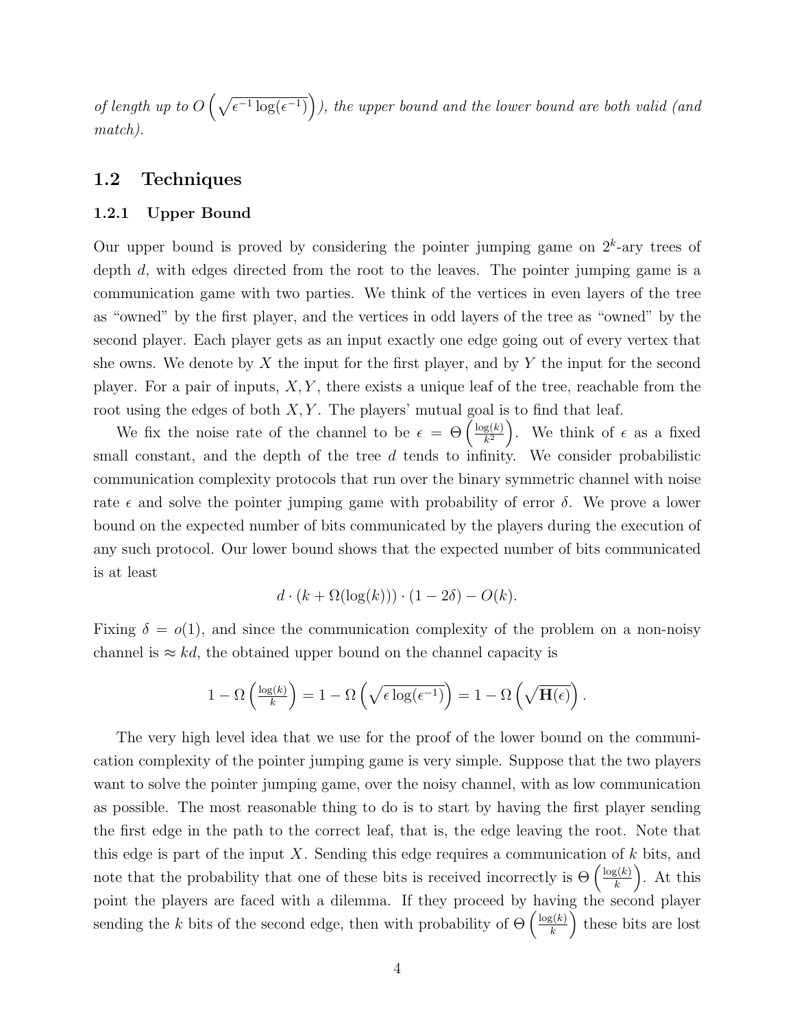*of length up to $O\left(\sqrt{\epsilon^{-1}\log(\epsilon^{-1})}\right)$), the upper bound and the lower bound are both valid (and match).*

## 1.2 Techniques

### 1.2.1 Upper Bound

Our upper bound is proved by considering the pointer jumping game on $2^k$-ary trees of depth $d$, with edges directed from the root to the leaves. The pointer jumping game is a communication game with two parties. We think of the vertices in even layers of the tree as "owned" by the first player, and the vertices in odd layers of the tree as "owned" by the second player. Each player gets as an input exactly one edge going out of every vertex that she owns. We denote by $X$ the input for the first player, and by $Y$ the input for the second player. For a pair of inputs, $X, Y$, there exists a unique leaf of the tree, reachable from the root using the edges of both $X, Y$. The players' mutual goal is to find that leaf.

We fix the noise rate of the channel to be $\epsilon = \Theta\left(\frac{\log(k)}{k^2}\right)$. We think of $\epsilon$ as a fixed small constant, and the depth of the tree $d$ tends to infinity. We consider probabilistic communication complexity protocols that run over the binary symmetric channel with noise rate $\epsilon$ and solve the pointer jumping game with probability of error $\delta$. We prove a lower bound on the expected number of bits communicated by the players during the execution of any such protocol. Our lower bound shows that the expected number of bits communicated is at least

$$d \cdot (k + \Omega(\log(k))) \cdot (1 - 2\delta) - O(k).$$

Fixing $\delta = o(1)$, and since the communication complexity of the problem on a non-noisy channel is $\approx kd$, the obtained upper bound on the channel capacity is

$$1 - \Omega\left(\frac{\log(k)}{k}\right) = 1 - \Omega\left(\sqrt{\epsilon\log(\epsilon^{-1})}\right) = 1 - \Omega\left(\sqrt{\mathbf{H}(\epsilon)}\right).$$

The very high level idea that we use for the proof of the lower bound on the communication complexity of the pointer jumping game is very simple. Suppose that the two players want to solve the pointer jumping game, over the noisy channel, with as low communication as possible. The most reasonable thing to do is to start by having the first player sending the first edge in the path to the correct leaf, that is, the edge leaving the root. Note that this edge is part of the input $X$. Sending this edge requires a communication of $k$ bits, and note that the probability that one of these bits is received incorrectly is $\Theta\left(\frac{\log(k)}{k}\right)$. At this point the players are faced with a dilemma. If they proceed by having the second player sending the $k$ bits of the second edge, then with probability of $\Theta\left(\frac{\log(k)}{k}\right)$ these bits are lost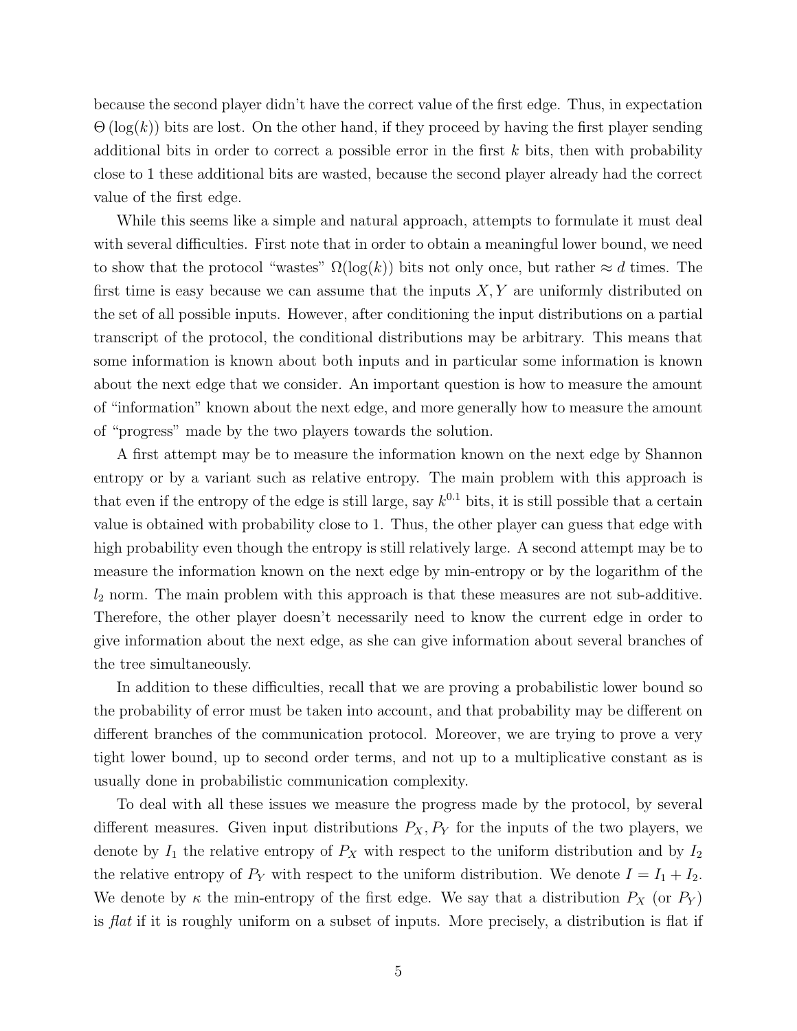because the second player didn't have the correct value of the first edge. Thus, in expectation $\Theta(\log(k))$ bits are lost. On the other hand, if they proceed by having the first player sending additional bits in order to correct a possible error in the first $k$ bits, then with probability close to 1 these additional bits are wasted, because the second player already had the correct value of the first edge.

While this seems like a simple and natural approach, attempts to formulate it must deal with several difficulties. First note that in order to obtain a meaningful lower bound, we need to show that the protocol "wastes" $\Omega(\log(k))$ bits not only once, but rather $\approx d$ times. The first time is easy because we can assume that the inputs $X, Y$ are uniformly distributed on the set of all possible inputs. However, after conditioning the input distributions on a partial transcript of the protocol, the conditional distributions may be arbitrary. This means that some information is known about both inputs and in particular some information is known about the next edge that we consider. An important question is how to measure the amount of "information" known about the next edge, and more generally how to measure the amount of "progress" made by the two players towards the solution.

A first attempt may be to measure the information known on the next edge by Shannon entropy or by a variant such as relative entropy. The main problem with this approach is that even if the entropy of the edge is still large, say $k^{0.1}$ bits, it is still possible that a certain value is obtained with probability close to 1. Thus, the other player can guess that edge with high probability even though the entropy is still relatively large. A second attempt may be to measure the information known on the next edge by min-entropy or by the logarithm of the $l_2$ norm. The main problem with this approach is that these measures are not sub-additive. Therefore, the other player doesn't necessarily need to know the current edge in order to give information about the next edge, as she can give information about several branches of the tree simultaneously.

In addition to these difficulties, recall that we are proving a probabilistic lower bound so the probability of error must be taken into account, and that probability may be different on different branches of the communication protocol. Moreover, we are trying to prove a very tight lower bound, up to second order terms, and not up to a multiplicative constant as is usually done in probabilistic communication complexity.

To deal with all these issues we measure the progress made by the protocol, by several different measures. Given input distributions $P_X, P_Y$ for the inputs of the two players, we denote by $I_1$ the relative entropy of $P_X$ with respect to the uniform distribution and by $I_2$ the relative entropy of $P_Y$ with respect to the uniform distribution. We denote $I = I_1 + I_2$. We denote by $\kappa$ the min-entropy of the first edge. We say that a distribution $P_X$ (or $P_Y$) is *flat* if it is roughly uniform on a subset of inputs. More precisely, a distribution is flat if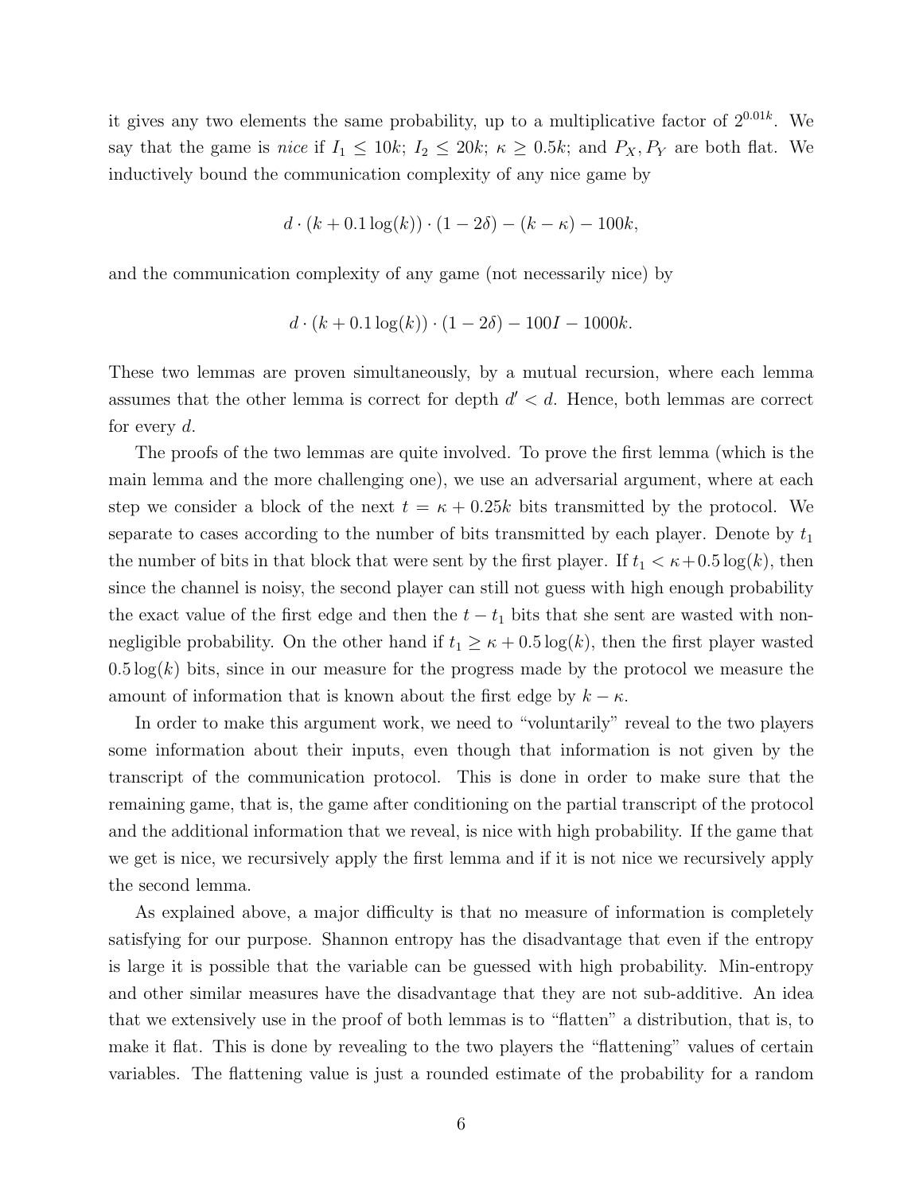it gives any two elements the same probability, up to a multiplicative factor of $2^{0.01k}$. We say that the game is *nice* if $I_1 \leq 10k$; $I_2 \leq 20k$; $\kappa \geq 0.5k$; and $P_X, P_Y$ are both flat. We inductively bound the communication complexity of any nice game by

$$d \cdot (k + 0.1\log(k)) \cdot (1 - 2\delta) - (k - \kappa) - 100k,$$

and the communication complexity of any game (not necessarily nice) by

$$d \cdot (k + 0.1\log(k)) \cdot (1 - 2\delta) - 100I - 1000k.$$

These two lemmas are proven simultaneously, by a mutual recursion, where each lemma assumes that the other lemma is correct for depth $d' < d$. Hence, both lemmas are correct for every $d$.

The proofs of the two lemmas are quite involved. To prove the first lemma (which is the main lemma and the more challenging one), we use an adversarial argument, where at each step we consider a block of the next $t = \kappa + 0.25k$ bits transmitted by the protocol. We separate to cases according to the number of bits transmitted by each player. Denote by $t_1$ the number of bits in that block that were sent by the first player. If $t_1 < \kappa + 0.5\log(k)$, then since the channel is noisy, the second player can still not guess with high enough probability the exact value of the first edge and then the $t - t_1$ bits that she sent are wasted with non-negligible probability. On the other hand if $t_1 \geq \kappa + 0.5\log(k)$, then the first player wasted $0.5\log(k)$ bits, since in our measure for the progress made by the protocol we measure the amount of information that is known about the first edge by $k - \kappa$.

In order to make this argument work, we need to "voluntarily" reveal to the two players some information about their inputs, even though that information is not given by the transcript of the communication protocol. This is done in order to make sure that the remaining game, that is, the game after conditioning on the partial transcript of the protocol and the additional information that we reveal, is nice with high probability. If the game that we get is nice, we recursively apply the first lemma and if it is not nice we recursively apply the second lemma.

As explained above, a major difficulty is that no measure of information is completely satisfying for our purpose. Shannon entropy has the disadvantage that even if the entropy is large it is possible that the variable can be guessed with high probability. Min-entropy and other similar measures have the disadvantage that they are not sub-additive. An idea that we extensively use in the proof of both lemmas is to "flatten" a distribution, that is, to make it flat. This is done by revealing to the two players the "flattening" values of certain variables. The flattening value is just a rounded estimate of the probability for a random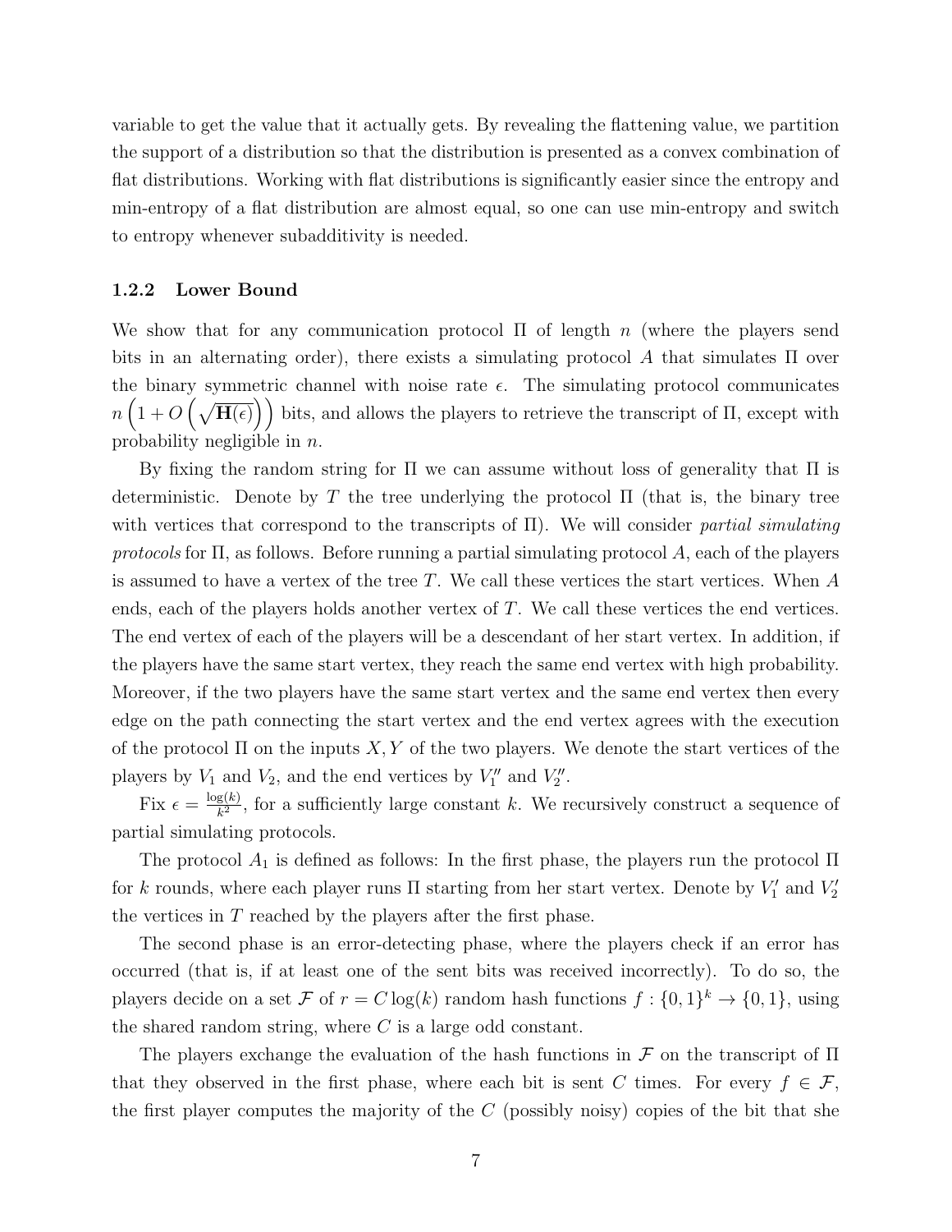variable to get the value that it actually gets. By revealing the flattening value, we partition the support of a distribution so that the distribution is presented as a convex combination of flat distributions. Working with flat distributions is significantly easier since the entropy and min-entropy of a flat distribution are almost equal, so one can use min-entropy and switch to entropy whenever subadditivity is needed.

### 1.2.2 Lower Bound

We show that for any communication protocol $\Pi$ of length $n$ (where the players send bits in an alternating order), there exists a simulating protocol $A$ that simulates $\Pi$ over the binary symmetric channel with noise rate $\epsilon$. The simulating protocol communicates $n\left(1+O\left(\sqrt{\mathbf{H}(\epsilon)}\right)\right)$ bits, and allows the players to retrieve the transcript of $\Pi$, except with probability negligible in $n$.

By fixing the random string for $\Pi$ we can assume without loss of generality that $\Pi$ is deterministic. Denote by $T$ the tree underlying the protocol $\Pi$ (that is, the binary tree with vertices that correspond to the transcripts of $\Pi$). We will consider *partial simulating protocols* for $\Pi$, as follows. Before running a partial simulating protocol $A$, each of the players is assumed to have a vertex of the tree $T$. We call these vertices the start vertices. When $A$ ends, each of the players holds another vertex of $T$. We call these vertices the end vertices. The end vertex of each of the players will be a descendant of her start vertex. In addition, if the players have the same start vertex, they reach the same end vertex with high probability. Moreover, if the two players have the same start vertex and the same end vertex then every edge on the path connecting the start vertex and the end vertex agrees with the execution of the protocol $\Pi$ on the inputs $X, Y$ of the two players. We denote the start vertices of the players by $V_1$ and $V_2$, and the end vertices by $V_1''$ and $V_2''$.

Fix $\epsilon = \frac{\log(k)}{k^2}$, for a sufficiently large constant $k$. We recursively construct a sequence of partial simulating protocols.

The protocol $A_1$ is defined as follows: In the first phase, the players run the protocol $\Pi$ for $k$ rounds, where each player runs $\Pi$ starting from her start vertex. Denote by $V_1'$ and $V_2'$ the vertices in $T$ reached by the players after the first phase.

The second phase is an error-detecting phase, where the players check if an error has occurred (that is, if at least one of the sent bits was received incorrectly). To do so, the players decide on a set $\mathcal{F}$ of $r = C\log(k)$ random hash functions $f : \{0,1\}^k \to \{0,1\}$, using the shared random string, where $C$ is a large odd constant.

The players exchange the evaluation of the hash functions in $\mathcal{F}$ on the transcript of $\Pi$ that they observed in the first phase, where each bit is sent $C$ times. For every $f \in \mathcal{F}$, the first player computes the majority of the $C$ (possibly noisy) copies of the bit that she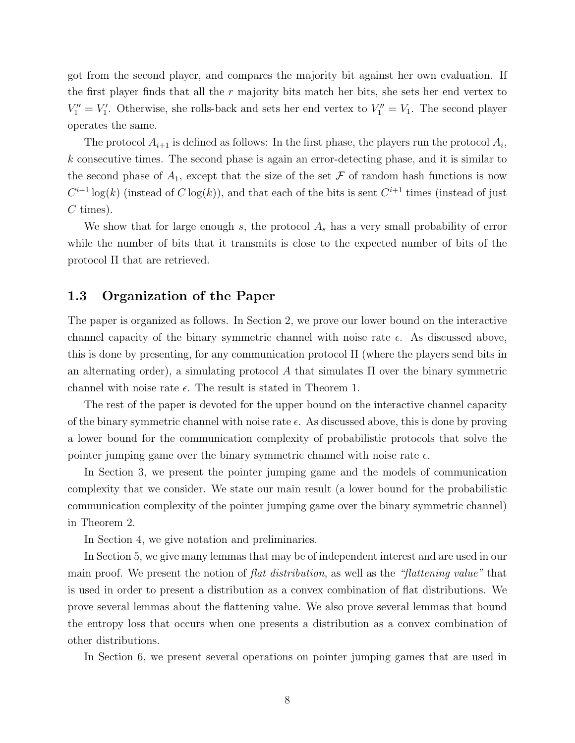got from the second player, and compares the majority bit against her own evaluation. If the first player finds that all the $r$ majority bits match her bits, she sets her end vertex to $V_1'' = V_1'$. Otherwise, she rolls-back and sets her end vertex to $V_1'' = V_1$. The second player operates the same.

The protocol $A_{i+1}$ is defined as follows: In the first phase, the players run the protocol $A_i$, $k$ consecutive times. The second phase is again an error-detecting phase, and it is similar to the second phase of $A_1$, except that the size of the set $\mathcal{F}$ of random hash functions is now $C^{i+1} \log(k)$ (instead of $C \log(k)$), and that each of the bits is sent $C^{i+1}$ times (instead of just $C$ times).

We show that for large enough $s$, the protocol $A_s$ has a very small probability of error while the number of bits that it transmits is close to the expected number of bits of the protocol $\Pi$ that are retrieved.

### 1.3 Organization of the Paper

The paper is organized as follows. In Section 2, we prove our lower bound on the interactive channel capacity of the binary symmetric channel with noise rate $\epsilon$. As discussed above, this is done by presenting, for any communication protocol $\Pi$ (where the players send bits in an alternating order), a simulating protocol $A$ that simulates $\Pi$ over the binary symmetric channel with noise rate $\epsilon$. The result is stated in Theorem 1.

The rest of the paper is devoted for the upper bound on the interactive channel capacity of the binary symmetric channel with noise rate $\epsilon$. As discussed above, this is done by proving a lower bound for the communication complexity of probabilistic protocols that solve the pointer jumping game over the binary symmetric channel with noise rate $\epsilon$.

In Section 3, we present the pointer jumping game and the models of communication complexity that we consider. We state our main result (a lower bound for the probabilistic communication complexity of the pointer jumping game over the binary symmetric channel) in Theorem 2.

In Section 4, we give notation and preliminaries.

In Section 5, we give many lemmas that may be of independent interest and are used in our main proof. We present the notion of *flat distribution*, as well as the *"flattening value"* that is used in order to present a distribution as a convex combination of flat distributions. We prove several lemmas about the flattening value. We also prove several lemmas that bound the entropy loss that occurs when one presents a distribution as a convex combination of other distributions.

In Section 6, we present several operations on pointer jumping games that are used in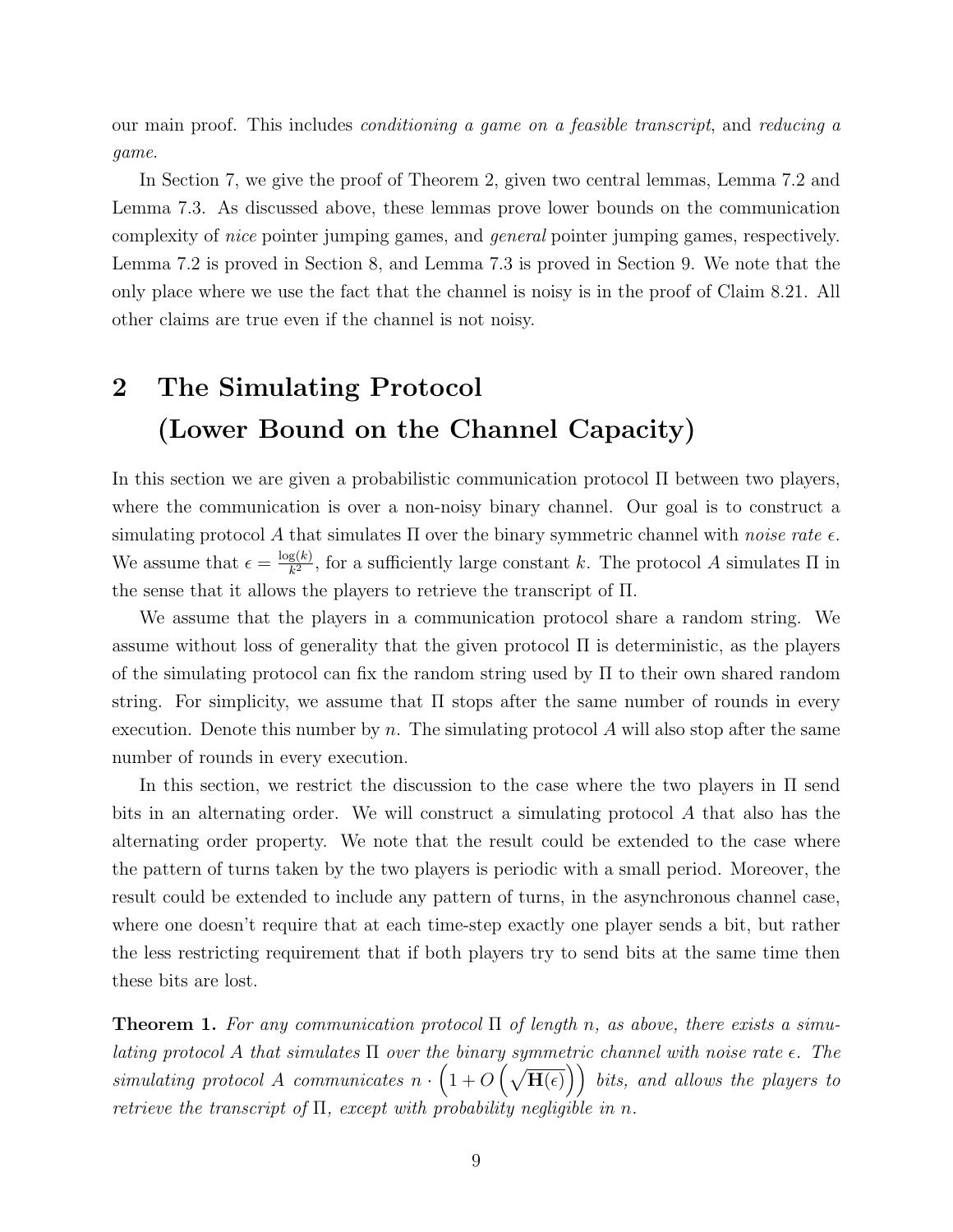our main proof. This includes *conditioning a game on a feasible transcript*, and *reducing a game*.

In Section 7, we give the proof of Theorem 2, given two central lemmas, Lemma 7.2 and Lemma 7.3. As discussed above, these lemmas prove lower bounds on the communication complexity of *nice* pointer jumping games, and *general* pointer jumping games, respectively. Lemma 7.2 is proved in Section 8, and Lemma 7.3 is proved in Section 9. We note that the only place where we use the fact that the channel is noisy is in the proof of Claim 8.21. All other claims are true even if the channel is not noisy.

# 2 The Simulating Protocol (Lower Bound on the Channel Capacity)

In this section we are given a probabilistic communication protocol $\Pi$ between two players, where the communication is over a non-noisy binary channel. Our goal is to construct a simulating protocol $A$ that simulates $\Pi$ over the binary symmetric channel with *noise rate* $\epsilon$. We assume that $\epsilon = \frac{\log(k)}{k^2}$, for a sufficiently large constant $k$. The protocol $A$ simulates $\Pi$ in the sense that it allows the players to retrieve the transcript of $\Pi$.

We assume that the players in a communication protocol share a random string. We assume without loss of generality that the given protocol $\Pi$ is deterministic, as the players of the simulating protocol can fix the random string used by $\Pi$ to their own shared random string. For simplicity, we assume that $\Pi$ stops after the same number of rounds in every execution. Denote this number by $n$. The simulating protocol $A$ will also stop after the same number of rounds in every execution.

In this section, we restrict the discussion to the case where the two players in $\Pi$ send bits in an alternating order. We will construct a simulating protocol $A$ that also has the alternating order property. We note that the result could be extended to the case where the pattern of turns taken by the two players is periodic with a small period. Moreover, the result could be extended to include any pattern of turns, in the asynchronous channel case, where one doesn't require that at each time-step exactly one player sends a bit, but rather the less restricting requirement that if both players try to send bits at the same time then these bits are lost.

**Theorem 1.** *For any communication protocol $\Pi$ of length $n$, as above, there exists a simulating protocol $A$ that simulates $\Pi$ over the binary symmetric channel with noise rate $\epsilon$. The simulating protocol $A$ communicates $n \cdot \left(1 + O\left(\sqrt{\mathbf{H}(\epsilon)}\right)\right)$ bits, and allows the players to retrieve the transcript of $\Pi$, except with probability negligible in $n$.*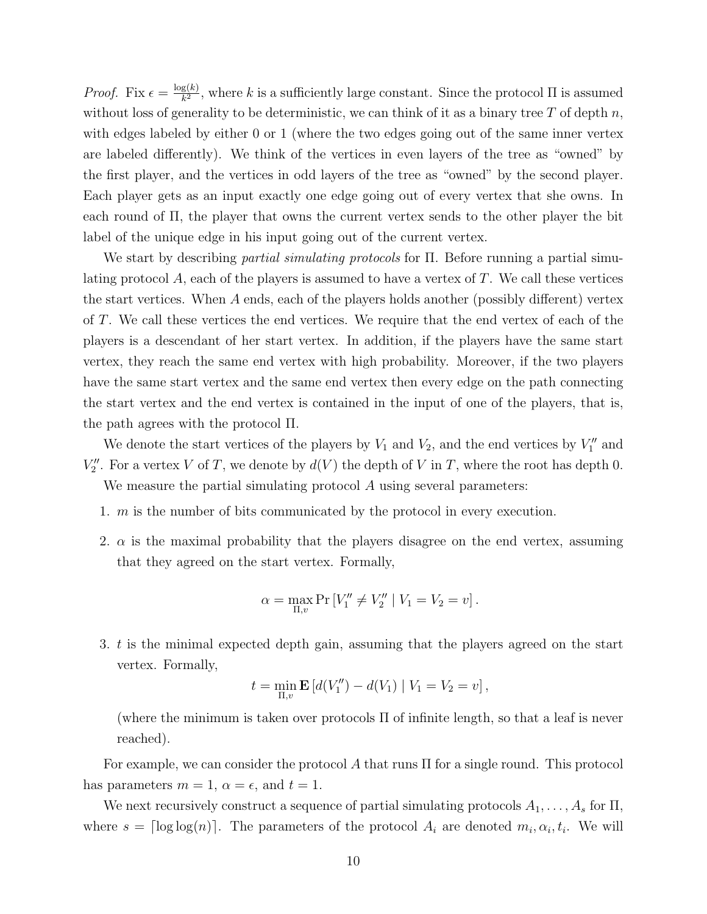*Proof.* Fix $\epsilon = \frac{\log(k)}{k^2}$, where $k$ is a sufficiently large constant. Since the protocol $\Pi$ is assumed without loss of generality to be deterministic, we can think of it as a binary tree $T$ of depth $n$, with edges labeled by either 0 or 1 (where the two edges going out of the same inner vertex are labeled differently). We think of the vertices in even layers of the tree as "owned" by the first player, and the vertices in odd layers of the tree as "owned" by the second player. Each player gets as an input exactly one edge going out of every vertex that she owns. In each round of $\Pi$, the player that owns the current vertex sends to the other player the bit label of the unique edge in his input going out of the current vertex.

We start by describing *partial simulating protocols* for $\Pi$. Before running a partial simulating protocol $A$, each of the players is assumed to have a vertex of $T$. We call these vertices the start vertices. When $A$ ends, each of the players holds another (possibly different) vertex of $T$. We call these vertices the end vertices. We require that the end vertex of each of the players is a descendant of her start vertex. In addition, if the players have the same start vertex, they reach the same end vertex with high probability. Moreover, if the two players have the same start vertex and the same end vertex then every edge on the path connecting the start vertex and the end vertex is contained in the input of one of the players, that is, the path agrees with the protocol $\Pi$.

We denote the start vertices of the players by $V_1$ and $V_2$, and the end vertices by $V_1''$ and $V_2''$. For a vertex $V$ of $T$, we denote by $d(V)$ the depth of $V$ in $T$, where the root has depth 0.

We measure the partial simulating protocol $A$ using several parameters:

1. $m$ is the number of bits communicated by the protocol in every execution.
2. $\alpha$ is the maximal probability that the players disagree on the end vertex, assuming that they agreed on the start vertex. Formally,
$$\alpha = \max_{\Pi, v} \Pr\left[V_1'' \neq V_2'' \mid V_1 = V_2 = v\right].$$
3. $t$ is the minimal expected depth gain, assuming that the players agreed on the start vertex. Formally,
$$t = \min_{\Pi, v} \mathbf{E}\left[d(V_1'') - d(V_1) \mid V_1 = V_2 = v\right],$$
(where the minimum is taken over protocols $\Pi$ of infinite length, so that a leaf is never reached).

For example, we can consider the protocol $A$ that runs $\Pi$ for a single round. This protocol has parameters $m = 1$, $\alpha = \epsilon$, and $t = 1$.

We next recursively construct a sequence of partial simulating protocols $A_1, \ldots, A_s$ for $\Pi$, where $s = \lceil \log\log(n) \rceil$. The parameters of the protocol $A_i$ are denoted $m_i, \alpha_i, t_i$. We will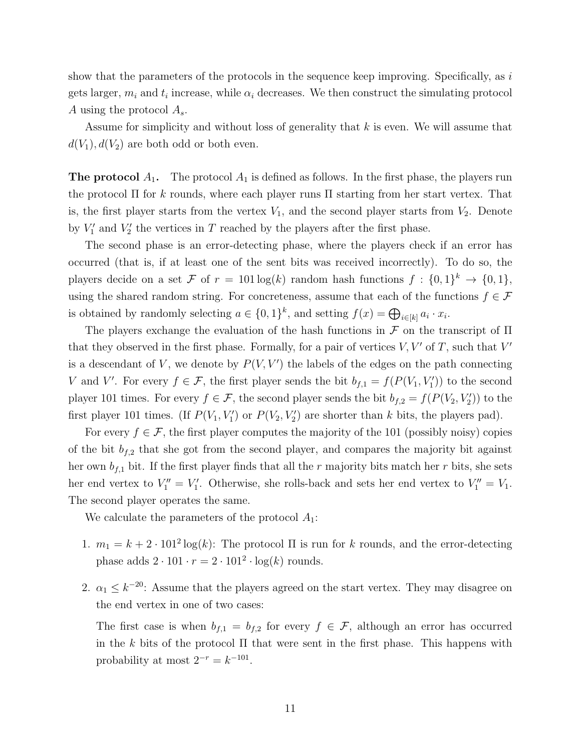show that the parameters of the protocols in the sequence keep improving. Specifically, as $i$ gets larger, $m_i$ and $t_i$ increase, while $\alpha_i$ decreases. We then construct the simulating protocol $A$ using the protocol $A_s$.

Assume for simplicity and without loss of generality that $k$ is even. We will assume that $d(V_1), d(V_2)$ are both odd or both even.

**The protocol $A_1$.** The protocol $A_1$ is defined as follows. In the first phase, the players run the protocol $\Pi$ for $k$ rounds, where each player runs $\Pi$ starting from her start vertex. That is, the first player starts from the vertex $V_1$, and the second player starts from $V_2$. Denote by $V_1'$ and $V_2'$ the vertices in $T$ reached by the players after the first phase.

The second phase is an error-detecting phase, where the players check if an error has occurred (that is, if at least one of the sent bits was received incorrectly). To do so, the players decide on a set $\mathcal{F}$ of $r = 101\log(k)$ random hash functions $f : \{0,1\}^k \to \{0,1\}$, using the shared random string. For concreteness, assume that each of the functions $f \in \mathcal{F}$ is obtained by randomly selecting $a \in \{0,1\}^k$, and setting $f(x) = \bigoplus_{i\in[k]} a_i \cdot x_i$.

The players exchange the evaluation of the hash functions in $\mathcal{F}$ on the transcript of $\Pi$ that they observed in the first phase. Formally, for a pair of vertices $V, V'$ of $T$, such that $V'$ is a descendant of $V$, we denote by $P(V, V')$ the labels of the edges on the path connecting $V$ and $V'$. For every $f \in \mathcal{F}$, the first player sends the bit $b_{f,1} = f(P(V_1, V_1'))$ to the second player 101 times. For every $f \in \mathcal{F}$, the second player sends the bit $b_{f,2} = f(P(V_2, V_2'))$ to the first player 101 times. (If $P(V_1, V_1')$ or $P(V_2, V_2')$ are shorter than $k$ bits, the players pad).

For every $f \in \mathcal{F}$, the first player computes the majority of the 101 (possibly noisy) copies of the bit $b_{f,2}$ that she got from the second player, and compares the majority bit against her own $b_{f,1}$ bit. If the first player finds that all the $r$ majority bits match her $r$ bits, she sets her end vertex to $V_1'' = V_1'$. Otherwise, she rolls-back and sets her end vertex to $V_1'' = V_1$. The second player operates the same.

We calculate the parameters of the protocol $A_1$:

1. $m_1 = k + 2 \cdot 101^2 \log(k)$: The protocol $\Pi$ is run for $k$ rounds, and the error-detecting phase adds $2 \cdot 101 \cdot r = 2 \cdot 101^2 \cdot \log(k)$ rounds.

2. $\alpha_1 \leq k^{-20}$: Assume that the players agreed on the start vertex. They may disagree on the end vertex in one of two cases:

   The first case is when $b_{f,1} = b_{f,2}$ for every $f \in \mathcal{F}$, although an error has occurred in the $k$ bits of the protocol $\Pi$ that were sent in the first phase. This happens with probability at most $2^{-r} = k^{-101}$.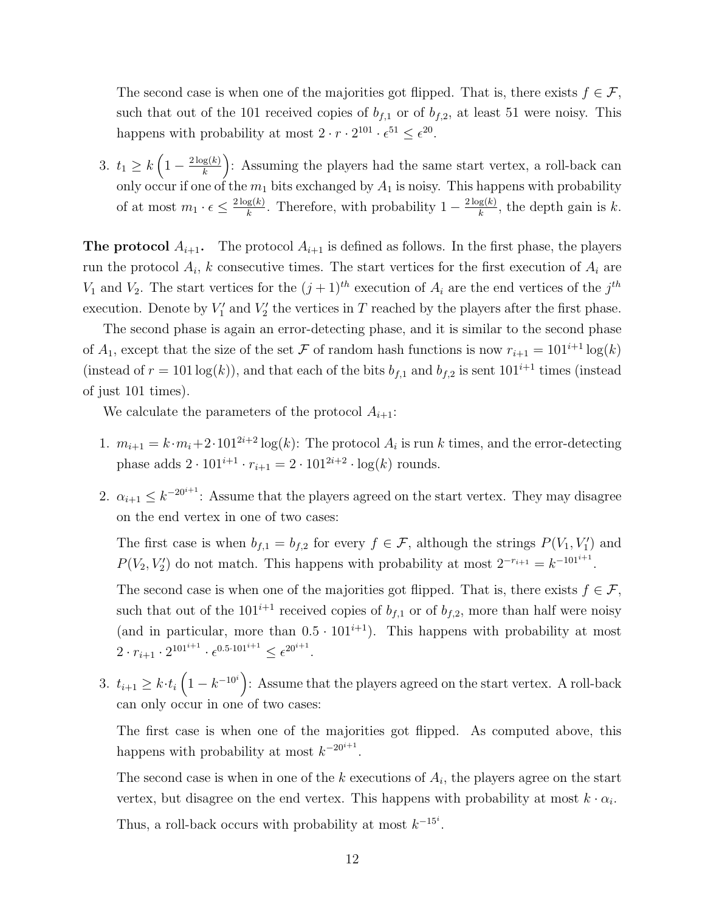The second case is when one of the majorities got flipped. That is, there exists $f \in \mathcal{F}$, such that out of the 101 received copies of $b_{f,1}$ or of $b_{f,2}$, at least 51 were noisy. This happens with probability at most $2 \cdot r \cdot 2^{101} \cdot \epsilon^{51} \leq \epsilon^{20}$.

3. $t_1 \geq k\left(1 - \frac{2\log(k)}{k}\right)$: Assuming the players had the same start vertex, a roll-back can only occur if one of the $m_1$ bits exchanged by $A_1$ is noisy. This happens with probability of at most $m_1 \cdot \epsilon \leq \frac{2\log(k)}{k}$. Therefore, with probability $1 - \frac{2\log(k)}{k}$, the depth gain is $k$.

**The protocol $A_{i+1}$.** The protocol $A_{i+1}$ is defined as follows. In the first phase, the players run the protocol $A_i$, $k$ consecutive times. The start vertices for the first execution of $A_i$ are $V_1$ and $V_2$. The start vertices for the $(j+1)^{th}$ execution of $A_i$ are the end vertices of the $j^{th}$ execution. Denote by $V_1'$ and $V_2'$ the vertices in $T$ reached by the players after the first phase.

The second phase is again an error-detecting phase, and it is similar to the second phase of $A_1$, except that the size of the set $\mathcal{F}$ of random hash functions is now $r_{i+1} = 101^{i+1}\log(k)$ (instead of $r = 101\log(k)$), and that each of the bits $b_{f,1}$ and $b_{f,2}$ is sent $101^{i+1}$ times (instead of just 101 times).

We calculate the parameters of the protocol $A_{i+1}$:

1. $m_{i+1} = k \cdot m_i + 2 \cdot 101^{2i+2}\log(k)$: The protocol $A_i$ is run $k$ times, and the error-detecting phase adds $2 \cdot 101^{i+1} \cdot r_{i+1} = 2 \cdot 101^{2i+2} \cdot \log(k)$ rounds.

2. $\alpha_{i+1} \leq k^{-20^{i+1}}$: Assume that the players agreed on the start vertex. They may disagree on the end vertex in one of two cases:

   The first case is when $b_{f,1} = b_{f,2}$ for every $f \in \mathcal{F}$, although the strings $P(V_1, V_1')$ and $P(V_2, V_2')$ do not match. This happens with probability at most $2^{-r_{i+1}} = k^{-101^{i+1}}$.

   The second case is when one of the majorities got flipped. That is, there exists $f \in \mathcal{F}$, such that out of the $101^{i+1}$ received copies of $b_{f,1}$ or of $b_{f,2}$, more than half were noisy (and in particular, more than $0.5 \cdot 101^{i+1}$). This happens with probability at most $2 \cdot r_{i+1} \cdot 2^{101^{i+1}} \cdot \epsilon^{0.5 \cdot 101^{i+1}} \leq \epsilon^{20^{i+1}}$.

3. $t_{i+1} \geq k \cdot t_i\left(1 - k^{-10^i}\right)$: Assume that the players agreed on the start vertex. A roll-back can only occur in one of two cases:

   The first case is when one of the majorities got flipped. As computed above, this happens with probability at most $k^{-20^{i+1}}$.

   The second case is when in one of the $k$ executions of $A_i$, the players agree on the start vertex, but disagree on the end vertex. This happens with probability at most $k \cdot \alpha_i$.

   Thus, a roll-back occurs with probability at most $k^{-15^i}$.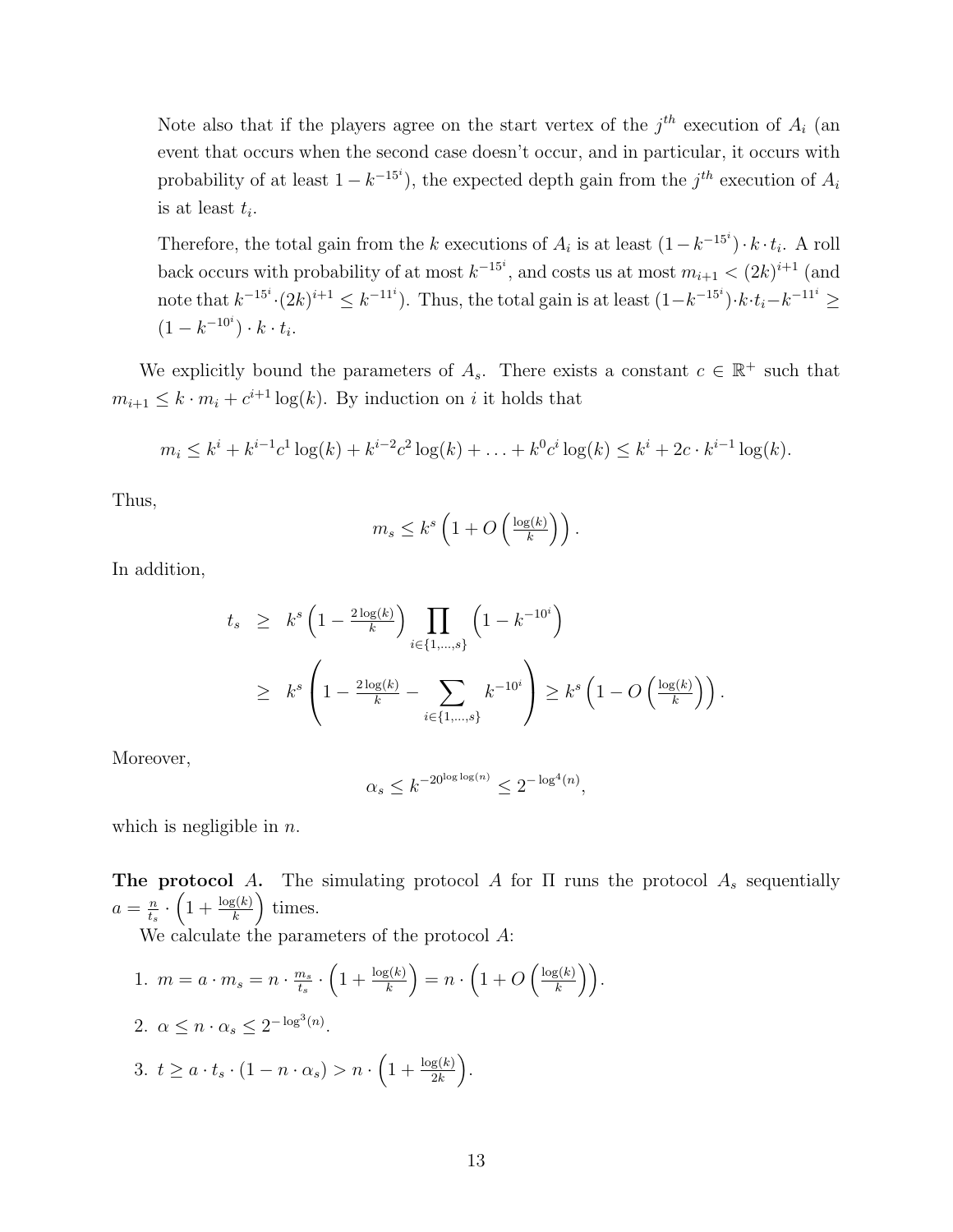Note also that if the players agree on the start vertex of the $j^{th}$ execution of $A_i$ (an event that occurs when the second case doesn't occur, and in particular, it occurs with probability of at least $1 - k^{-15^i}$), the expected depth gain from the $j^{th}$ execution of $A_i$ is at least $t_i$.

Therefore, the total gain from the $k$ executions of $A_i$ is at least $(1 - k^{-15^i}) \cdot k \cdot t_i$. A roll back occurs with probability of at most $k^{-15^i}$, and costs us at most $m_{i+1} < (2k)^{i+1}$ (and note that $k^{-15^i} \cdot (2k)^{i+1} \leq k^{-11^i}$). Thus, the total gain is at least $(1 - k^{-15^i}) \cdot k \cdot t_i - k^{-11^i} \geq (1 - k^{-10^i}) \cdot k \cdot t_i$.

We explicitly bound the parameters of $A_s$. There exists a constant $c \in \mathbb{R}^+$ such that $m_{i+1} \leq k \cdot m_i + c^{i+1} \log(k)$. By induction on $i$ it holds that

$$m_i \leq k^i + k^{i-1} c^1 \log(k) + k^{i-2} c^2 \log(k) + \ldots + k^0 c^i \log(k) \leq k^i + 2c \cdot k^{i-1} \log(k).$$

Thus,

$$m_s \leq k^s \left(1 + O\left(\tfrac{\log(k)}{k}\right)\right).$$

In addition,

$$\begin{aligned} t_s &\geq k^s \left(1 - \tfrac{2\log(k)}{k}\right) \prod_{i \in \{1,\ldots,s\}} \left(1 - k^{-10^i}\right) \\ &\geq k^s \left(1 - \tfrac{2\log(k)}{k} - \sum_{i \in \{1,\ldots,s\}} k^{-10^i}\right) \geq k^s \left(1 - O\left(\tfrac{\log(k)}{k}\right)\right). \end{aligned}$$

Moreover,

$$\alpha_s \leq k^{-20^{\log\log(n)}} \leq 2^{-\log^4(n)},$$

which is negligible in $n$.

**The protocol $A$.** The simulating protocol $A$ for $\Pi$ runs the protocol $A_s$ sequentially $a = \frac{n}{t_s} \cdot \left(1 + \frac{\log(k)}{k}\right)$ times.

We calculate the parameters of the protocol $A$:

1. $m = a \cdot m_s = n \cdot \frac{m_s}{t_s} \cdot \left(1 + \frac{\log(k)}{k}\right) = n \cdot \left(1 + O\left(\frac{\log(k)}{k}\right)\right)$.
2. $\alpha \leq n \cdot \alpha_s \leq 2^{-\log^3(n)}$.
3. $t \geq a \cdot t_s \cdot (1 - n \cdot \alpha_s) > n \cdot \left(1 + \frac{\log(k)}{2k}\right)$.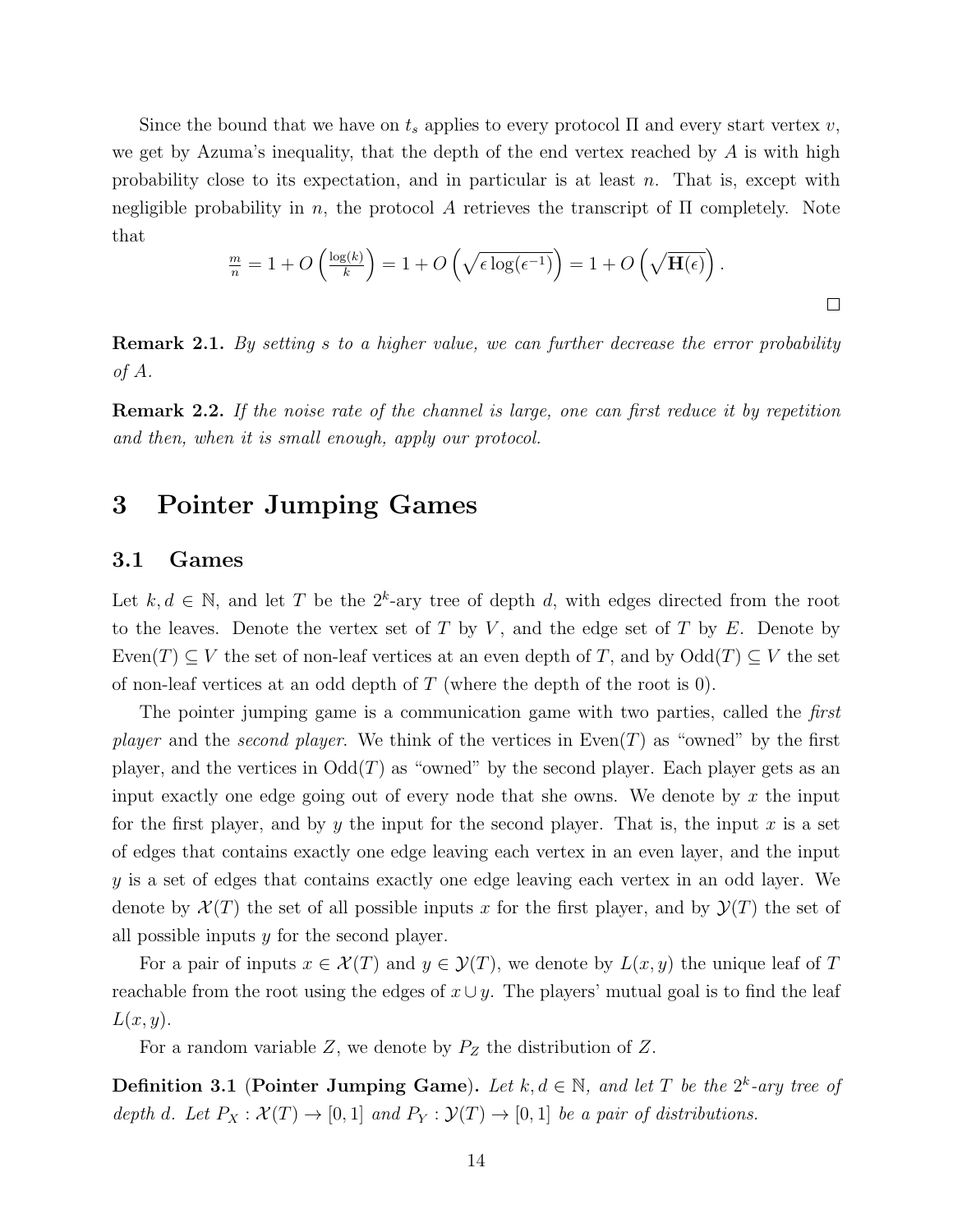Since the bound that we have on $t_s$ applies to every protocol $\Pi$ and every start vertex $v$, we get by Azuma's inequality, that the depth of the end vertex reached by $A$ is with high probability close to its expectation, and in particular is at least $n$. That is, except with negligible probability in $n$, the protocol $A$ retrieves the transcript of $\Pi$ completely. Note that

$$\tfrac{m}{n} = 1 + O\left(\tfrac{\log(k)}{k}\right) = 1 + O\left(\sqrt{\epsilon \log(\epsilon^{-1})}\right) = 1 + O\left(\sqrt{\mathbf{H}(\epsilon)}\right).$$

□

**Remark 2.1.** *By setting $s$ to a higher value, we can further decrease the error probability of $A$.*

**Remark 2.2.** *If the noise rate of the channel is large, one can first reduce it by repetition and then, when it is small enough, apply our protocol.*

# 3 Pointer Jumping Games

## 3.1 Games

Let $k, d \in \mathbb{N}$, and let $T$ be the $2^k$-ary tree of depth $d$, with edges directed from the root to the leaves. Denote the vertex set of $T$ by $V$, and the edge set of $T$ by $E$. Denote by $\mathrm{Even}(T) \subseteq V$ the set of non-leaf vertices at an even depth of $T$, and by $\mathrm{Odd}(T) \subseteq V$ the set of non-leaf vertices at an odd depth of $T$ (where the depth of the root is 0).

The pointer jumping game is a communication game with two parties, called the *first player* and the *second player*. We think of the vertices in $\mathrm{Even}(T)$ as "owned" by the first player, and the vertices in $\mathrm{Odd}(T)$ as "owned" by the second player. Each player gets as an input exactly one edge going out of every node that she owns. We denote by $x$ the input for the first player, and by $y$ the input for the second player. That is, the input $x$ is a set of edges that contains exactly one edge leaving each vertex in an even layer, and the input $y$ is a set of edges that contains exactly one edge leaving each vertex in an odd layer. We denote by $\mathcal{X}(T)$ the set of all possible inputs $x$ for the first player, and by $\mathcal{Y}(T)$ the set of all possible inputs $y$ for the second player.

For a pair of inputs $x \in \mathcal{X}(T)$ and $y \in \mathcal{Y}(T)$, we denote by $L(x, y)$ the unique leaf of $T$ reachable from the root using the edges of $x \cup y$. The players' mutual goal is to find the leaf $L(x, y)$.

For a random variable $Z$, we denote by $P_Z$ the distribution of $Z$.

**Definition 3.1** (**Pointer Jumping Game**)**.** *Let $k, d \in \mathbb{N}$, and let $T$ be the $2^k$-ary tree of depth $d$. Let $P_X : \mathcal{X}(T) \to [0, 1]$ and $P_Y : \mathcal{Y}(T) \to [0, 1]$ be a pair of distributions.*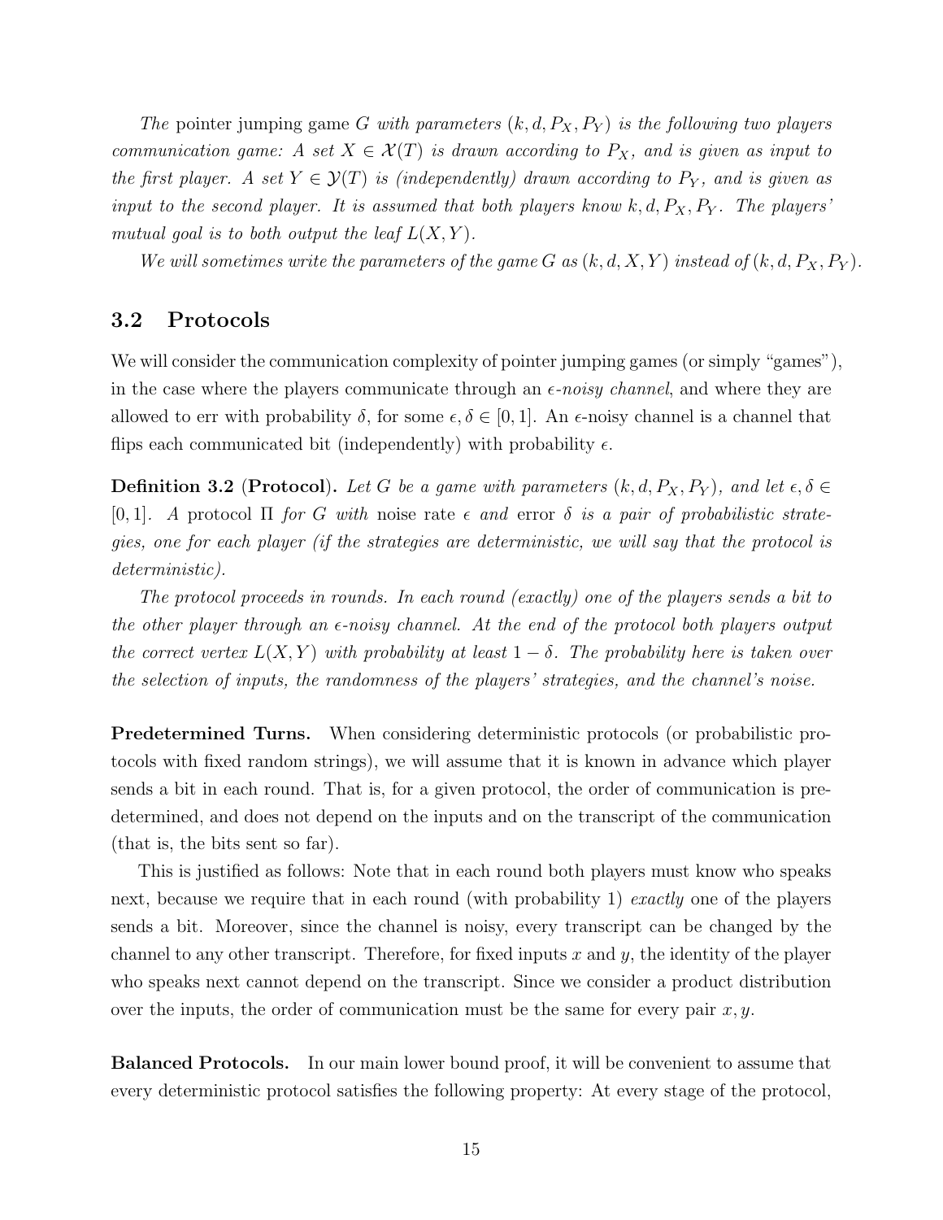*The* pointer jumping game $G$ *with parameters* $(k, d, P_X, P_Y)$ *is the following two players communication game: A set* $X \in \mathcal{X}(T)$ *is drawn according to* $P_X$*, and is given as input to the first player. A set* $Y \in \mathcal{Y}(T)$ *is (independently) drawn according to* $P_Y$*, and is given as input to the second player. It is assumed that both players know* $k, d, P_X, P_Y$*. The players' mutual goal is to both output the leaf* $L(X, Y)$*.*

*We will sometimes write the parameters of the game* $G$ *as* $(k, d, X, Y)$ *instead of* $(k, d, P_X, P_Y)$*.*

### 3.2 Protocols

We will consider the communication complexity of pointer jumping games (or simply "games"), in the case where the players communicate through an $\epsilon$-*noisy channel*, and where they are allowed to err with probability $\delta$, for some $\epsilon, \delta \in [0, 1]$. An $\epsilon$-noisy channel is a channel that flips each communicated bit (independently) with probability $\epsilon$.

**Definition 3.2** (**Protocol**)**.** *Let* $G$ *be a game with parameters* $(k, d, P_X, P_Y)$*, and let* $\epsilon, \delta \in [0, 1]$*. A* protocol $\Pi$ *for* $G$ *with* noise rate $\epsilon$ *and* error $\delta$ *is a pair of probabilistic strategies, one for each player (if the strategies are deterministic, we will say that the protocol is deterministic).*

*The protocol proceeds in rounds. In each round (exactly) one of the players sends a bit to the other player through an* $\epsilon$*-noisy channel. At the end of the protocol both players output the correct vertex* $L(X, Y)$ *with probability at least* $1 - \delta$*. The probability here is taken over the selection of inputs, the randomness of the players' strategies, and the channel's noise.*

**Predetermined Turns.** When considering deterministic protocols (or probabilistic protocols with fixed random strings), we will assume that it is known in advance which player sends a bit in each round. That is, for a given protocol, the order of communication is predetermined, and does not depend on the inputs and on the transcript of the communication (that is, the bits sent so far).

This is justified as follows: Note that in each round both players must know who speaks next, because we require that in each round (with probability 1) *exactly* one of the players sends a bit. Moreover, since the channel is noisy, every transcript can be changed by the channel to any other transcript. Therefore, for fixed inputs $x$ and $y$, the identity of the player who speaks next cannot depend on the transcript. Since we consider a product distribution over the inputs, the order of communication must be the same for every pair $x, y$.

**Balanced Protocols.** In our main lower bound proof, it will be convenient to assume that every deterministic protocol satisfies the following property: At every stage of the protocol,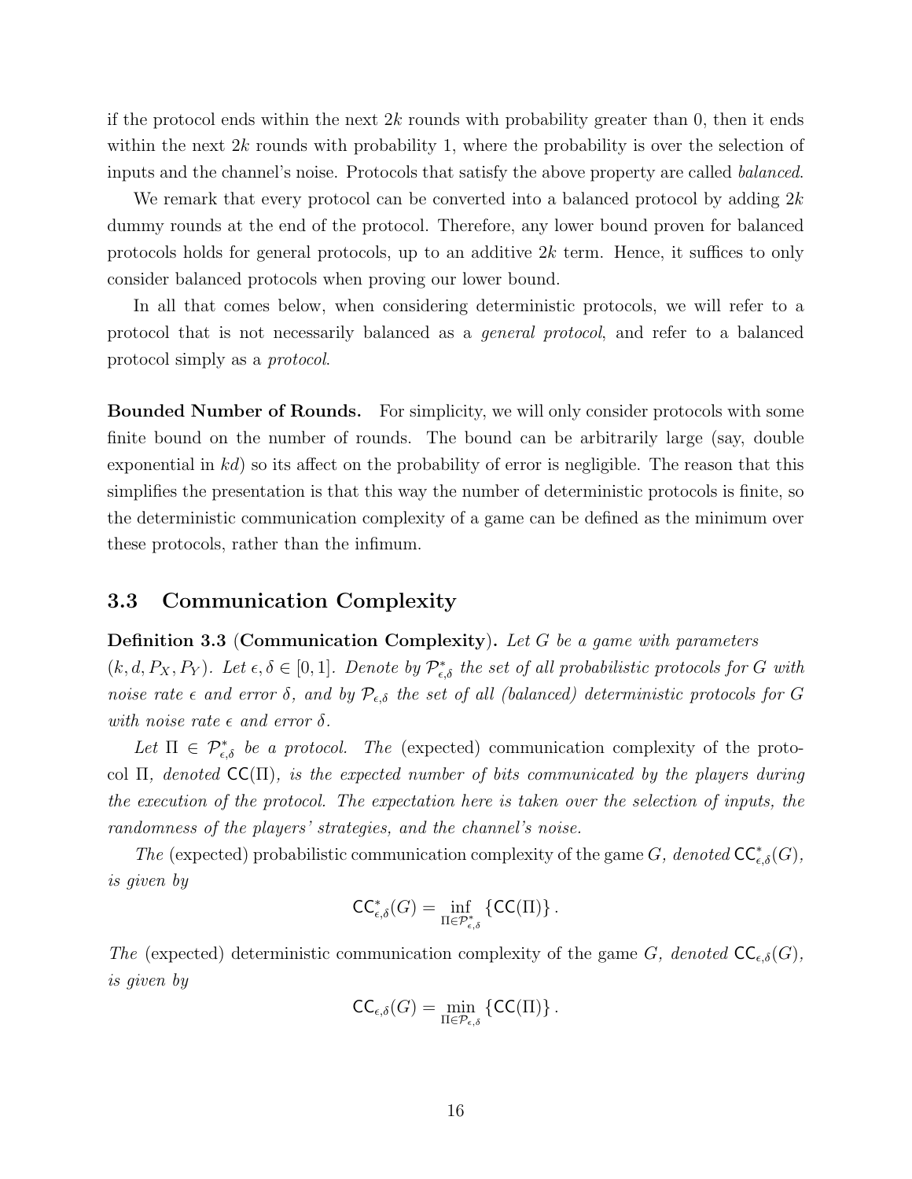if the protocol ends within the next $2k$ rounds with probability greater than 0, then it ends within the next $2k$ rounds with probability 1, where the probability is over the selection of inputs and the channel's noise. Protocols that satisfy the above property are called *balanced*.

We remark that every protocol can be converted into a balanced protocol by adding $2k$ dummy rounds at the end of the protocol. Therefore, any lower bound proven for balanced protocols holds for general protocols, up to an additive $2k$ term. Hence, it suffices to only consider balanced protocols when proving our lower bound.

In all that comes below, when considering deterministic protocols, we will refer to a protocol that is not necessarily balanced as a *general protocol*, and refer to a balanced protocol simply as a *protocol*.

**Bounded Number of Rounds.** For simplicity, we will only consider protocols with some finite bound on the number of rounds. The bound can be arbitrarily large (say, double exponential in $kd$) so its affect on the probability of error is negligible. The reason that this simplifies the presentation is that this way the number of deterministic protocols is finite, so the deterministic communication complexity of a game can be defined as the minimum over these protocols, rather than the infimum.

### 3.3 Communication Complexity

**Definition 3.3** (**Communication Complexity**). *Let $G$ be a game with parameters $(k, d, P_X, P_Y)$. Let $\epsilon, \delta \in [0, 1]$. Denote by $\mathcal{P}^*_{\epsilon,\delta}$ the set of all probabilistic protocols for $G$ with noise rate $\epsilon$ and error $\delta$, and by $\mathcal{P}_{\epsilon,\delta}$ the set of all (balanced) deterministic protocols for $G$ with noise rate $\epsilon$ and error $\delta$.*

*Let $\Pi \in \mathcal{P}^*_{\epsilon,\delta}$ be a protocol. The* (expected) communication complexity *of the protocol $\Pi$, denoted $\mathsf{CC}(\Pi)$, is the expected number of bits communicated by the players during the execution of the protocol. The expectation here is taken over the selection of inputs, the randomness of the players' strategies, and the channel's noise.*

*The* (expected) probabilistic communication complexity *of the game $G$, denoted $\mathsf{CC}^*_{\epsilon,\delta}(G)$, is given by*

$$\mathsf{CC}^*_{\epsilon,\delta}(G) = \inf_{\Pi \in \mathcal{P}^*_{\epsilon,\delta}} \{\mathsf{CC}(\Pi)\}.$$

*The* (expected) deterministic communication complexity *of the game $G$, denoted $\mathsf{CC}_{\epsilon,\delta}(G)$, is given by*

$$\mathsf{CC}_{\epsilon,\delta}(G) = \min_{\Pi \in \mathcal{P}_{\epsilon,\delta}} \{\mathsf{CC}(\Pi)\}.$$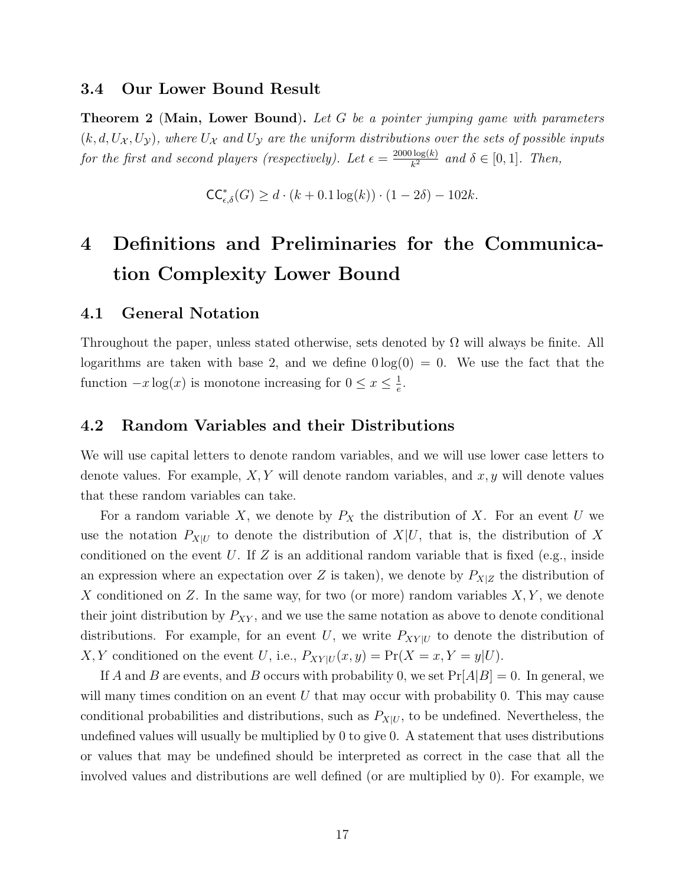### 3.4 Our Lower Bound Result

**Theorem 2** (**Main, Lower Bound**). *Let $G$ be a pointer jumping game with parameters $(k, d, U_{\mathcal{X}}, U_{\mathcal{Y}})$, where $U_{\mathcal{X}}$ and $U_{\mathcal{Y}}$ are the uniform distributions over the sets of possible inputs for the first and second players (respectively). Let $\epsilon = \frac{2000 \log(k)}{k^2}$ and $\delta \in [0,1]$. Then,*

$$\mathsf{CC}^*_{\epsilon,\delta}(G) \geq d \cdot (k + 0.1 \log(k)) \cdot (1 - 2\delta) - 102k.$$

# 4 Definitions and Preliminaries for the Communication Complexity Lower Bound

## 4.1 General Notation

Throughout the paper, unless stated otherwise, sets denoted by $\Omega$ will always be finite. All logarithms are taken with base 2, and we define $0 \log(0) = 0$. We use the fact that the function $-x \log(x)$ is monotone increasing for $0 \leq x \leq \frac{1}{e}$.

## 4.2 Random Variables and their Distributions

We will use capital letters to denote random variables, and we will use lower case letters to denote values. For example, $X, Y$ will denote random variables, and $x, y$ will denote values that these random variables can take.

For a random variable $X$, we denote by $P_X$ the distribution of $X$. For an event $U$ we use the notation $P_{X|U}$ to denote the distribution of $X|U$, that is, the distribution of $X$ conditioned on the event $U$. If $Z$ is an additional random variable that is fixed (e.g., inside an expression where an expectation over $Z$ is taken), we denote by $P_{X|Z}$ the distribution of $X$ conditioned on $Z$. In the same way, for two (or more) random variables $X, Y$, we denote their joint distribution by $P_{XY}$, and we use the same notation as above to denote conditional distributions. For example, for an event $U$, we write $P_{XY|U}$ to denote the distribution of $X, Y$ conditioned on the event $U$, i.e., $P_{XY|U}(x, y) = \Pr(X = x, Y = y|U)$.

If $A$ and $B$ are events, and $B$ occurs with probability 0, we set $\Pr[A|B] = 0$. In general, we will many times condition on an event $U$ that may occur with probability 0. This may cause conditional probabilities and distributions, such as $P_{X|U}$, to be undefined. Nevertheless, the undefined values will usually be multiplied by 0 to give 0. A statement that uses distributions or values that may be undefined should be interpreted as correct in the case that all the involved values and distributions are well defined (or are multiplied by 0). For example, we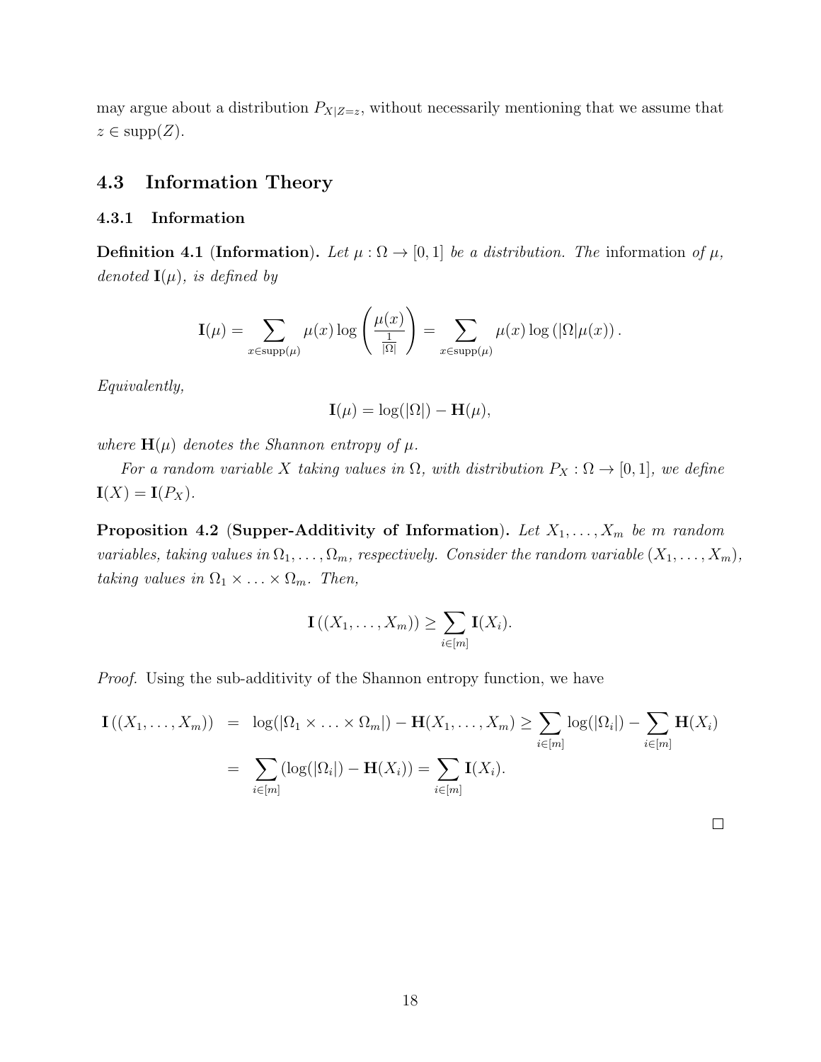may argue about a distribution $P_{X|Z=z}$, without necessarily mentioning that we assume that $z \in \mathrm{supp}(Z)$.

## 4.3 Information Theory

### 4.3.1 Information

**Definition 4.1 (Information).** *Let $\mu : \Omega \to [0,1]$ be a distribution. The* information *of $\mu$, denoted $\mathbf{I}(\mu)$, is defined by*

$$\mathbf{I}(\mu) = \sum_{x \in \mathrm{supp}(\mu)} \mu(x) \log\left(\frac{\mu(x)}{\frac{1}{|\Omega|}}\right) = \sum_{x \in \mathrm{supp}(\mu)} \mu(x) \log\left(|\Omega|\mu(x)\right).$$

*Equivalently,*

$$\mathbf{I}(\mu) = \log(|\Omega|) - \mathbf{H}(\mu),$$

*where $\mathbf{H}(\mu)$ denotes the Shannon entropy of $\mu$.*

*For a random variable $X$ taking values in $\Omega$, with distribution $P_X : \Omega \to [0,1]$, we define $\mathbf{I}(X) = \mathbf{I}(P_X)$.*

**Proposition 4.2 (Supper-Additivity of Information).** *Let $X_1, \ldots, X_m$ be $m$ random variables, taking values in $\Omega_1, \ldots, \Omega_m$, respectively. Consider the random variable $(X_1, \ldots, X_m)$, taking values in $\Omega_1 \times \ldots \times \Omega_m$. Then,*

$$\mathbf{I}\left((X_1, \ldots, X_m)\right) \geq \sum_{i \in [m]} \mathbf{I}(X_i).$$

*Proof.* Using the sub-additivity of the Shannon entropy function, we have

$$\begin{aligned}
\mathbf{I}\left((X_1, \ldots, X_m)\right) &= \log(|\Omega_1 \times \ldots \times \Omega_m|) - \mathbf{H}(X_1, \ldots, X_m) \geq \sum_{i \in [m]} \log(|\Omega_i|) - \sum_{i \in [m]} \mathbf{H}(X_i) \\
&= \sum_{i \in [m]} \left(\log(|\Omega_i|) - \mathbf{H}(X_i)\right) = \sum_{i \in [m]} \mathbf{I}(X_i).
\end{aligned}$$

□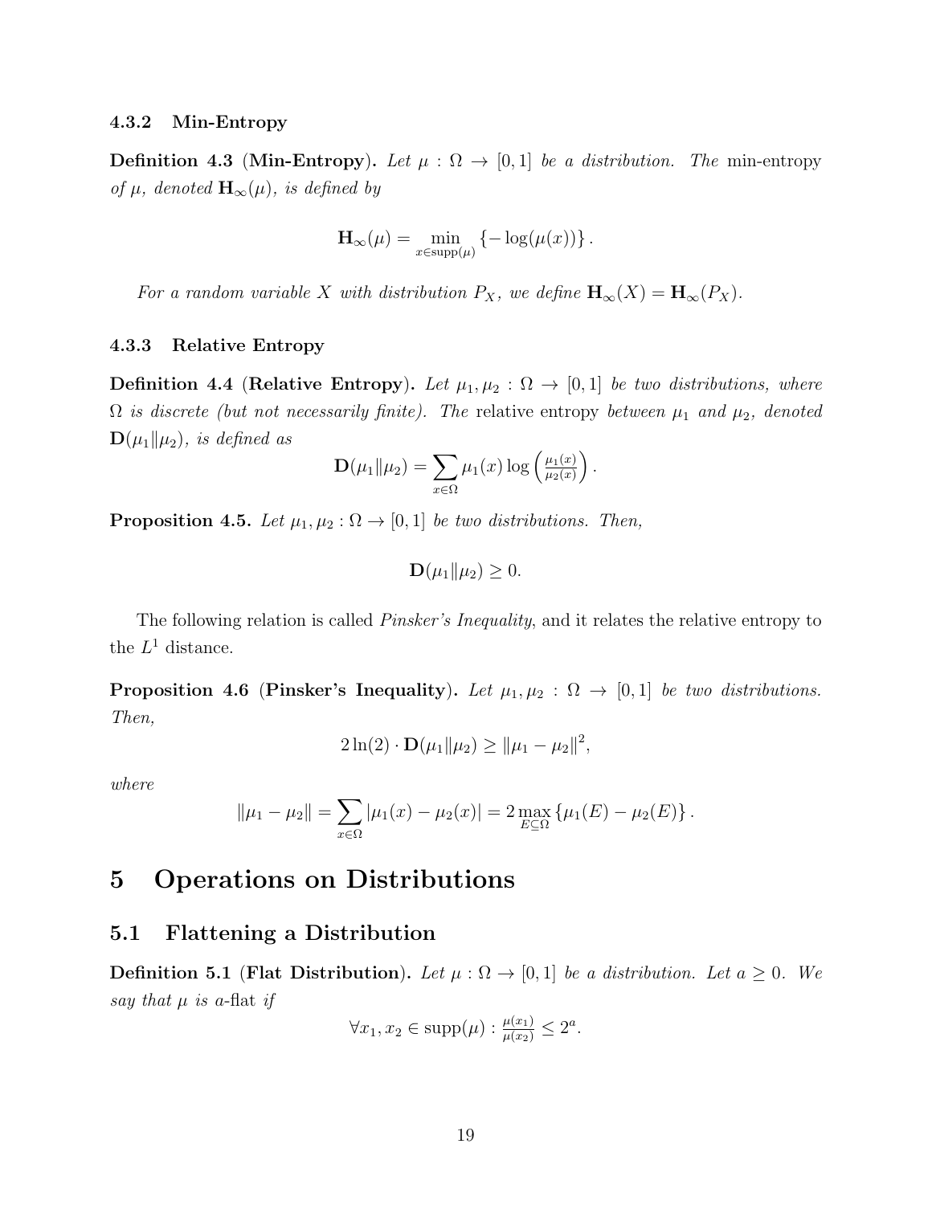### 4.3.2 Min-Entropy

**Definition 4.3** (**Min-Entropy**). *Let $\mu : \Omega \to [0, 1]$ be a distribution. The* min-entropy *of $\mu$, denoted $\mathbf{H}_\infty(\mu)$, is defined by*

$$\mathbf{H}_\infty(\mu) = \min_{x \in \mathrm{supp}(\mu)} \{-\log(\mu(x))\}.$$

*For a random variable $X$ with distribution $P_X$, we define $\mathbf{H}_\infty(X) = \mathbf{H}_\infty(P_X)$.*

### 4.3.3 Relative Entropy

**Definition 4.4** (**Relative Entropy**). *Let $\mu_1, \mu_2 : \Omega \to [0, 1]$ be two distributions, where $\Omega$ is discrete (but not necessarily finite). The* relative entropy *between $\mu_1$ and $\mu_2$, denoted $\mathbf{D}(\mu_1 \| \mu_2)$, is defined as*

$$\mathbf{D}(\mu_1 \| \mu_2) = \sum_{x \in \Omega} \mu_1(x) \log\left(\tfrac{\mu_1(x)}{\mu_2(x)}\right).$$

**Proposition 4.5.** *Let $\mu_1, \mu_2 : \Omega \to [0, 1]$ be two distributions. Then,*

$$\mathbf{D}(\mu_1 \| \mu_2) \geq 0.$$

The following relation is called *Pinsker's Inequality*, and it relates the relative entropy to the $L^1$ distance.

**Proposition 4.6** (**Pinsker's Inequality**). *Let $\mu_1, \mu_2 : \Omega \to [0, 1]$ be two distributions. Then,*

$$2\ln(2) \cdot \mathbf{D}(\mu_1 \| \mu_2) \geq \|\mu_1 - \mu_2\|^2,$$

*where*

$$\|\mu_1 - \mu_2\| = \sum_{x \in \Omega} |\mu_1(x) - \mu_2(x)| = 2 \max_{E \subseteq \Omega} \{\mu_1(E) - \mu_2(E)\}.$$

# 5 Operations on Distributions

## 5.1 Flattening a Distribution

**Definition 5.1** (**Flat Distribution**). *Let $\mu : \Omega \to [0, 1]$ be a distribution. Let $a \geq 0$. We say that $\mu$ is $a$-*flat *if*

$$\forall x_1, x_2 \in \mathrm{supp}(\mu) : \tfrac{\mu(x_1)}{\mu(x_2)} \leq 2^a.$$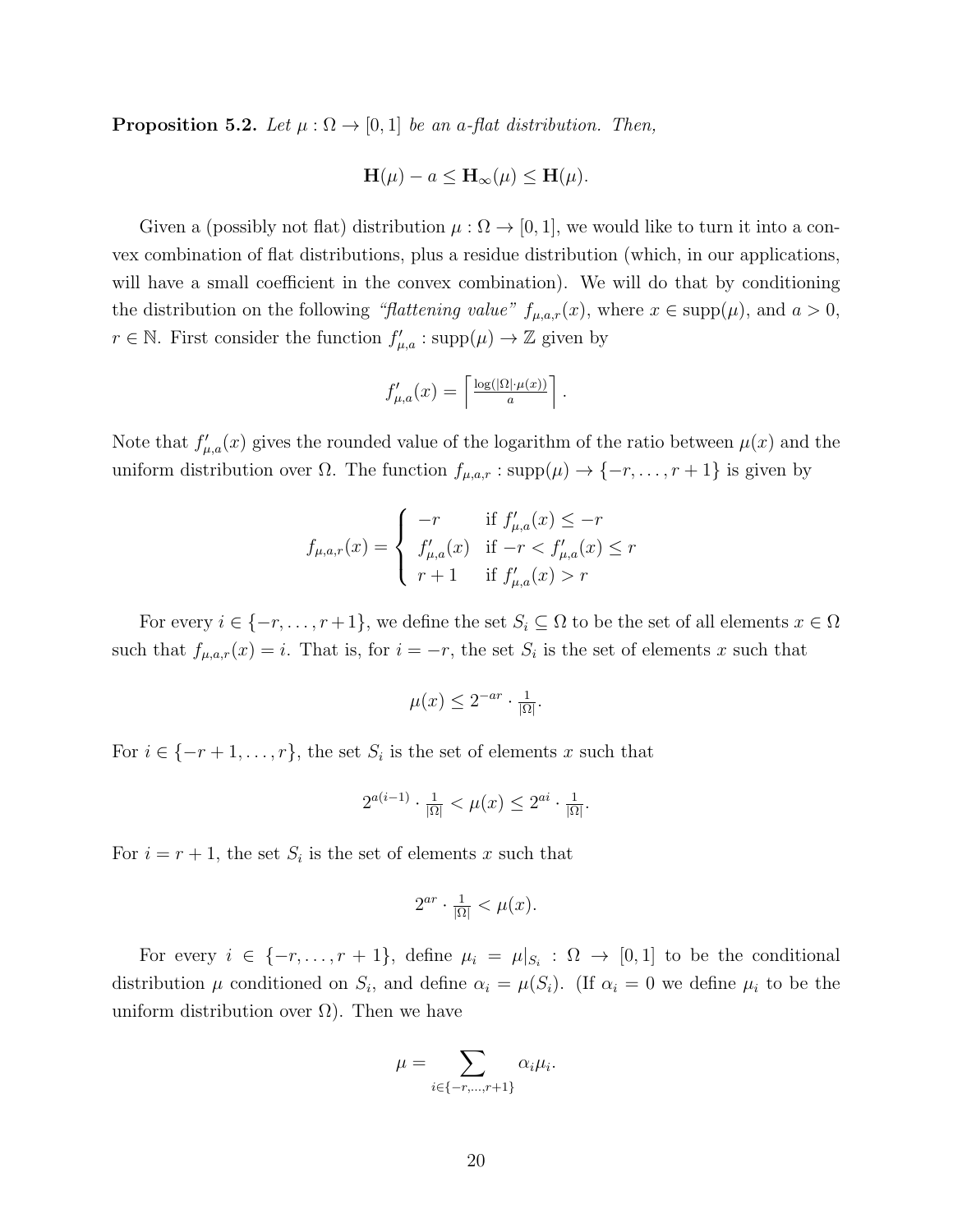**Proposition 5.2.** *Let $\mu : \Omega \to [0,1]$ be an a-flat distribution. Then,*

$$\mathbf{H}(\mu) - a \leq \mathbf{H}_\infty(\mu) \leq \mathbf{H}(\mu).$$

Given a (possibly not flat) distribution $\mu : \Omega \to [0,1]$, we would like to turn it into a convex combination of flat distributions, plus a residue distribution (which, in our applications, will have a small coefficient in the convex combination). We will do that by conditioning the distribution on the following *"flattening value"* $f_{\mu,a,r}(x)$, where $x \in \text{supp}(\mu)$, and $a > 0$, $r \in \mathbb{N}$. First consider the function $f'_{\mu,a} : \text{supp}(\mu) \to \mathbb{Z}$ given by

$$f'_{\mu,a}(x) = \left\lceil \tfrac{\log(|\Omega| \cdot \mu(x))}{a} \right\rceil.$$

Note that $f'_{\mu,a}(x)$ gives the rounded value of the logarithm of the ratio between $\mu(x)$ and the uniform distribution over $\Omega$. The function $f_{\mu,a,r} : \text{supp}(\mu) \to \{-r, \dots, r+1\}$ is given by

$$f_{\mu,a,r}(x) = \begin{cases} -r & \text{if } f'_{\mu,a}(x) \leq -r \\ f'_{\mu,a}(x) & \text{if } -r < f'_{\mu,a}(x) \leq r \\ r+1 & \text{if } f'_{\mu,a}(x) > r \end{cases}$$

For every $i \in \{-r, \dots, r+1\}$, we define the set $S_i \subseteq \Omega$ to be the set of all elements $x \in \Omega$ such that $f_{\mu,a,r}(x) = i$. That is, for $i = -r$, the set $S_i$ is the set of elements $x$ such that

$$\mu(x) \leq 2^{-ar} \cdot \tfrac{1}{|\Omega|}.$$

For $i \in \{-r+1, \dots, r\}$, the set $S_i$ is the set of elements $x$ such that

$$2^{a(i-1)} \cdot \tfrac{1}{|\Omega|} < \mu(x) \leq 2^{ai} \cdot \tfrac{1}{|\Omega|}.$$

For $i = r+1$, the set $S_i$ is the set of elements $x$ such that

$$2^{ar} \cdot \tfrac{1}{|\Omega|} < \mu(x).$$

For every $i \in \{-r, \dots, r+1\}$, define $\mu_i = \mu|_{S_i} : \Omega \to [0,1]$ to be the conditional distribution $\mu$ conditioned on $S_i$, and define $\alpha_i = \mu(S_i)$. (If $\alpha_i = 0$ we define $\mu_i$ to be the uniform distribution over $\Omega$). Then we have

$$\mu = \sum_{i \in \{-r,\dots,r+1\}} \alpha_i \mu_i.$$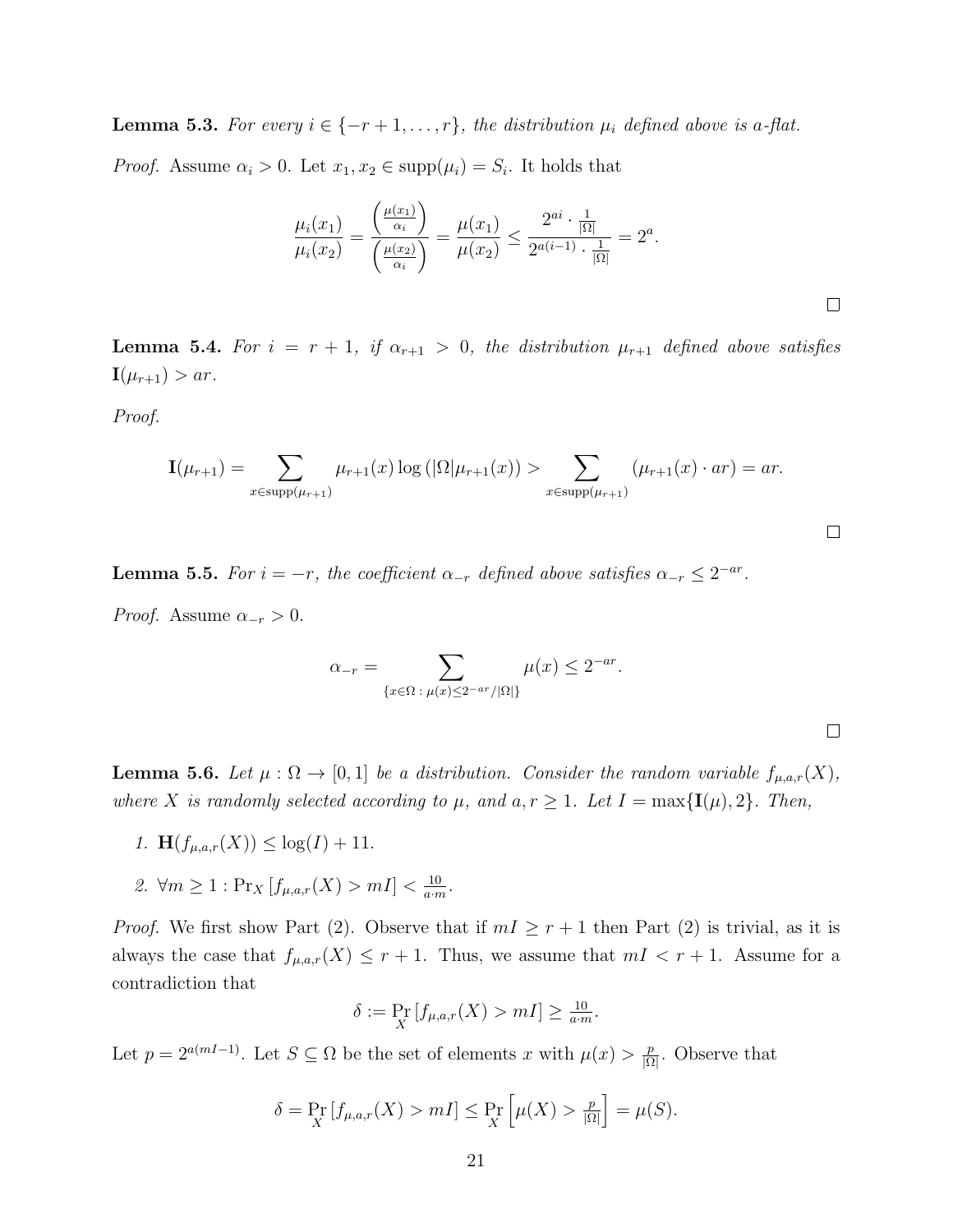**Lemma 5.3.** *For every $i \in \{-r+1, \dots, r\}$, the distribution $\mu_i$ defined above is $a$-flat.*

*Proof.* Assume $\alpha_i > 0$. Let $x_1, x_2 \in \mathrm{supp}(\mu_i) = S_i$. It holds that

$$\frac{\mu_i(x_1)}{\mu_i(x_2)} = \frac{\left(\frac{\mu(x_1)}{\alpha_i}\right)}{\left(\frac{\mu(x_2)}{\alpha_i}\right)} = \frac{\mu(x_1)}{\mu(x_2)} \leq \frac{2^{ai} \cdot \frac{1}{|\Omega|}}{2^{a(i-1)} \cdot \frac{1}{|\Omega|}} = 2^a.$$

□

**Lemma 5.4.** *For $i = r+1$, if $\alpha_{r+1} > 0$, the distribution $\mu_{r+1}$ defined above satisfies $\mathbf{I}(\mu_{r+1}) > ar$.*

*Proof.*

$$\mathbf{I}(\mu_{r+1}) = \sum_{x \in \mathrm{supp}(\mu_{r+1})} \mu_{r+1}(x) \log\left(|\Omega| \mu_{r+1}(x)\right) > \sum_{x \in \mathrm{supp}(\mu_{r+1})} (\mu_{r+1}(x) \cdot ar) = ar.$$

□

**Lemma 5.5.** *For $i = -r$, the coefficient $\alpha_{-r}$ defined above satisfies $\alpha_{-r} \leq 2^{-ar}$.*

*Proof.* Assume $\alpha_{-r} > 0$.

$$\alpha_{-r} = \sum_{\{x \in \Omega \,:\, \mu(x) \leq 2^{-ar}/|\Omega|\}} \mu(x) \leq 2^{-ar}.$$

□

**Lemma 5.6.** *Let $\mu : \Omega \to [0,1]$ be a distribution. Consider the random variable $f_{\mu,a,r}(X)$, where $X$ is randomly selected according to $\mu$, and $a, r \geq 1$. Let $I = \max\{\mathbf{I}(\mu), 2\}$. Then,*

1. $\mathbf{H}(f_{\mu,a,r}(X)) \leq \log(I) + 11$.
2. $\forall m \geq 1 : \Pr_X\left[f_{\mu,a,r}(X) > mI\right] < \frac{10}{a \cdot m}$.

*Proof.* We first show Part (2). Observe that if $mI \geq r+1$ then Part (2) is trivial, as it is always the case that $f_{\mu,a,r}(X) \leq r+1$. Thus, we assume that $mI < r+1$. Assume for a contradiction that

$$\delta := \Pr_X\left[f_{\mu,a,r}(X) > mI\right] \geq \tfrac{10}{a \cdot m}.$$

Let $p = 2^{a(mI-1)}$. Let $S \subseteq \Omega$ be the set of elements $x$ with $\mu(x) > \frac{p}{|\Omega|}$. Observe that

$$\delta = \Pr_X\left[f_{\mu,a,r}(X) > mI\right] \leq \Pr_X\left[\mu(X) > \tfrac{p}{|\Omega|}\right] = \mu(S).$$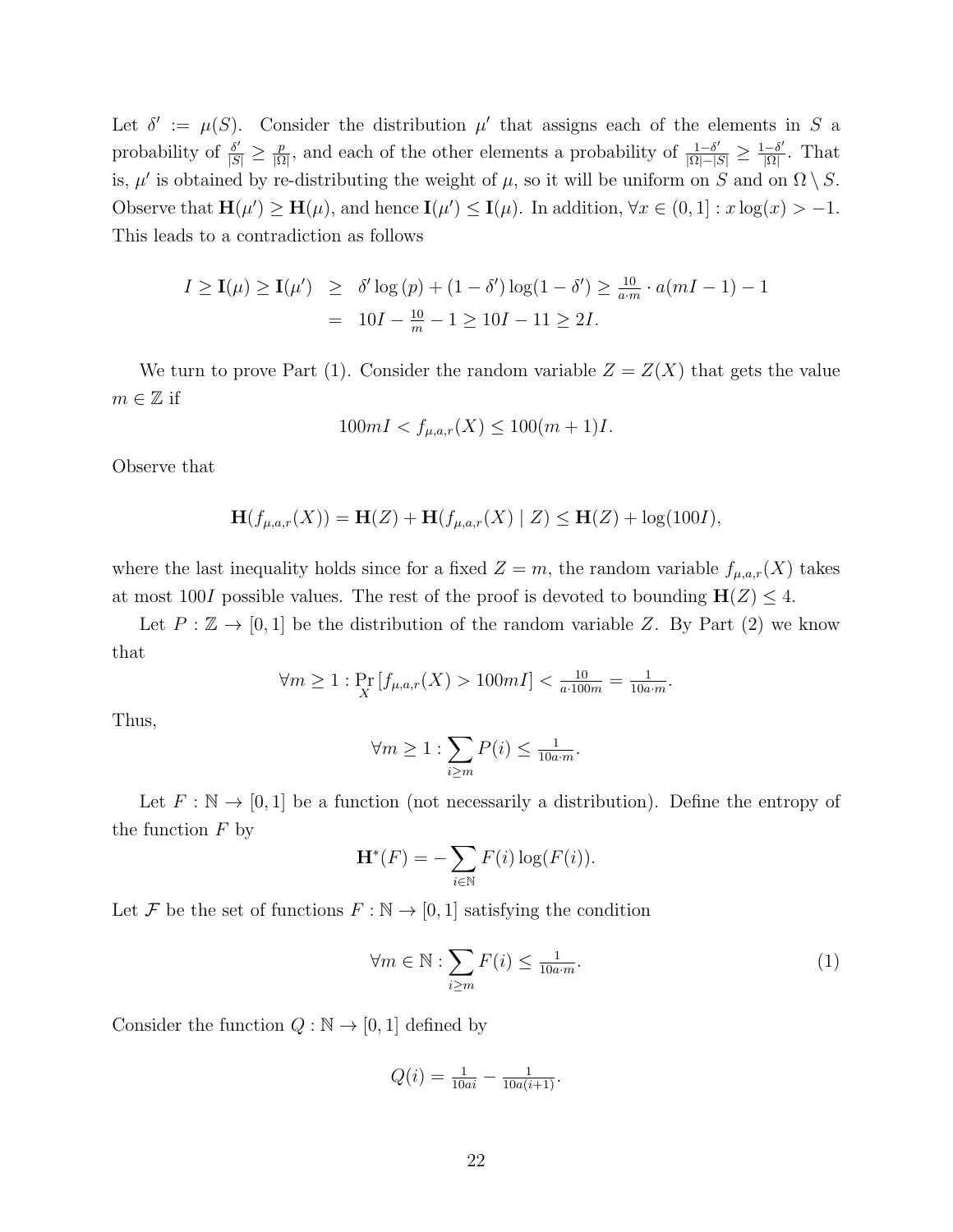Let $\delta' := \mu(S)$. Consider the distribution $\mu'$ that assigns each of the elements in $S$ a probability of $\frac{\delta'}{|S|} \geq \frac{p}{|\Omega|}$, and each of the other elements a probability of $\frac{1-\delta'}{|\Omega|-|S|} \geq \frac{1-\delta'}{|\Omega|}$. That is, $\mu'$ is obtained by re-distributing the weight of $\mu$, so it will be uniform on $S$ and on $\Omega \setminus S$. Observe that $\mathbf{H}(\mu') \geq \mathbf{H}(\mu)$, and hence $\mathbf{I}(\mu') \leq \mathbf{I}(\mu)$. In addition, $\forall x \in (0,1] : x\log(x) > -1$. This leads to a contradiction as follows

$$
\begin{aligned}
I \geq \mathbf{I}(\mu) \geq \mathbf{I}(\mu') &\geq \delta' \log(p) + (1-\delta')\log(1-\delta') \geq \tfrac{10}{a \cdot m} \cdot a(mI-1) - 1 \\
&= 10I - \tfrac{10}{m} - 1 \geq 10I - 11 \geq 2I.
\end{aligned}
$$

We turn to prove Part (1). Consider the random variable $Z = Z(X)$ that gets the value $m \in \mathbb{Z}$ if

$$
100mI < f_{\mu,a,r}(X) \leq 100(m+1)I.
$$

Observe that

$$
\mathbf{H}(f_{\mu,a,r}(X)) = \mathbf{H}(Z) + \mathbf{H}(f_{\mu,a,r}(X) \mid Z) \leq \mathbf{H}(Z) + \log(100I),
$$

where the last inequality holds since for a fixed $Z = m$, the random variable $f_{\mu,a,r}(X)$ takes at most $100I$ possible values. The rest of the proof is devoted to bounding $\mathbf{H}(Z) \leq 4$.

Let $P : \mathbb{Z} \to [0,1]$ be the distribution of the random variable $Z$. By Part (2) we know that

$$
\forall m \geq 1 : \Pr_X\left[f_{\mu,a,r}(X) > 100mI\right] < \tfrac{10}{a \cdot 100m} = \tfrac{1}{10a \cdot m}.
$$

Thus,

$$
\forall m \geq 1 : \sum_{i \geq m} P(i) \leq \tfrac{1}{10a \cdot m}.
$$

Let $F : \mathbb{N} \to [0,1]$ be a function (not necessarily a distribution). Define the entropy of the function $F$ by

$$
\mathbf{H}^*(F) = -\sum_{i \in \mathbb{N}} F(i)\log(F(i)).
$$

Let $\mathcal{F}$ be the set of functions $F : \mathbb{N} \to [0,1]$ satisfying the condition

$$
\forall m \in \mathbb{N} : \sum_{i \geq m} F(i) \leq \tfrac{1}{10a \cdot m}. \tag{1}
$$

Consider the function $Q : \mathbb{N} \to [0,1]$ defined by

$$
Q(i) = \tfrac{1}{10ai} - \tfrac{1}{10a(i+1)}.
$$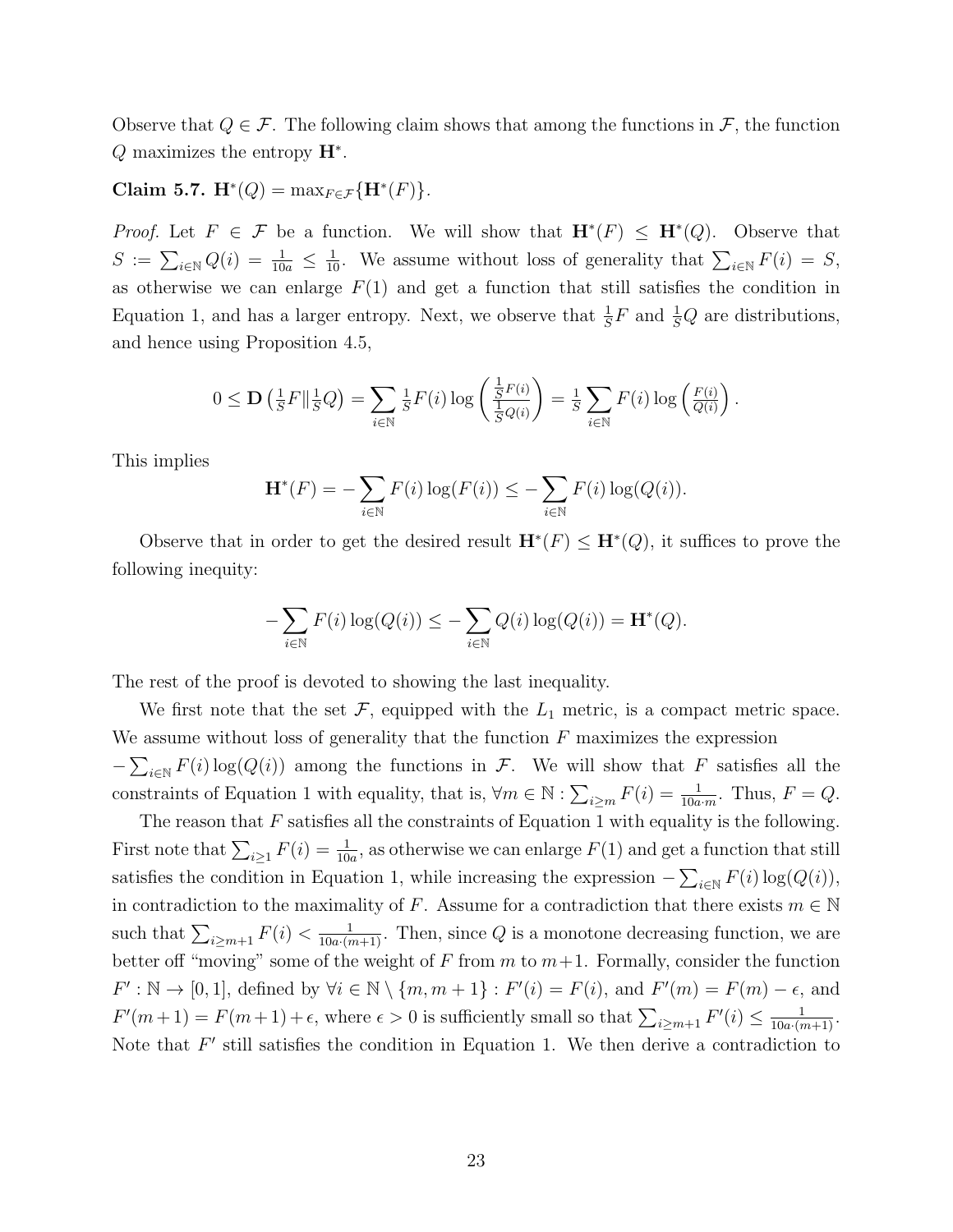Observe that $Q \in \mathcal{F}$. The following claim shows that among the functions in $\mathcal{F}$, the function $Q$ maximizes the entropy $\mathbf{H}^*$.

**Claim 5.7.** $\mathbf{H}^*(Q) = \max_{F \in \mathcal{F}}\{\mathbf{H}^*(F)\}$.

*Proof.* Let $F \in \mathcal{F}$ be a function. We will show that $\mathbf{H}^*(F) \leq \mathbf{H}^*(Q)$. Observe that $S := \sum_{i \in \mathbb{N}} Q(i) = \frac{1}{10a} \leq \frac{1}{10}$. We assume without loss of generality that $\sum_{i \in \mathbb{N}} F(i) = S$, as otherwise we can enlarge $F(1)$ and get a function that still satisfies the condition in Equation 1, and has a larger entropy. Next, we observe that $\frac{1}{S}F$ and $\frac{1}{S}Q$ are distributions, and hence using Proposition 4.5,

$$0 \leq \mathbf{D}\left(\tfrac{1}{S}F \| \tfrac{1}{S}Q\right) = \sum_{i \in \mathbb{N}} \tfrac{1}{S}F(i) \log\left(\frac{\frac{1}{S}F(i)}{\frac{1}{S}Q(i)}\right) = \tfrac{1}{S} \sum_{i \in \mathbb{N}} F(i) \log\left(\tfrac{F(i)}{Q(i)}\right).$$

This implies

$$\mathbf{H}^*(F) = -\sum_{i \in \mathbb{N}} F(i) \log(F(i)) \leq -\sum_{i \in \mathbb{N}} F(i) \log(Q(i)).$$

Observe that in order to get the desired result $\mathbf{H}^*(F) \leq \mathbf{H}^*(Q)$, it suffices to prove the following inequity:

$$-\sum_{i \in \mathbb{N}} F(i) \log(Q(i)) \leq -\sum_{i \in \mathbb{N}} Q(i) \log(Q(i)) = \mathbf{H}^*(Q).$$

The rest of the proof is devoted to showing the last inequality.

We first note that the set $\mathcal{F}$, equipped with the $L_1$ metric, is a compact metric space. We assume without loss of generality that the function $F$ maximizes the expression $-\sum_{i \in \mathbb{N}} F(i) \log(Q(i))$ among the functions in $\mathcal{F}$. We will show that $F$ satisfies all the constraints of Equation 1 with equality, that is, $\forall m \in \mathbb{N} : \sum_{i \geq m} F(i) = \frac{1}{10a \cdot m}$. Thus, $F = Q$.

The reason that $F$ satisfies all the constraints of Equation 1 with equality is the following. First note that $\sum_{i \geq 1} F(i) = \frac{1}{10a}$, as otherwise we can enlarge $F(1)$ and get a function that still satisfies the condition in Equation 1, while increasing the expression $-\sum_{i \in \mathbb{N}} F(i) \log(Q(i))$, in contradiction to the maximality of $F$. Assume for a contradiction that there exists $m \in \mathbb{N}$ such that $\sum_{i \geq m+1} F(i) < \frac{1}{10a \cdot (m+1)}$. Then, since $Q$ is a monotone decreasing function, we are better off "moving" some of the weight of $F$ from $m$ to $m+1$. Formally, consider the function $F' : \mathbb{N} \to [0, 1]$, defined by $\forall i \in \mathbb{N} \setminus \{m, m+1\} : F'(i) = F(i)$, and $F'(m) = F(m) - \epsilon$, and $F'(m+1) = F(m+1) + \epsilon$, where $\epsilon > 0$ is sufficiently small so that $\sum_{i \geq m+1} F'(i) \leq \frac{1}{10a \cdot (m+1)}$. Note that $F'$ still satisfies the condition in Equation 1. We then derive a contradiction to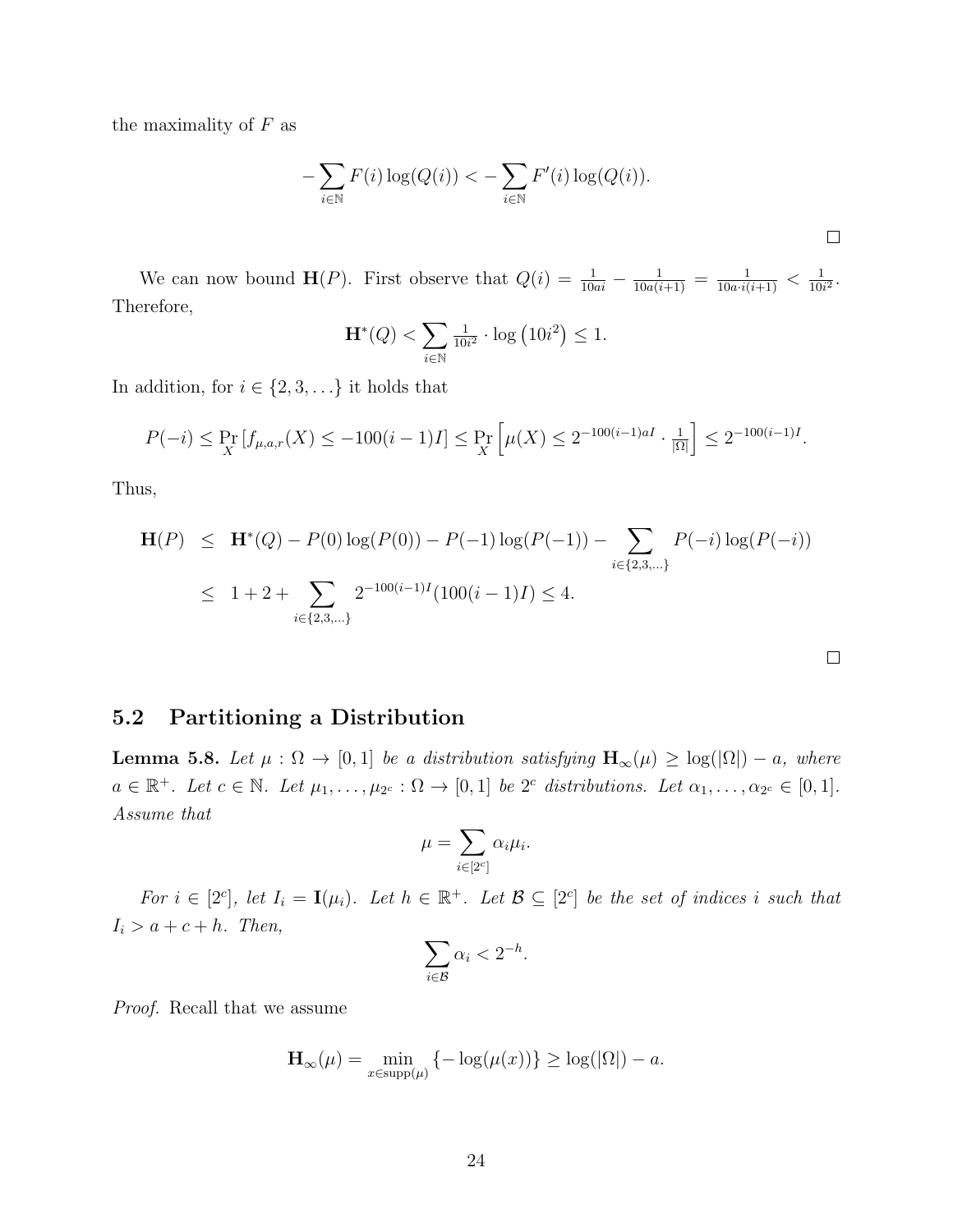the maximality of $F$ as

$$-\sum_{i\in\mathbb{N}} F(i)\log(Q(i)) < -\sum_{i\in\mathbb{N}} F'(i)\log(Q(i)).$$

□

We can now bound $\mathbf{H}(P)$. First observe that $Q(i) = \frac{1}{10ai} - \frac{1}{10a(i+1)} = \frac{1}{10a\cdot i(i+1)} < \frac{1}{10i^2}$. Therefore,

$$\mathbf{H}^*(Q) < \sum_{i\in\mathbb{N}} \tfrac{1}{10i^2}\cdot\log\left(10i^2\right) \leq 1.$$

In addition, for $i \in \{2,3,\ldots\}$ it holds that

$$P(-i) \leq \Pr_X\left[f_{\mu,a,r}(X) \leq -100(i-1)I\right] \leq \Pr_X\left[\mu(X) \leq 2^{-100(i-1)aI}\cdot\tfrac{1}{|\Omega|}\right] \leq 2^{-100(i-1)I}.$$

Thus,

$$\begin{aligned}
\mathbf{H}(P) &\leq \mathbf{H}^*(Q) - P(0)\log(P(0)) - P(-1)\log(P(-1)) - \sum_{i\in\{2,3,\ldots\}} P(-i)\log(P(-i)) \\
&\leq 1 + 2 + \sum_{i\in\{2,3,\ldots\}} 2^{-100(i-1)I}(100(i-1)I) \leq 4.
\end{aligned}$$

□

## 5.2 Partitioning a Distribution

**Lemma 5.8.** *Let $\mu : \Omega \to [0,1]$ be a distribution satisfying $\mathbf{H}_\infty(\mu) \geq \log(|\Omega|) - a$, where $a \in \mathbb{R}^+$. Let $c \in \mathbb{N}$. Let $\mu_1,\ldots,\mu_{2^c} : \Omega \to [0,1]$ be $2^c$ distributions. Let $\alpha_1,\ldots,\alpha_{2^c} \in [0,1]$. Assume that*

$$\mu = \sum_{i\in[2^c]} \alpha_i \mu_i.$$

*For $i \in [2^c]$, let $I_i = \mathbf{I}(\mu_i)$. Let $h \in \mathbb{R}^+$. Let $\mathcal{B} \subseteq [2^c]$ be the set of indices $i$ such that $I_i > a + c + h$. Then,*

$$\sum_{i\in\mathcal{B}} \alpha_i < 2^{-h}.$$

*Proof.* Recall that we assume

$$\mathbf{H}_\infty(\mu) = \min_{x\in\mathrm{supp}(\mu)}\{-\log(\mu(x))\} \geq \log(|\Omega|) - a.$$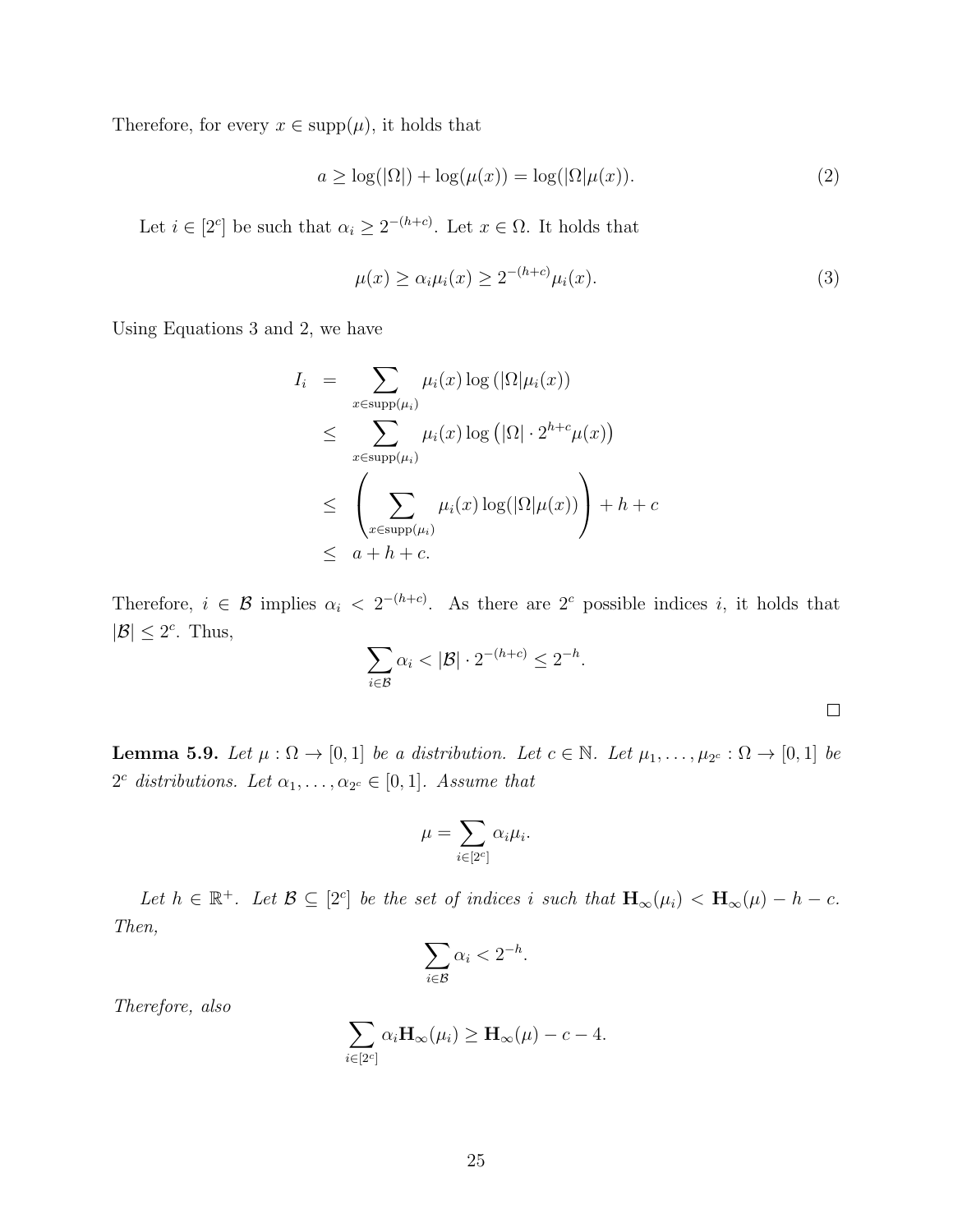Therefore, for every $x \in \text{supp}(\mu)$, it holds that

$$a \geq \log(|\Omega|) + \log(\mu(x)) = \log(|\Omega|\mu(x)). \tag{2}$$

Let $i \in [2^c]$ be such that $\alpha_i \geq 2^{-(h+c)}$. Let $x \in \Omega$. It holds that

$$\mu(x) \geq \alpha_i \mu_i(x) \geq 2^{-(h+c)} \mu_i(x). \tag{3}$$

Using Equations 3 and 2, we have

$$\begin{aligned} I_i &= \sum_{x \in \text{supp}(\mu_i)} \mu_i(x) \log\left(|\Omega|\mu_i(x)\right) \\ &\leq \sum_{x \in \text{supp}(\mu_i)} \mu_i(x) \log\left(|\Omega| \cdot 2^{h+c}\mu(x)\right) \\ &\leq \left( \sum_{x \in \text{supp}(\mu_i)} \mu_i(x) \log(|\Omega|\mu(x)) \right) + h + c \\ &\leq a + h + c. \end{aligned}$$

Therefore, $i \in \mathcal{B}$ implies $\alpha_i < 2^{-(h+c)}$. As there are $2^c$ possible indices $i$, it holds that $|\mathcal{B}| \leq 2^c$. Thus,

$$\sum_{i \in \mathcal{B}} \alpha_i < |\mathcal{B}| \cdot 2^{-(h+c)} \leq 2^{-h}.$$

□

**Lemma 5.9.** *Let $\mu : \Omega \to [0,1]$ be a distribution. Let $c \in \mathbb{N}$. Let $\mu_1, \ldots, \mu_{2^c} : \Omega \to [0,1]$ be $2^c$ distributions. Let $\alpha_1, \ldots, \alpha_{2^c} \in [0,1]$. Assume that*

$$\mu = \sum_{i \in [2^c]} \alpha_i \mu_i.$$

*Let $h \in \mathbb{R}^+$. Let $\mathcal{B} \subseteq [2^c]$ be the set of indices $i$ such that $\mathbf{H}_\infty(\mu_i) < \mathbf{H}_\infty(\mu) - h - c$. Then,*

$$\sum_{i \in \mathcal{B}} \alpha_i < 2^{-h}.$$

*Therefore, also*

$$\sum_{i \in [2^c]} \alpha_i \mathbf{H}_\infty(\mu_i) \geq \mathbf{H}_\infty(\mu) - c - 4.$$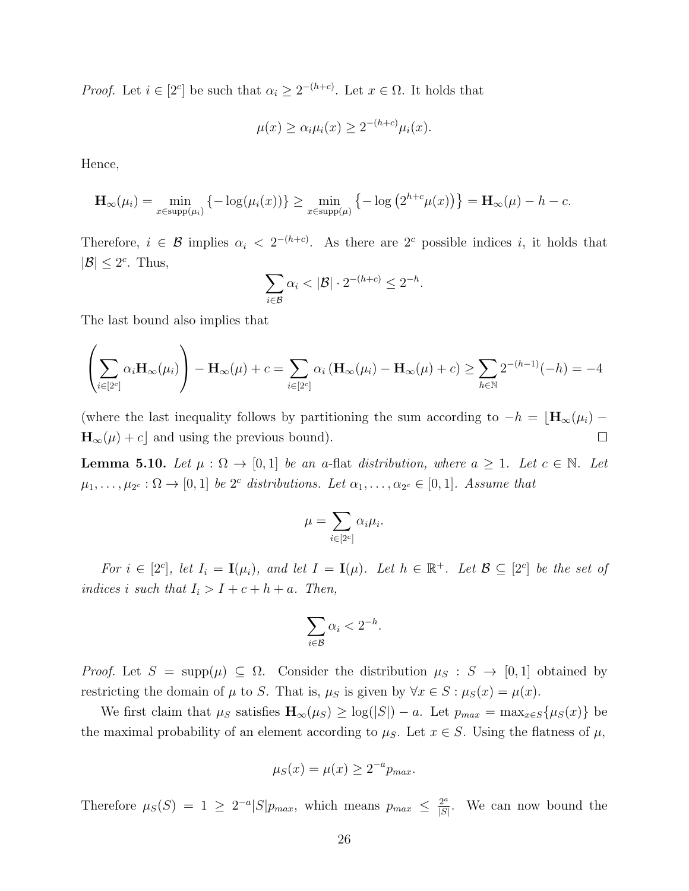*Proof.* Let $i \in [2^c]$ be such that $\alpha_i \geq 2^{-(h+c)}$. Let $x \in \Omega$. It holds that

$$\mu(x) \geq \alpha_i \mu_i(x) \geq 2^{-(h+c)} \mu_i(x).$$

Hence,

$$\mathbf{H}_\infty(\mu_i) = \min_{x \in \text{supp}(\mu_i)} \{-\log(\mu_i(x))\} \geq \min_{x \in \text{supp}(\mu)} \left\{-\log\left(2^{h+c}\mu(x)\right)\right\} = \mathbf{H}_\infty(\mu) - h - c.$$

Therefore, $i \in \mathcal{B}$ implies $\alpha_i < 2^{-(h+c)}$. As there are $2^c$ possible indices $i$, it holds that $|\mathcal{B}| \leq 2^c$. Thus,

$$\sum_{i \in \mathcal{B}} \alpha_i < |\mathcal{B}| \cdot 2^{-(h+c)} \leq 2^{-h}.$$

The last bound also implies that

$$\left(\sum_{i \in [2^c]} \alpha_i \mathbf{H}_\infty(\mu_i)\right) - \mathbf{H}_\infty(\mu) + c = \sum_{i \in [2^c]} \alpha_i \left(\mathbf{H}_\infty(\mu_i) - \mathbf{H}_\infty(\mu) + c\right) \geq \sum_{h \in \mathbb{N}} 2^{-(h-1)}(-h) = -4$$

(where the last inequality follows by partitioning the sum according to $-h = \lfloor \mathbf{H}_\infty(\mu_i) - \mathbf{H}_\infty(\mu) + c \rfloor$ and using the previous bound). $\square$

**Lemma 5.10.** *Let $\mu : \Omega \to [0,1]$ be an $a$-flat distribution, where $a \geq 1$. Let $c \in \mathbb{N}$. Let $\mu_1, \ldots, \mu_{2^c} : \Omega \to [0,1]$ be $2^c$ distributions. Let $\alpha_1, \ldots, \alpha_{2^c} \in [0,1]$. Assume that*

$$\mu = \sum_{i \in [2^c]} \alpha_i \mu_i.$$

*For $i \in [2^c]$, let $I_i = \mathbf{I}(\mu_i)$, and let $I = \mathbf{I}(\mu)$. Let $h \in \mathbb{R}^+$. Let $\mathcal{B} \subseteq [2^c]$ be the set of indices $i$ such that $I_i > I + c + h + a$. Then,*

$$\sum_{i \in \mathcal{B}} \alpha_i < 2^{-h}.$$

*Proof.* Let $S = \text{supp}(\mu) \subseteq \Omega$. Consider the distribution $\mu_S : S \to [0,1]$ obtained by restricting the domain of $\mu$ to $S$. That is, $\mu_S$ is given by $\forall x \in S : \mu_S(x) = \mu(x)$.

We first claim that $\mu_S$ satisfies $\mathbf{H}_\infty(\mu_S) \geq \log(|S|) - a$. Let $p_{max} = \max_{x \in S}\{\mu_S(x)\}$ be the maximal probability of an element according to $\mu_S$. Let $x \in S$. Using the flatness of $\mu$,

$$\mu_S(x) = \mu(x) \geq 2^{-a} p_{max}.$$

Therefore $\mu_S(S) = 1 \geq 2^{-a}|S| p_{max}$, which means $p_{max} \leq \frac{2^a}{|S|}$. We can now bound the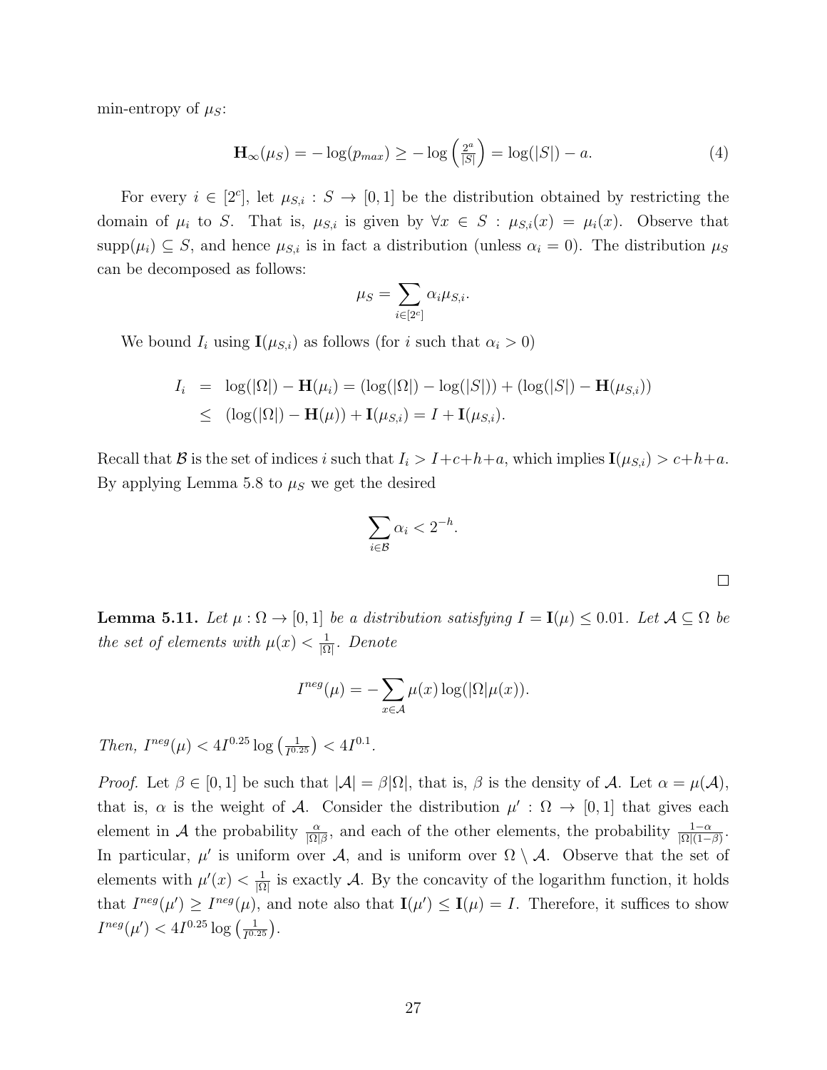min-entropy of $\mu_S$:

$$\mathbf{H}_\infty(\mu_S) = -\log(p_{max}) \geq -\log\left(\tfrac{2^a}{|S|}\right) = \log(|S|) - a. \tag{4}$$

For every $i \in [2^c]$, let $\mu_{S,i} : S \to [0,1]$ be the distribution obtained by restricting the domain of $\mu_i$ to $S$. That is, $\mu_{S,i}$ is given by $\forall x \in S : \mu_{S,i}(x) = \mu_i(x)$. Observe that $\mathrm{supp}(\mu_i) \subseteq S$, and hence $\mu_{S,i}$ is in fact a distribution (unless $\alpha_i = 0$). The distribution $\mu_S$ can be decomposed as follows:

$$\mu_S = \sum_{i \in [2^c]} \alpha_i \mu_{S,i}.$$

We bound $I_i$ using $\mathbf{I}(\mu_{S,i})$ as follows (for $i$ such that $\alpha_i > 0$)

$$\begin{aligned} I_i &= \log(|\Omega|) - \mathbf{H}(\mu_i) = (\log(|\Omega|) - \log(|S|)) + (\log(|S|) - \mathbf{H}(\mu_{S,i})) \\ &\leq (\log(|\Omega|) - \mathbf{H}(\mu)) + \mathbf{I}(\mu_{S,i}) = I + \mathbf{I}(\mu_{S,i}). \end{aligned}$$

Recall that $\mathcal{B}$ is the set of indices $i$ such that $I_i > I + c + h + a$, which implies $\mathbf{I}(\mu_{S,i}) > c + h + a$. By applying Lemma 5.8 to $\mu_S$ we get the desired

$$\sum_{i \in \mathcal{B}} \alpha_i < 2^{-h}.$$

□

**Lemma 5.11.** *Let $\mu : \Omega \to [0,1]$ be a distribution satisfying $I = \mathbf{I}(\mu) \leq 0.01$. Let $\mathcal{A} \subseteq \Omega$ be the set of elements with $\mu(x) < \frac{1}{|\Omega|}$. Denote*

$$I^{neg}(\mu) = -\sum_{x \in \mathcal{A}} \mu(x) \log(|\Omega|\mu(x)).$$

*Then, $I^{neg}(\mu) < 4I^{0.25} \log\left(\frac{1}{I^{0.25}}\right) < 4I^{0.1}$.*

*Proof.* Let $\beta \in [0,1]$ be such that $|\mathcal{A}| = \beta|\Omega|$, that is, $\beta$ is the density of $\mathcal{A}$. Let $\alpha = \mu(\mathcal{A})$, that is, $\alpha$ is the weight of $\mathcal{A}$. Consider the distribution $\mu' : \Omega \to [0,1]$ that gives each element in $\mathcal{A}$ the probability $\frac{\alpha}{|\Omega|\beta}$, and each of the other elements, the probability $\frac{1-\alpha}{|\Omega|(1-\beta)}$. In particular, $\mu'$ is uniform over $\mathcal{A}$, and is uniform over $\Omega \setminus \mathcal{A}$. Observe that the set of elements with $\mu'(x) < \frac{1}{|\Omega|}$ is exactly $\mathcal{A}$. By the concavity of the logarithm function, it holds that $I^{neg}(\mu') \geq I^{neg}(\mu)$, and note also that $\mathbf{I}(\mu') \leq \mathbf{I}(\mu) = I$. Therefore, it suffices to show $I^{neg}(\mu') < 4I^{0.25} \log\left(\frac{1}{I^{0.25}}\right)$.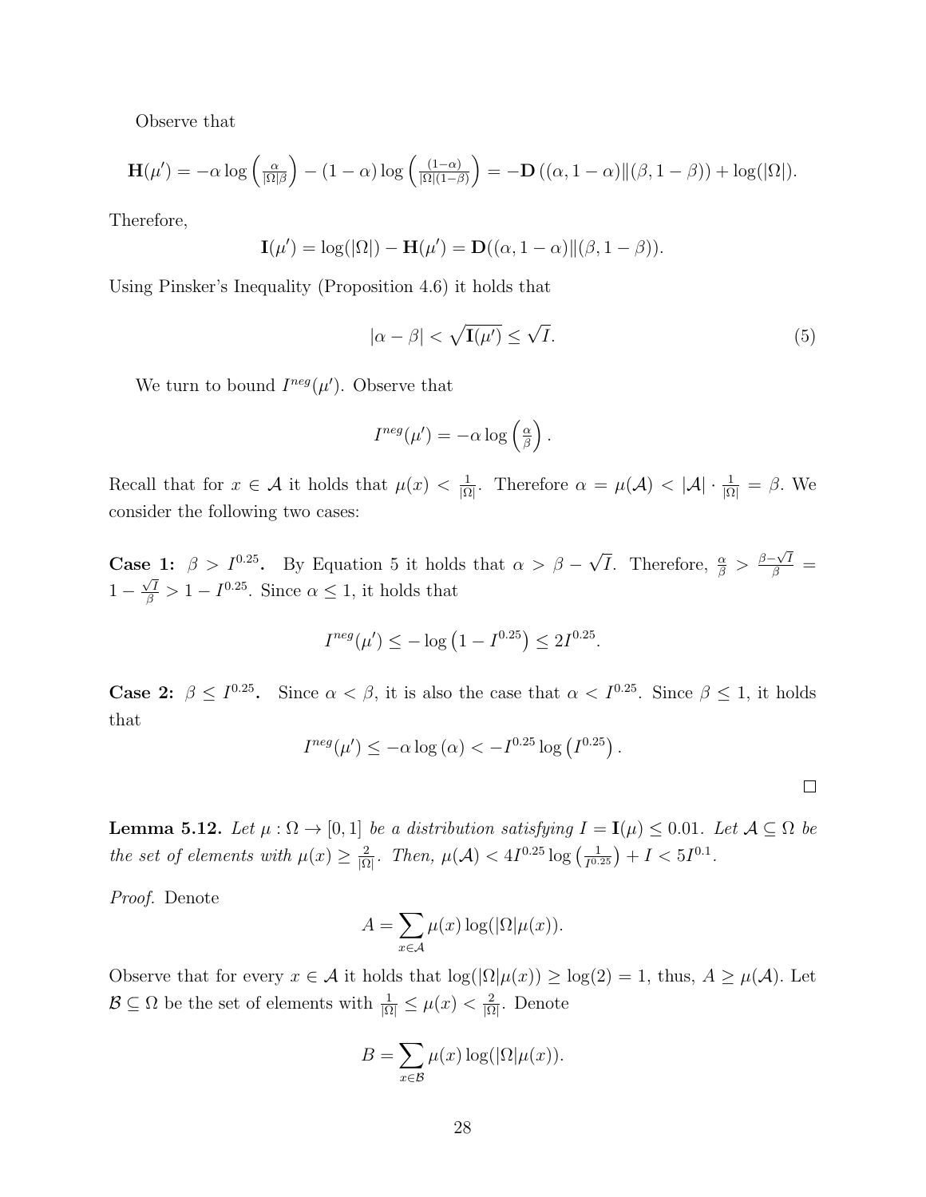Observe that

$$\mathbf{H}(\mu') = -\alpha \log\left(\tfrac{\alpha}{|\Omega|\beta}\right) - (1-\alpha)\log\left(\tfrac{(1-\alpha)}{|\Omega|(1-\beta)}\right) = -\mathbf{D}\left((\alpha, 1-\alpha)\|(\beta, 1-\beta)\right) + \log(|\Omega|).$$

Therefore,

$$\mathbf{I}(\mu') = \log(|\Omega|) - \mathbf{H}(\mu') = \mathbf{D}((\alpha, 1-\alpha)\|(\beta, 1-\beta)).$$

Using Pinsker's Inequality (Proposition 4.6) it holds that

$$|\alpha - \beta| < \sqrt{\mathbf{I}(\mu')} \le \sqrt{I}. \tag{5}$$

We turn to bound $I^{neg}(\mu')$. Observe that

$$I^{neg}(\mu') = -\alpha \log\left(\tfrac{\alpha}{\beta}\right).$$

Recall that for $x \in \mathcal{A}$ it holds that $\mu(x) < \frac{1}{|\Omega|}$. Therefore $\alpha = \mu(\mathcal{A}) < |\mathcal{A}| \cdot \frac{1}{|\Omega|} = \beta$. We consider the following two cases:

**Case 1:** $\beta > I^{0.25}$**.** By Equation 5 it holds that $\alpha > \beta - \sqrt{I}$. Therefore, $\frac{\alpha}{\beta} > \frac{\beta - \sqrt{I}}{\beta} = 1 - \frac{\sqrt{I}}{\beta} > 1 - I^{0.25}$. Since $\alpha \le 1$, it holds that

$$I^{neg}(\mu') \le -\log\left(1 - I^{0.25}\right) \le 2I^{0.25}.$$

**Case 2:** $\beta \le I^{0.25}$**.** Since $\alpha < \beta$, it is also the case that $\alpha < I^{0.25}$. Since $\beta \le 1$, it holds that

$$I^{neg}(\mu') \le -\alpha \log(\alpha) < -I^{0.25} \log\left(I^{0.25}\right).$$

□

**Lemma 5.12.** *Let $\mu : \Omega \to [0,1]$ be a distribution satisfying $I = \mathbf{I}(\mu) \le 0.01$. Let $\mathcal{A} \subseteq \Omega$ be the set of elements with $\mu(x) \ge \frac{2}{|\Omega|}$. Then, $\mu(\mathcal{A}) < 4I^{0.25} \log\left(\frac{1}{I^{0.25}}\right) + I < 5I^{0.1}$.*

*Proof.* Denote

$$A = \sum_{x \in \mathcal{A}} \mu(x) \log(|\Omega|\mu(x)).$$

Observe that for every $x \in \mathcal{A}$ it holds that $\log(|\Omega|\mu(x)) \ge \log(2) = 1$, thus, $A \ge \mu(\mathcal{A})$. Let $\mathcal{B} \subseteq \Omega$ be the set of elements with $\frac{1}{|\Omega|} \le \mu(x) < \frac{2}{|\Omega|}$. Denote

$$B = \sum_{x \in \mathcal{B}} \mu(x) \log(|\Omega|\mu(x)).$$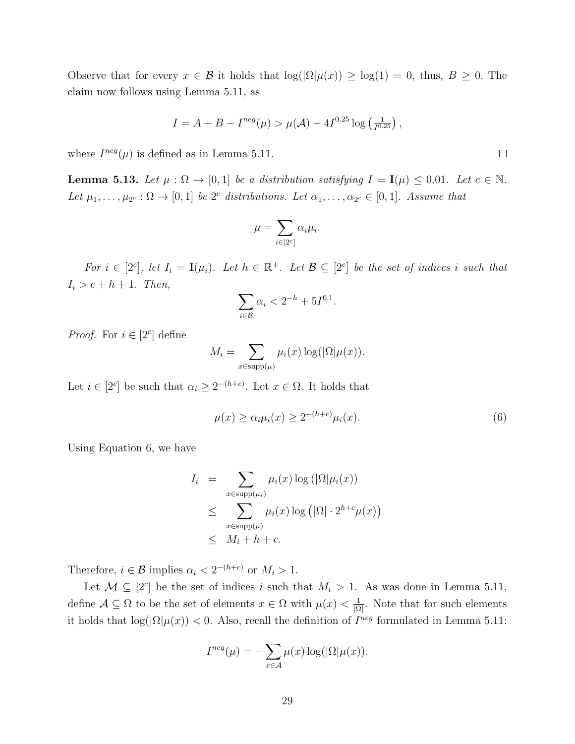Observe that for every $x \in \mathcal{B}$ it holds that $\log(|\Omega|\mu(x)) \geq \log(1) = 0$, thus, $B \geq 0$. The claim now follows using Lemma 5.11, as

$$I = A + B - I^{neg}(\mu) > \mu(\mathcal{A}) - 4I^{0.25} \log\left(\tfrac{1}{I^{0.25}}\right),$$

where $I^{neg}(\mu)$ is defined as in Lemma 5.11. ☐

**Lemma 5.13.** *Let $\mu : \Omega \to [0,1]$ be a distribution satisfying $I = \mathbf{I}(\mu) \leq 0.01$. Let $c \in \mathbb{N}$. Let $\mu_1, \ldots, \mu_{2^c} : \Omega \to [0,1]$ be $2^c$ distributions. Let $\alpha_1, \ldots, \alpha_{2^c} \in [0,1]$. Assume that*

$$\mu = \sum_{i \in [2^c]} \alpha_i \mu_i.$$

*For $i \in [2^c]$, let $I_i = \mathbf{I}(\mu_i)$. Let $h \in \mathbb{R}^+$. Let $\mathcal{B} \subseteq [2^c]$ be the set of indices $i$ such that $I_i > c + h + 1$. Then,*

$$\sum_{i \in \mathcal{B}} \alpha_i < 2^{-h} + 5I^{0.1}.$$

*Proof.* For $i \in [2^c]$ define

$$M_i = \sum_{x \in \mathrm{supp}(\mu)} \mu_i(x) \log(|\Omega|\mu(x)).$$

Let $i \in [2^c]$ be such that $\alpha_i \geq 2^{-(h+c)}$. Let $x \in \Omega$. It holds that

$$\mu(x) \geq \alpha_i \mu_i(x) \geq 2^{-(h+c)} \mu_i(x). \tag{6}$$

Using Equation 6, we have

$$\begin{aligned}
I_i &= \sum_{x \in \mathrm{supp}(\mu_i)} \mu_i(x) \log\left(|\Omega|\mu_i(x)\right) \\
&\leq \sum_{x \in \mathrm{supp}(\mu)} \mu_i(x) \log\left(|\Omega| \cdot 2^{h+c} \mu(x)\right) \\
&\leq M_i + h + c.
\end{aligned}$$

Therefore, $i \in \mathcal{B}$ implies $\alpha_i < 2^{-(h+c)}$ or $M_i > 1$.

Let $\mathcal{M} \subseteq [2^c]$ be the set of indices $i$ such that $M_i > 1$. As was done in Lemma 5.11, define $\mathcal{A} \subseteq \Omega$ to be the set of elements $x \in \Omega$ with $\mu(x) < \frac{1}{|\Omega|}$. Note that for such elements it holds that $\log(|\Omega|\mu(x)) < 0$. Also, recall the definition of $I^{neg}$ formulated in Lemma 5.11:

$$I^{neg}(\mu) = -\sum_{x \in \mathcal{A}} \mu(x) \log(|\Omega|\mu(x)).$$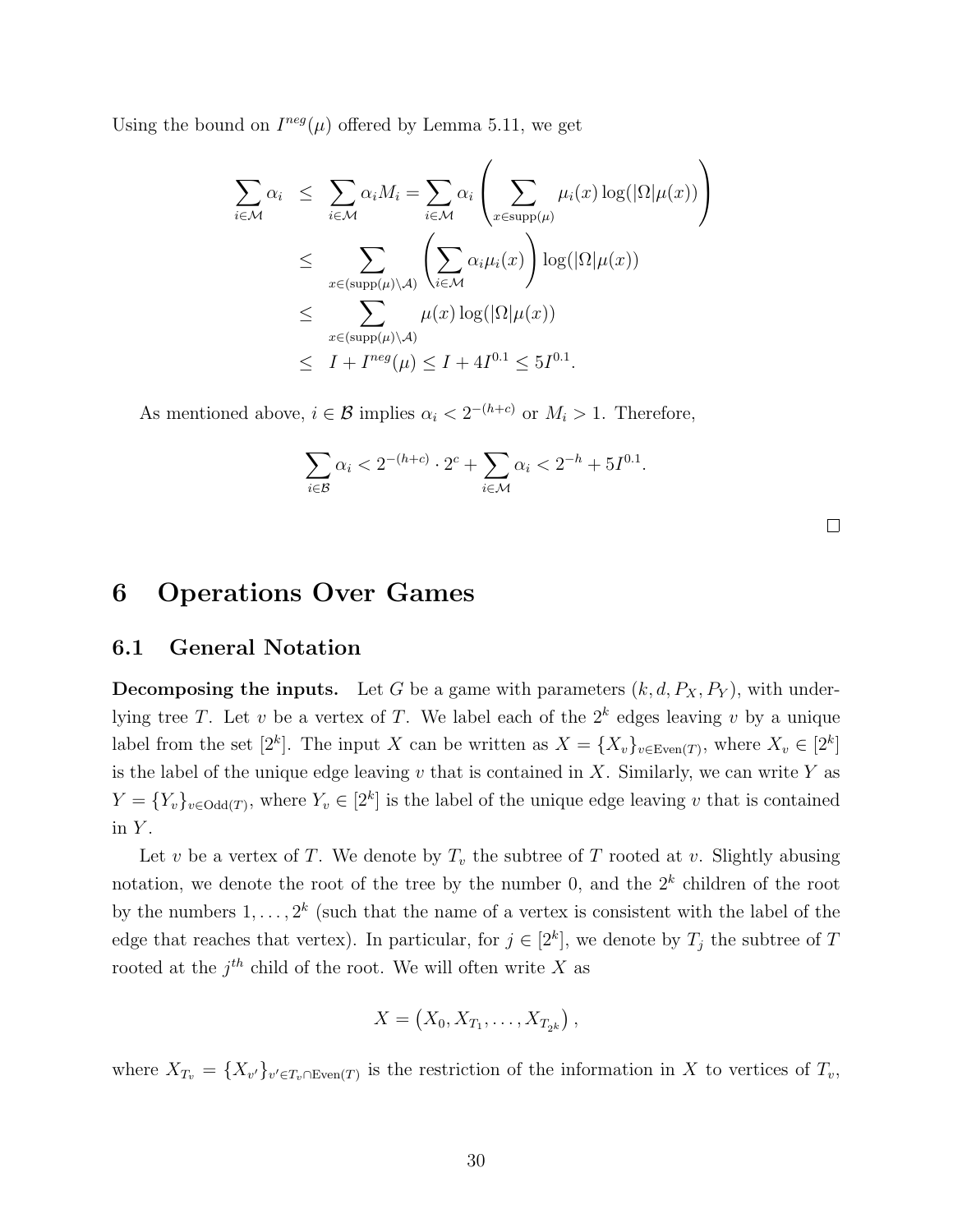Using the bound on $I^{neg}(\mu)$ offered by Lemma 5.11, we get

$$
\begin{aligned}
\sum_{i\in\mathcal{M}} \alpha_i &\leq \sum_{i\in\mathcal{M}} \alpha_i M_i = \sum_{i\in\mathcal{M}} \alpha_i \left( \sum_{x\in \mathrm{supp}(\mu)} \mu_i(x)\log(|\Omega|\mu(x)) \right) \\
&\leq \sum_{x\in(\mathrm{supp}(\mu)\setminus\mathcal{A})} \left( \sum_{i\in\mathcal{M}} \alpha_i\mu_i(x) \right) \log(|\Omega|\mu(x)) \\
&\leq \sum_{x\in(\mathrm{supp}(\mu)\setminus\mathcal{A})} \mu(x)\log(|\Omega|\mu(x)) \\
&\leq I + I^{neg}(\mu) \leq I + 4I^{0.1} \leq 5I^{0.1}.
\end{aligned}
$$

As mentioned above, $i \in \mathcal{B}$ implies $\alpha_i < 2^{-(h+c)}$ or $M_i > 1$. Therefore,

$$
\sum_{i\in\mathcal{B}} \alpha_i < 2^{-(h+c)} \cdot 2^c + \sum_{i\in\mathcal{M}} \alpha_i < 2^{-h} + 5I^{0.1}.
$$

□

# 6 Operations Over Games

## 6.1 General Notation

**Decomposing the inputs.** Let $G$ be a game with parameters $(k, d, P_X, P_Y)$, with underlying tree $T$. Let $v$ be a vertex of $T$. We label each of the $2^k$ edges leaving $v$ by a unique label from the set $[2^k]$. The input $X$ can be written as $X = \{X_v\}_{v\in \mathrm{Even}(T)}$, where $X_v \in [2^k]$ is the label of the unique edge leaving $v$ that is contained in $X$. Similarly, we can write $Y$ as $Y = \{Y_v\}_{v\in\mathrm{Odd}(T)}$, where $Y_v \in [2^k]$ is the label of the unique edge leaving $v$ that is contained in $Y$.

Let $v$ be a vertex of $T$. We denote by $T_v$ the subtree of $T$ rooted at $v$. Slightly abusing notation, we denote the root of the tree by the number 0, and the $2^k$ children of the root by the numbers $1, \ldots, 2^k$ (such that the name of a vertex is consistent with the label of the edge that reaches that vertex). In particular, for $j \in [2^k]$, we denote by $T_j$ the subtree of $T$ rooted at the $j^{th}$ child of the root. We will often write $X$ as

$$
X = \left(X_0, X_{T_1}, \ldots, X_{T_{2^k}}\right),
$$

where $X_{T_v} = \{X_{v'}\}_{v'\in T_v\cap\mathrm{Even}(T)}$ is the restriction of the information in $X$ to vertices of $T_v$,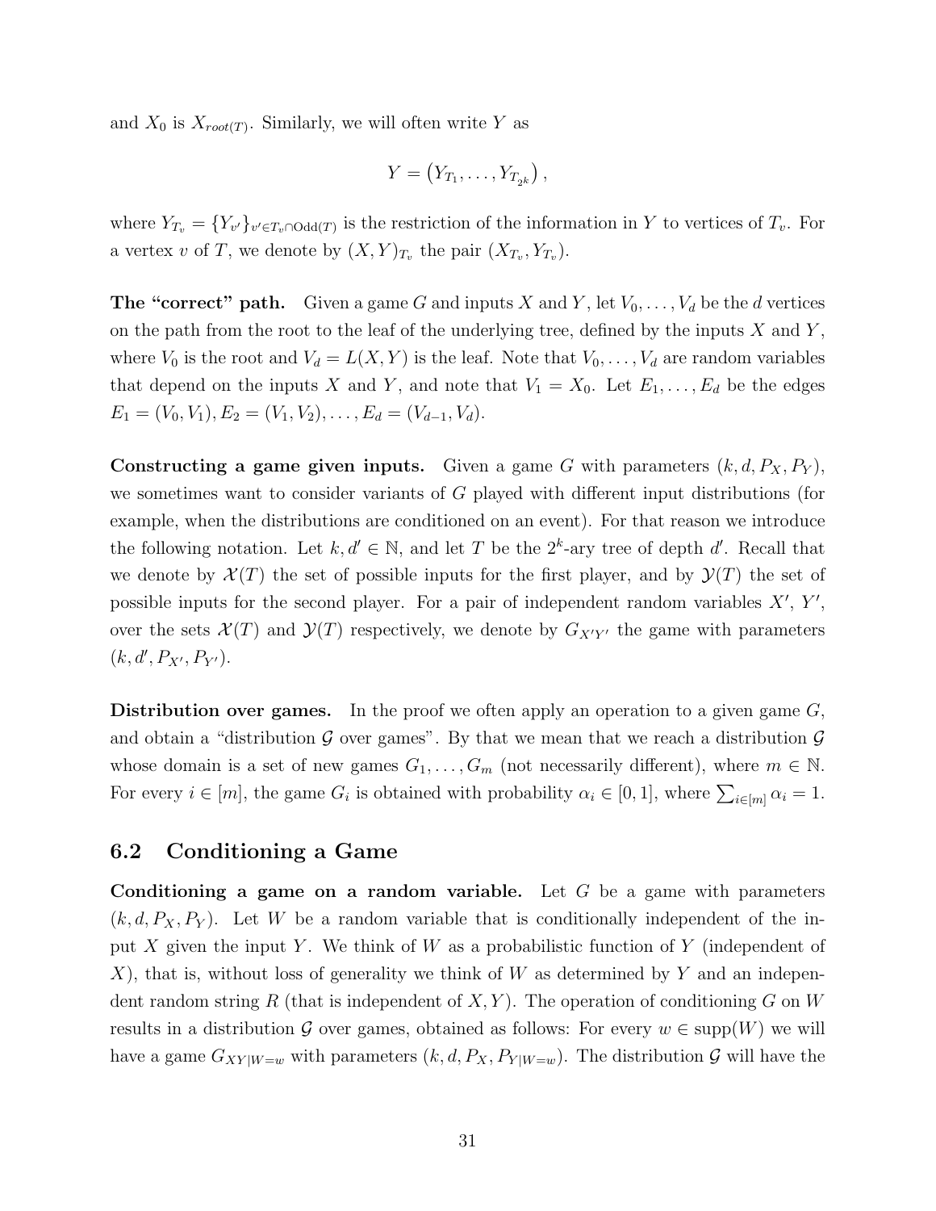and $X_0$ is $X_{root(T)}$. Similarly, we will often write $Y$ as

$$Y = \left(Y_{T_1}, \ldots, Y_{T_{2^k}}\right),$$

where $Y_{T_v} = \{Y_{v'}\}_{v' \in T_v \cap \mathrm{Odd}(T)}$ is the restriction of the information in $Y$ to vertices of $T_v$. For a vertex $v$ of $T$, we denote by $(X, Y)_{T_v}$ the pair $(X_{T_v}, Y_{T_v})$.

**The "correct" path.** Given a game $G$ and inputs $X$ and $Y$, let $V_0, \ldots, V_d$ be the $d$ vertices on the path from the root to the leaf of the underlying tree, defined by the inputs $X$ and $Y$, where $V_0$ is the root and $V_d = L(X, Y)$ is the leaf. Note that $V_0, \ldots, V_d$ are random variables that depend on the inputs $X$ and $Y$, and note that $V_1 = X_0$. Let $E_1, \ldots, E_d$ be the edges $E_1 = (V_0, V_1), E_2 = (V_1, V_2), \ldots, E_d = (V_{d-1}, V_d)$.

**Constructing a game given inputs.** Given a game $G$ with parameters $(k, d, P_X, P_Y)$, we sometimes want to consider variants of $G$ played with different input distributions (for example, when the distributions are conditioned on an event). For that reason we introduce the following notation. Let $k, d' \in \mathbb{N}$, and let $T$ be the $2^k$-ary tree of depth $d'$. Recall that we denote by $\mathcal{X}(T)$ the set of possible inputs for the first player, and by $\mathcal{Y}(T)$ the set of possible inputs for the second player. For a pair of independent random variables $X'$, $Y'$, over the sets $\mathcal{X}(T)$ and $\mathcal{Y}(T)$ respectively, we denote by $G_{X'Y'}$ the game with parameters $(k, d', P_{X'}, P_{Y'})$.

**Distribution over games.** In the proof we often apply an operation to a given game $G$, and obtain a "distribution $\mathcal{G}$ over games". By that we mean that we reach a distribution $\mathcal{G}$ whose domain is a set of new games $G_1, \ldots, G_m$ (not necessarily different), where $m \in \mathbb{N}$. For every $i \in [m]$, the game $G_i$ is obtained with probability $\alpha_i \in [0, 1]$, where $\sum_{i \in [m]} \alpha_i = 1$.

## 6.2 Conditioning a Game

**Conditioning a game on a random variable.** Let $G$ be a game with parameters $(k, d, P_X, P_Y)$. Let $W$ be a random variable that is conditionally independent of the input $X$ given the input $Y$. We think of $W$ as a probabilistic function of $Y$ (independent of $X$), that is, without loss of generality we think of $W$ as determined by $Y$ and an independent random string $R$ (that is independent of $X, Y$). The operation of conditioning $G$ on $W$ results in a distribution $\mathcal{G}$ over games, obtained as follows: For every $w \in \mathrm{supp}(W)$ we will have a game $G_{XY|W=w}$ with parameters $(k, d, P_X, P_{Y|W=w})$. The distribution $\mathcal{G}$ will have the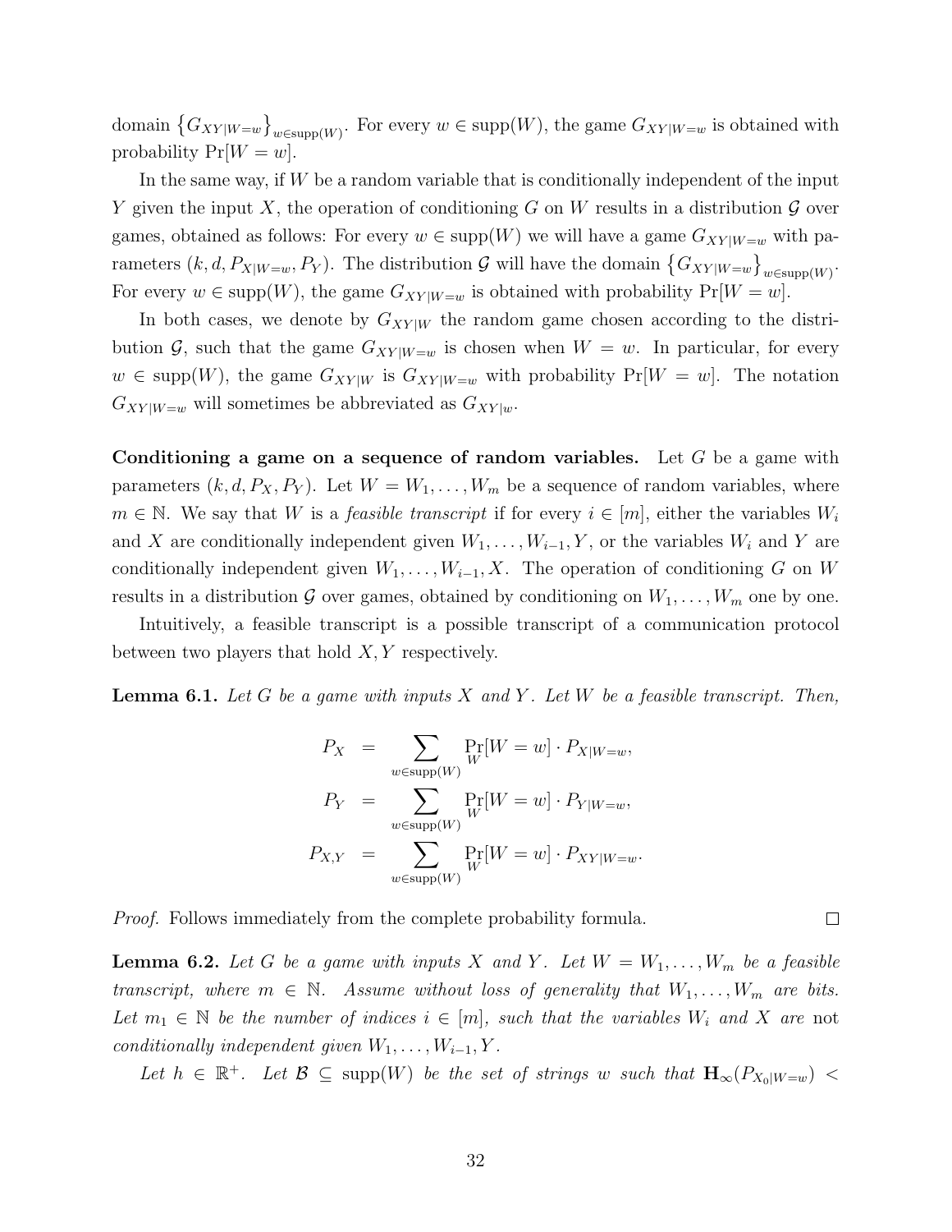domain $\left\{G_{XY|W=w}\right\}_{w\in \text{supp}(W)}$. For every $w \in \text{supp}(W)$, the game $G_{XY|W=w}$ is obtained with probability $\Pr[W = w]$.

In the same way, if $W$ be a random variable that is conditionally independent of the input $Y$ given the input $X$, the operation of conditioning $G$ on $W$ results in a distribution $\mathcal{G}$ over games, obtained as follows: For every $w \in \text{supp}(W)$ we will have a game $G_{XY|W=w}$ with parameters $(k, d, P_{X|W=w}, P_Y)$. The distribution $\mathcal{G}$ will have the domain $\left\{G_{XY|W=w}\right\}_{w\in \text{supp}(W)}$. For every $w \in \text{supp}(W)$, the game $G_{XY|W=w}$ is obtained with probability $\Pr[W = w]$.

In both cases, we denote by $G_{XY|W}$ the random game chosen according to the distribution $\mathcal{G}$, such that the game $G_{XY|W=w}$ is chosen when $W = w$. In particular, for every $w \in \text{supp}(W)$, the game $G_{XY|W}$ is $G_{XY|W=w}$ with probability $\Pr[W = w]$. The notation $G_{XY|W=w}$ will sometimes be abbreviated as $G_{XY|w}$.

**Conditioning a game on a sequence of random variables.** Let $G$ be a game with parameters $(k, d, P_X, P_Y)$. Let $W = W_1, \ldots, W_m$ be a sequence of random variables, where $m \in \mathbb{N}$. We say that $W$ is a *feasible transcript* if for every $i \in [m]$, either the variables $W_i$ and $X$ are conditionally independent given $W_1, \ldots, W_{i-1}, Y$, or the variables $W_i$ and $Y$ are conditionally independent given $W_1, \ldots, W_{i-1}, X$. The operation of conditioning $G$ on $W$ results in a distribution $\mathcal{G}$ over games, obtained by conditioning on $W_1, \ldots, W_m$ one by one.

Intuitively, a feasible transcript is a possible transcript of a communication protocol between two players that hold $X, Y$ respectively.

**Lemma 6.1.** *Let $G$ be a game with inputs $X$ and $Y$. Let $W$ be a feasible transcript. Then,*

$$\begin{aligned}
P_X &= \sum_{w\in \text{supp}(W)} \Pr_W[W = w] \cdot P_{X|W=w}, \\
P_Y &= \sum_{w\in \text{supp}(W)} \Pr_W[W = w] \cdot P_{Y|W=w}, \\
P_{X,Y} &= \sum_{w\in \text{supp}(W)} \Pr_W[W = w] \cdot P_{XY|W=w}.
\end{aligned}$$

*Proof.* Follows immediately from the complete probability formula. $\square$

**Lemma 6.2.** *Let $G$ be a game with inputs $X$ and $Y$. Let $W = W_1, \ldots, W_m$ be a feasible transcript, where $m \in \mathbb{N}$. Assume without loss of generality that $W_1, \ldots, W_m$ are bits. Let $m_1 \in \mathbb{N}$ be the number of indices $i \in [m]$, such that the variables $W_i$ and $X$ are* not *conditionally independent given $W_1, \ldots, W_{i-1}, Y$.*

*Let $h \in \mathbb{R}^+$. Let $\mathcal{B} \subseteq \text{supp}(W)$ be the set of strings $w$ such that $\mathbf{H}_\infty(P_{X_0|W=w}) <$*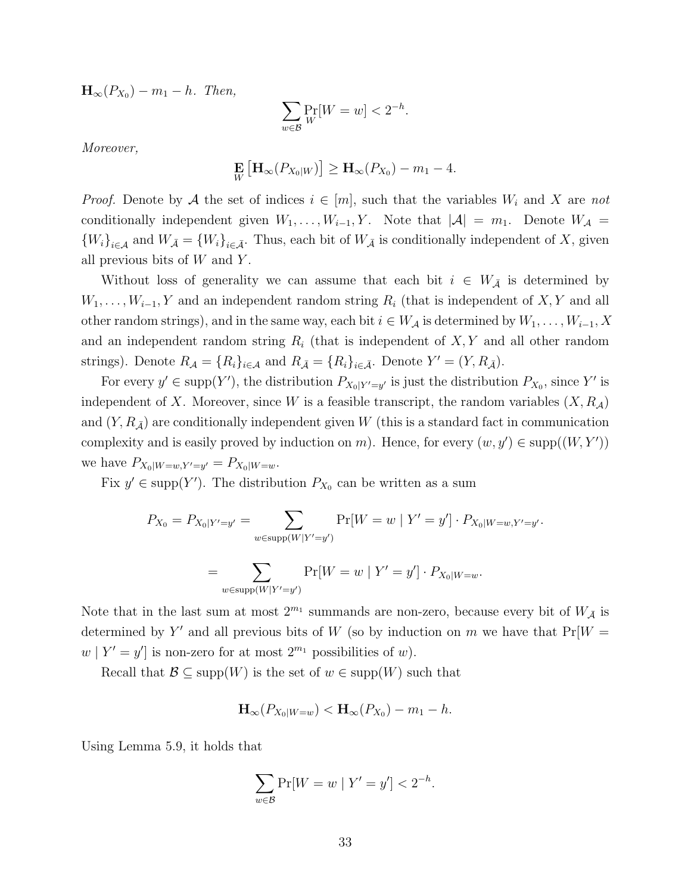$\mathbf{H}_\infty(P_{X_0}) - m_1 - h$. *Then,*

$$\sum_{w \in \mathcal{B}} \Pr_W[W = w] < 2^{-h}.$$

*Moreover,*

$$\mathop{\mathbf{E}}_{W}\left[\mathbf{H}_\infty(P_{X_0|W})\right] \geq \mathbf{H}_\infty(P_{X_0}) - m_1 - 4.$$

*Proof.* Denote by $\mathcal{A}$ the set of indices $i \in [m]$, such that the variables $W_i$ and $X$ are *not* conditionally independent given $W_1, \ldots, W_{i-1}, Y$. Note that $|\mathcal{A}| = m_1$. Denote $W_{\mathcal{A}} = \{W_i\}_{i \in \mathcal{A}}$ and $W_{\bar{\mathcal{A}}} = \{W_i\}_{i \in \bar{\mathcal{A}}}$. Thus, each bit of $W_{\bar{\mathcal{A}}}$ is conditionally independent of $X$, given all previous bits of $W$ and $Y$.

Without loss of generality we can assume that each bit $i \in W_{\bar{\mathcal{A}}}$ is determined by $W_1, \ldots, W_{i-1}, Y$ and an independent random string $R_i$ (that is independent of $X, Y$ and all other random strings), and in the same way, each bit $i \in W_{\mathcal{A}}$ is determined by $W_1, \ldots, W_{i-1}, X$ and an independent random string $R_i$ (that is independent of $X, Y$ and all other random strings). Denote $R_{\mathcal{A}} = \{R_i\}_{i \in \mathcal{A}}$ and $R_{\bar{\mathcal{A}}} = \{R_i\}_{i \in \bar{\mathcal{A}}}$. Denote $Y' = (Y, R_{\bar{\mathcal{A}}})$.

For every $y' \in \text{supp}(Y')$, the distribution $P_{X_0|Y'=y'}$ is just the distribution $P_{X_0}$, since $Y'$ is independent of $X$. Moreover, since $W$ is a feasible transcript, the random variables $(X, R_{\mathcal{A}})$ and $(Y, R_{\bar{\mathcal{A}}})$ are conditionally independent given $W$ (this is a standard fact in communication complexity and is easily proved by induction on $m$). Hence, for every $(w, y') \in \text{supp}((W, Y'))$ we have $P_{X_0|W=w,Y'=y'} = P_{X_0|W=w}$.

Fix $y' \in \text{supp}(Y')$. The distribution $P_{X_0}$ can be written as a sum

$$P_{X_0} = P_{X_0|Y'=y'} = \sum_{w \in \text{supp}(W|Y'=y')} \Pr[W = w \mid Y' = y'] \cdot P_{X_0|W=w,Y'=y'}.$$

$$= \sum_{w \in \text{supp}(W|Y'=y')} \Pr[W = w \mid Y' = y'] \cdot P_{X_0|W=w}.$$

Note that in the last sum at most $2^{m_1}$ summands are non-zero, because every bit of $W_{\bar{\mathcal{A}}}$ is determined by $Y'$ and all previous bits of $W$ (so by induction on $m$ we have that $\Pr[W = w \mid Y' = y']$ is non-zero for at most $2^{m_1}$ possibilities of $w$).

Recall that $\mathcal{B} \subseteq \text{supp}(W)$ is the set of $w \in \text{supp}(W)$ such that

$$\mathbf{H}_\infty(P_{X_0|W=w}) < \mathbf{H}_\infty(P_{X_0}) - m_1 - h.$$

Using Lemma 5.9, it holds that

$$\sum_{w \in \mathcal{B}} \Pr[W = w \mid Y' = y'] < 2^{-h}.$$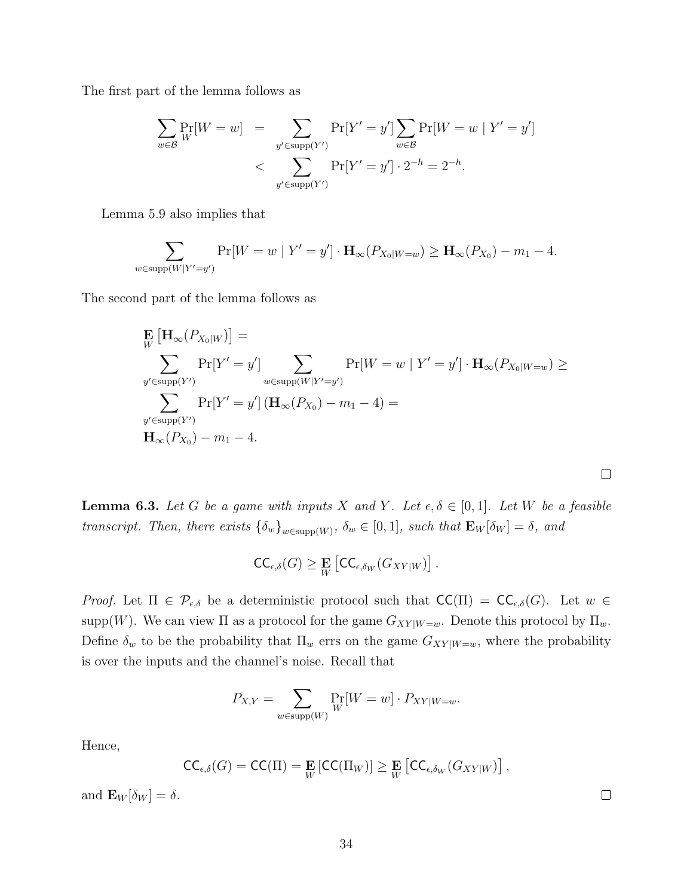The first part of the lemma follows as

$$
\begin{aligned}
\sum_{w \in \mathcal{B}} \Pr_W[W = w] &= \sum_{y' \in \mathrm{supp}(Y')} \Pr[Y' = y'] \sum_{w \in \mathcal{B}} \Pr[W = w \mid Y' = y'] \\
&< \sum_{y' \in \mathrm{supp}(Y')} \Pr[Y' = y'] \cdot 2^{-h} = 2^{-h}.
\end{aligned}
$$

Lemma 5.9 also implies that

$$
\sum_{w \in \mathrm{supp}(W \mid Y' = y')} \Pr[W = w \mid Y' = y'] \cdot \mathbf{H}_\infty(P_{X_0 \mid W = w}) \geq \mathbf{H}_\infty(P_{X_0}) - m_1 - 4.
$$

The second part of the lemma follows as

$$
\begin{aligned}
&\mathop{\mathbf{E}}_{W}\left[\mathbf{H}_\infty(P_{X_0 \mid W})\right] = \\
&\sum_{y' \in \mathrm{supp}(Y')} \Pr[Y' = y'] \sum_{w \in \mathrm{supp}(W \mid Y' = y')} \Pr[W = w \mid Y' = y'] \cdot \mathbf{H}_\infty(P_{X_0 \mid W = w}) \geq \\
&\sum_{y' \in \mathrm{supp}(Y')} \Pr[Y' = y'] \left(\mathbf{H}_\infty(P_{X_0}) - m_1 - 4\right) = \\
&\mathbf{H}_\infty(P_{X_0}) - m_1 - 4.
\end{aligned}
$$

□

**Lemma 6.3.** *Let $G$ be a game with inputs $X$ and $Y$. Let $\epsilon, \delta \in [0,1]$. Let $W$ be a feasible transcript. Then, there exists $\{\delta_w\}_{w \in \mathrm{supp}(W)}$, $\delta_w \in [0,1]$, such that $\mathbf{E}_W[\delta_W] = \delta$, and*

$$
\mathsf{CC}_{\epsilon,\delta}(G) \geq \mathop{\mathbf{E}}_{W}\left[\mathsf{CC}_{\epsilon,\delta_W}(G_{XY \mid W})\right].
$$

*Proof.* Let $\Pi \in \mathcal{P}_{\epsilon,\delta}$ be a deterministic protocol such that $\mathsf{CC}(\Pi) = \mathsf{CC}_{\epsilon,\delta}(G)$. Let $w \in \mathrm{supp}(W)$. We can view $\Pi$ as a protocol for the game $G_{XY \mid W = w}$. Denote this protocol by $\Pi_w$. Define $\delta_w$ to be the probability that $\Pi_w$ errs on the game $G_{XY \mid W = w}$, where the probability is over the inputs and the channel's noise. Recall that

$$
P_{X,Y} = \sum_{w \in \mathrm{supp}(W)} \Pr_W[W = w] \cdot P_{XY \mid W = w}.
$$

Hence,

$$
\mathsf{CC}_{\epsilon,\delta}(G) = \mathsf{CC}(\Pi) = \mathop{\mathbf{E}}_{W}\left[\mathsf{CC}(\Pi_W)\right] \geq \mathop{\mathbf{E}}_{W}\left[\mathsf{CC}_{\epsilon,\delta_W}(G_{XY \mid W})\right],
$$

and $\mathbf{E}_W[\delta_W] = \delta$. □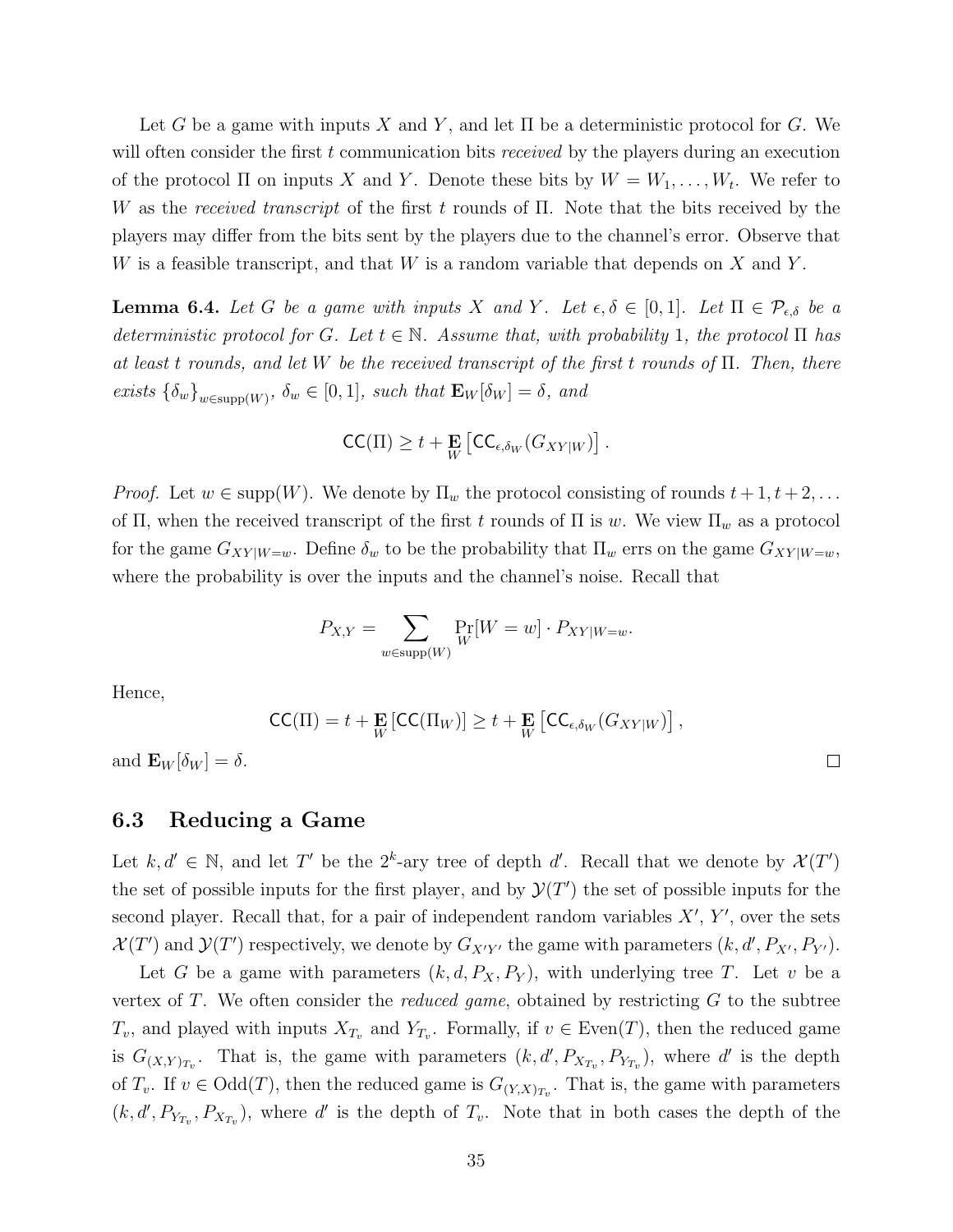Let $G$ be a game with inputs $X$ and $Y$, and let $\Pi$ be a deterministic protocol for $G$. We will often consider the first $t$ communication bits *received* by the players during an execution of the protocol $\Pi$ on inputs $X$ and $Y$. Denote these bits by $W = W_1, \dots, W_t$. We refer to $W$ as the *received transcript* of the first $t$ rounds of $\Pi$. Note that the bits received by the players may differ from the bits sent by the players due to the channel's error. Observe that $W$ is a feasible transcript, and that $W$ is a random variable that depends on $X$ and $Y$.

**Lemma 6.4.** *Let $G$ be a game with inputs $X$ and $Y$. Let $\epsilon, \delta \in [0,1]$. Let $\Pi \in \mathcal{P}_{\epsilon,\delta}$ be a deterministic protocol for $G$. Let $t \in \mathbb{N}$. Assume that, with probability 1, the protocol $\Pi$ has at least $t$ rounds, and let $W$ be the received transcript of the first $t$ rounds of $\Pi$. Then, there exists $\{\delta_w\}_{w \in \text{supp}(W)}$, $\delta_w \in [0,1]$, such that $\mathbf{E}_W[\delta_W] = \delta$, and*

$$\mathsf{CC}(\Pi) \geq t + \mathop{\mathbf{E}}_{W}\left[\mathsf{CC}_{\epsilon,\delta_W}(G_{XY|W})\right].$$

*Proof.* Let $w \in \text{supp}(W)$. We denote by $\Pi_w$ the protocol consisting of rounds $t+1, t+2, \dots$ of $\Pi$, when the received transcript of the first $t$ rounds of $\Pi$ is $w$. We view $\Pi_w$ as a protocol for the game $G_{XY|W=w}$. Define $\delta_w$ to be the probability that $\Pi_w$ errs on the game $G_{XY|W=w}$, where the probability is over the inputs and the channel's noise. Recall that

$$P_{X,Y} = \sum_{w \in \text{supp}(W)} \Pr_W[W = w] \cdot P_{XY|W=w}.$$

Hence,

$$\mathsf{CC}(\Pi) = t + \mathop{\mathbf{E}}_{W}[\mathsf{CC}(\Pi_W)] \geq t + \mathop{\mathbf{E}}_{W}\left[\mathsf{CC}_{\epsilon,\delta_W}(G_{XY|W})\right],$$

and $\mathbf{E}_W[\delta_W] = \delta$. $\square$

## 6.3 Reducing a Game

Let $k, d' \in \mathbb{N}$, and let $T'$ be the $2^k$-ary tree of depth $d'$. Recall that we denote by $\mathcal{X}(T')$ the set of possible inputs for the first player, and by $\mathcal{Y}(T')$ the set of possible inputs for the second player. Recall that, for a pair of independent random variables $X'$, $Y'$, over the sets $\mathcal{X}(T')$ and $\mathcal{Y}(T')$ respectively, we denote by $G_{X'Y'}$ the game with parameters $(k, d', P_{X'}, P_{Y'})$.

Let $G$ be a game with parameters $(k, d, P_X, P_Y)$, with underlying tree $T$. Let $v$ be a vertex of $T$. We often consider the *reduced game*, obtained by restricting $G$ to the subtree $T_v$, and played with inputs $X_{T_v}$ and $Y_{T_v}$. Formally, if $v \in \text{Even}(T)$, then the reduced game is $G_{(X,Y)_{T_v}}$. That is, the game with parameters $(k, d', P_{X_{T_v}}, P_{Y_{T_v}})$, where $d'$ is the depth of $T_v$. If $v \in \text{Odd}(T)$, then the reduced game is $G_{(Y,X)_{T_v}}$. That is, the game with parameters $(k, d', P_{Y_{T_v}}, P_{X_{T_v}})$, where $d'$ is the depth of $T_v$. Note that in both cases the depth of the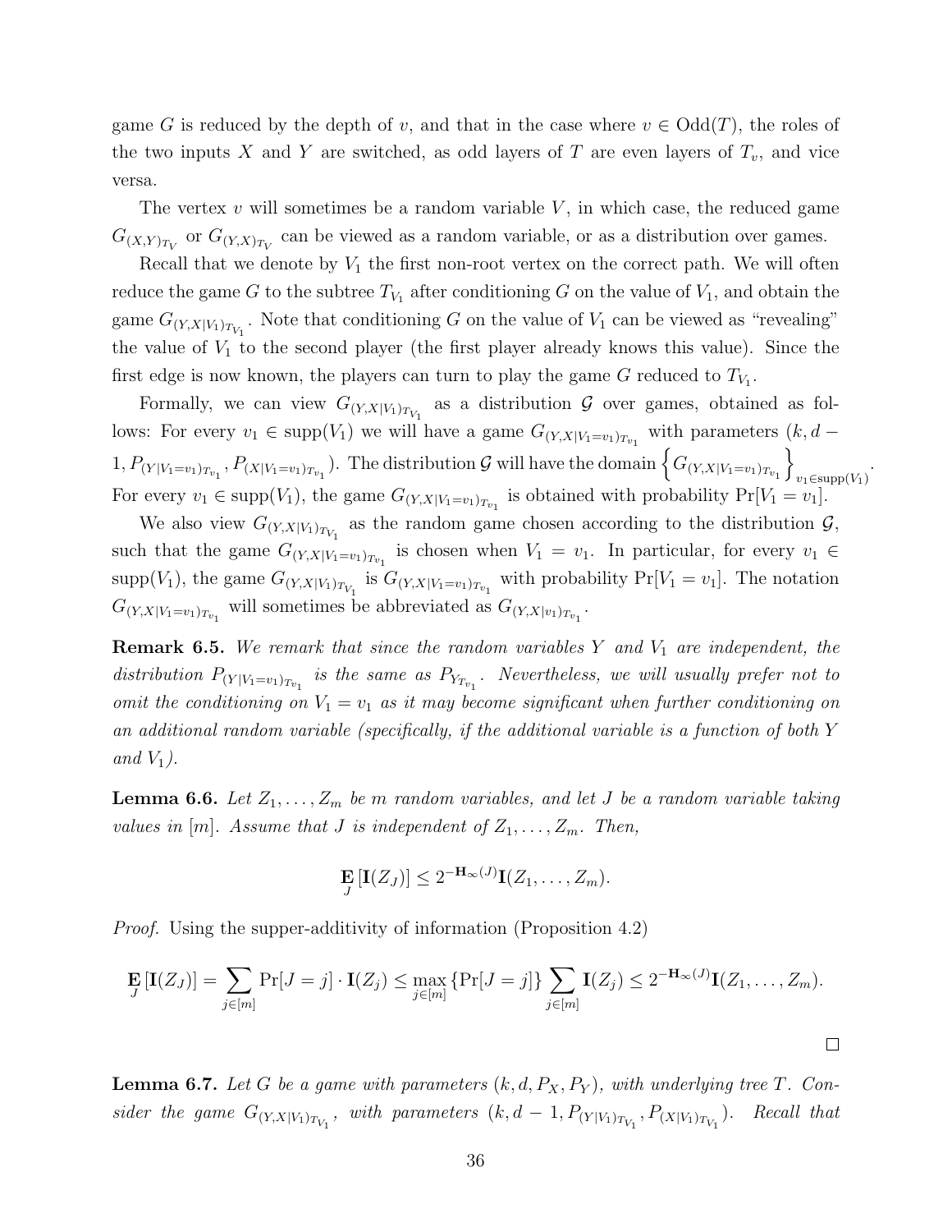game $G$ is reduced by the depth of $v$, and that in the case where $v \in \mathrm{Odd}(T)$, the roles of the two inputs $X$ and $Y$ are switched, as odd layers of $T$ are even layers of $T_v$, and vice versa.

The vertex $v$ will sometimes be a random variable $V$, in which case, the reduced game $G_{(X,Y)_{T_V}}$ or $G_{(Y,X)_{T_V}}$ can be viewed as a random variable, or as a distribution over games.

Recall that we denote by $V_1$ the first non-root vertex on the correct path. We will often reduce the game $G$ to the subtree $T_{V_1}$ after conditioning $G$ on the value of $V_1$, and obtain the game $G_{(Y,X|V_1)_{T_{V_1}}}$. Note that conditioning $G$ on the value of $V_1$ can be viewed as "revealing" the value of $V_1$ to the second player (the first player already knows this value). Since the first edge is now known, the players can turn to play the game $G$ reduced to $T_{V_1}$.

Formally, we can view $G_{(Y,X|V_1)_{T_{V_1}}}$ as a distribution $\mathcal{G}$ over games, obtained as follows: For every $v_1 \in \mathrm{supp}(V_1)$ we will have a game $G_{(Y,X|V_1=v_1)_{T_{v_1}}}$ with parameters $(k, d-1, P_{(Y|V_1=v_1)_{T_{v_1}}}, P_{(X|V_1=v_1)_{T_{v_1}}})$. The distribution $\mathcal{G}$ will have the domain $\left\{G_{(Y,X|V_1=v_1)_{T_{v_1}}}\right\}_{v_1 \in \mathrm{supp}(V_1)}$. For every $v_1 \in \mathrm{supp}(V_1)$, the game $G_{(Y,X|V_1=v_1)_{T_{v_1}}}$ is obtained with probability $\Pr[V_1 = v_1]$.

We also view $G_{(Y,X|V_1)_{T_{V_1}}}$ as the random game chosen according to the distribution $\mathcal{G}$, such that the game $G_{(Y,X|V_1=v_1)_{T_{v_1}}}$ is chosen when $V_1 = v_1$. In particular, for every $v_1 \in \mathrm{supp}(V_1)$, the game $G_{(Y,X|V_1)_{T_{V_1}}}$ is $G_{(Y,X|V_1=v_1)_{T_{v_1}}}$ with probability $\Pr[V_1 = v_1]$. The notation $G_{(Y,X|V_1=v_1)_{T_{v_1}}}$ will sometimes be abbreviated as $G_{(Y,X|v_1)_{T_{v_1}}}$.

**Remark 6.5.** *We remark that since the random variables $Y$ and $V_1$ are independent, the distribution $P_{(Y|V_1=v_1)_{T_{v_1}}}$ is the same as $P_{Y_{T_{v_1}}}$. Nevertheless, we will usually prefer not to omit the conditioning on $V_1 = v_1$ as it may become significant when further conditioning on an additional random variable (specifically, if the additional variable is a function of both $Y$ and $V_1$).*

**Lemma 6.6.** *Let $Z_1, \ldots, Z_m$ be $m$ random variables, and let $J$ be a random variable taking values in $[m]$. Assume that $J$ is independent of $Z_1, \ldots, Z_m$. Then,*

$$\mathop{\mathbf{E}}_{J}\left[\mathbf{I}(Z_J)\right] \leq 2^{-\mathbf{H}_\infty(J)} \mathbf{I}(Z_1, \ldots, Z_m).$$

*Proof.* Using the supper-additivity of information (Proposition 4.2)

$$\mathop{\mathbf{E}}_{J}\left[\mathbf{I}(Z_J)\right] = \sum_{j \in [m]} \Pr[J = j] \cdot \mathbf{I}(Z_j) \leq \max_{j \in [m]} \{\Pr[J = j]\} \sum_{j \in [m]} \mathbf{I}(Z_j) \leq 2^{-\mathbf{H}_\infty(J)} \mathbf{I}(Z_1, \ldots, Z_m).$$

□

**Lemma 6.7.** *Let $G$ be a game with parameters $(k, d, P_X, P_Y)$, with underlying tree $T$. Consider the game $G_{(Y,X|V_1)_{T_{V_1}}}$, with parameters $(k, d-1, P_{(Y|V_1)_{T_{V_1}}}, P_{(X|V_1)_{T_{V_1}}})$. Recall that*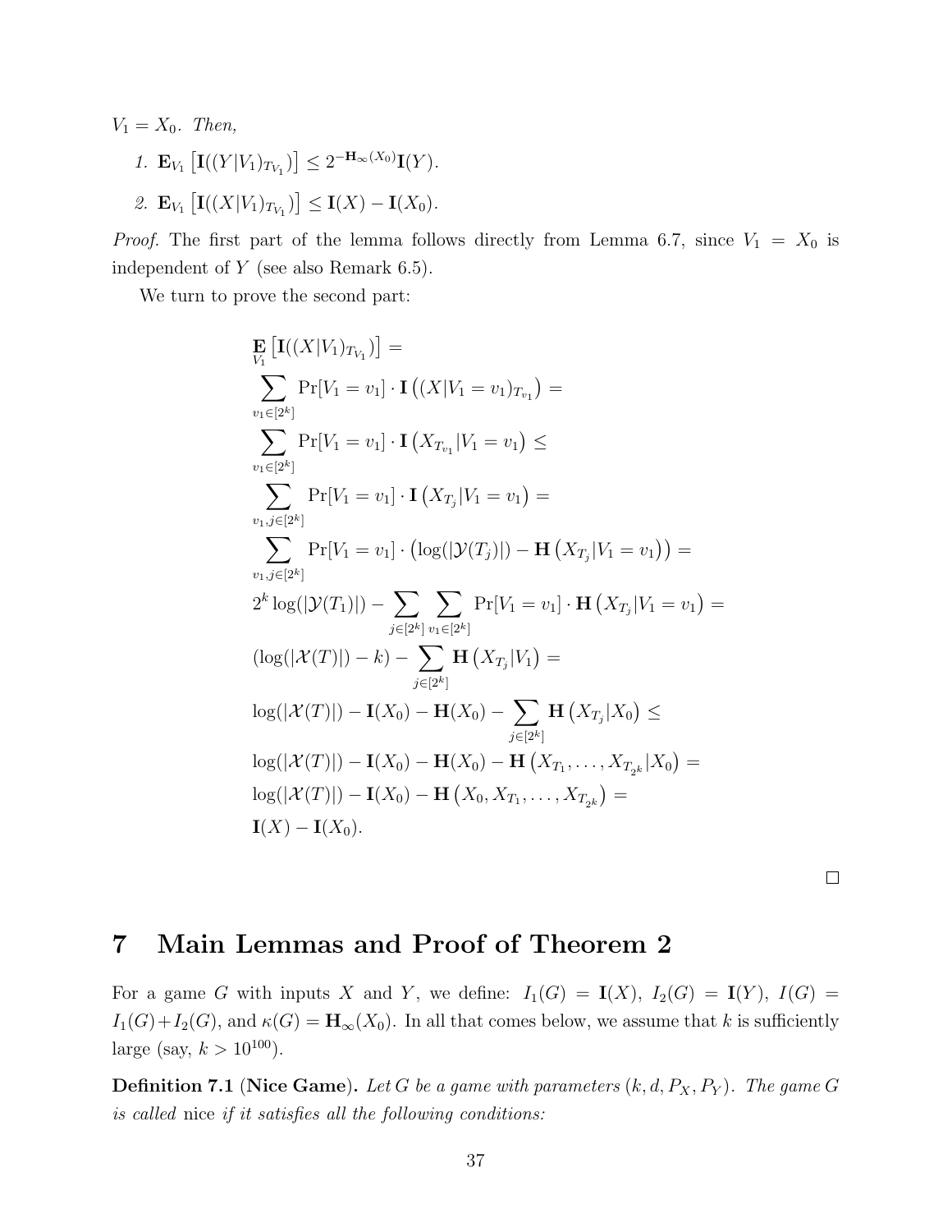$V_1 = X_0$. *Then,*

1. $\mathbf{E}_{V_1}\left[\mathbf{I}((Y|V_1)_{T_{V_1}})\right] \leq 2^{-\mathbf{H}_\infty(X_0)}\mathbf{I}(Y)$.
2. $\mathbf{E}_{V_1}\left[\mathbf{I}((X|V_1)_{T_{V_1}})\right] \leq \mathbf{I}(X) - \mathbf{I}(X_0)$.

*Proof.* The first part of the lemma follows directly from Lemma 6.7, since $V_1 = X_0$ is independent of $Y$ (see also Remark 6.5).

We turn to prove the second part:

$$
\begin{aligned}
&\mathop{\mathbf{E}}_{V_1}\left[\mathbf{I}((X|V_1)_{T_{V_1}})\right] = \\
&\sum_{v_1 \in [2^k]} \Pr[V_1 = v_1] \cdot \mathbf{I}\left((X|V_1 = v_1)_{T_{v_1}}\right) = \\
&\sum_{v_1 \in [2^k]} \Pr[V_1 = v_1] \cdot \mathbf{I}\left(X_{T_{v_1}}|V_1 = v_1\right) \leq \\
&\sum_{v_1, j \in [2^k]} \Pr[V_1 = v_1] \cdot \mathbf{I}\left(X_{T_j}|V_1 = v_1\right) = \\
&\sum_{v_1, j \in [2^k]} \Pr[V_1 = v_1] \cdot \left(\log(|\mathcal{Y}(T_j)|) - \mathbf{H}\left(X_{T_j}|V_1 = v_1\right)\right) = \\
&2^k \log(|\mathcal{Y}(T_1)|) - \sum_{j \in [2^k]} \sum_{v_1 \in [2^k]} \Pr[V_1 = v_1] \cdot \mathbf{H}\left(X_{T_j}|V_1 = v_1\right) = \\
&(\log(|\mathcal{X}(T)|) - k) - \sum_{j \in [2^k]} \mathbf{H}\left(X_{T_j}|V_1\right) = \\
&\log(|\mathcal{X}(T)|) - \mathbf{I}(X_0) - \mathbf{H}(X_0) - \sum_{j \in [2^k]} \mathbf{H}\left(X_{T_j}|X_0\right) \leq \\
&\log(|\mathcal{X}(T)|) - \mathbf{I}(X_0) - \mathbf{H}(X_0) - \mathbf{H}\left(X_{T_1}, \ldots, X_{T_{2^k}}|X_0\right) = \\
&\log(|\mathcal{X}(T)|) - \mathbf{I}(X_0) - \mathbf{H}\left(X_0, X_{T_1}, \ldots, X_{T_{2^k}}\right) = \\
&\mathbf{I}(X) - \mathbf{I}(X_0).
\end{aligned}
$$

□

# 7 Main Lemmas and Proof of Theorem 2

For a game $G$ with inputs $X$ and $Y$, we define: $I_1(G) = \mathbf{I}(X)$, $I_2(G) = \mathbf{I}(Y)$, $I(G) = I_1(G) + I_2(G)$, and $\kappa(G) = \mathbf{H}_\infty(X_0)$. In all that comes below, we assume that $k$ is sufficiently large (say, $k > 10^{100}$).

**Definition 7.1** (**Nice Game**)**.** *Let $G$ be a game with parameters $(k, d, P_X, P_Y)$. The game $G$ is called* nice *if it satisfies all the following conditions:*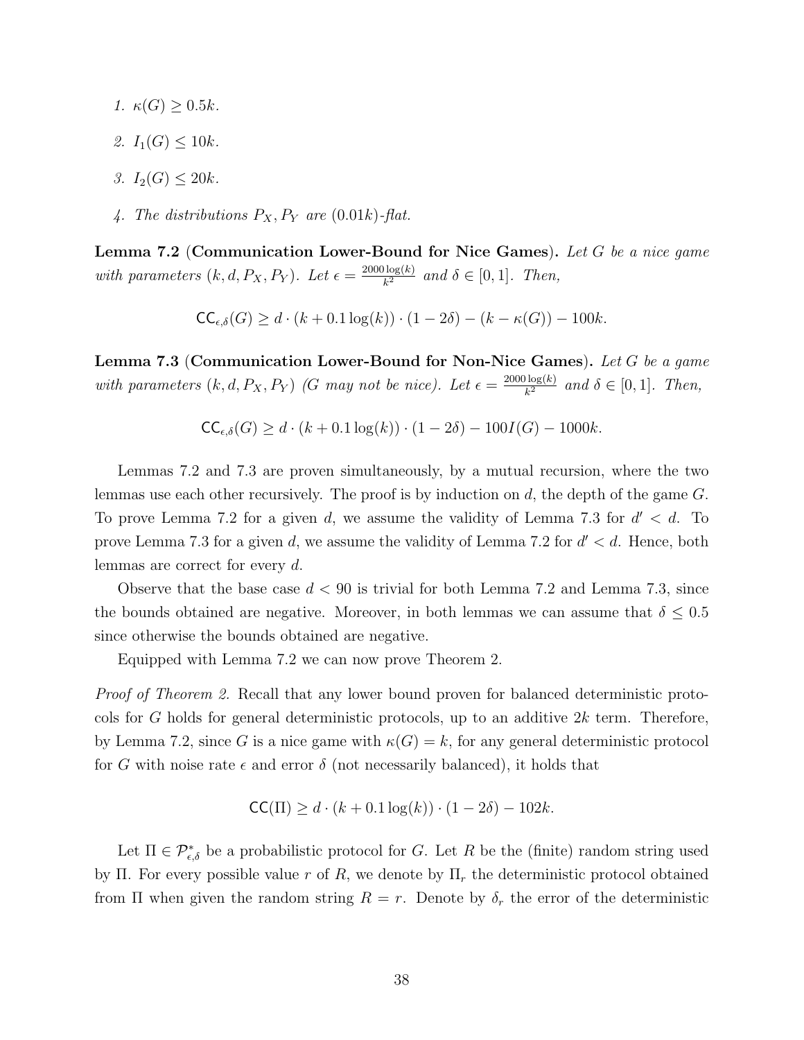1. $\kappa(G) \geq 0.5k$.
2. $I_1(G) \leq 10k$.
3. $I_2(G) \leq 20k$.
4. *The distributions* $P_X, P_Y$ *are* $(0.01k)$*-flat.*

**Lemma 7.2** (**Communication Lower-Bound for Nice Games**)**.** *Let $G$ be a nice game with parameters $(k, d, P_X, P_Y)$. Let $\epsilon = \frac{2000 \log(k)}{k^2}$ and $\delta \in [0, 1]$. Then,*

$$\mathsf{CC}_{\epsilon,\delta}(G) \geq d \cdot (k + 0.1 \log(k)) \cdot (1 - 2\delta) - (k - \kappa(G)) - 100k.$$

**Lemma 7.3** (**Communication Lower-Bound for Non-Nice Games**)**.** *Let $G$ be a game with parameters $(k, d, P_X, P_Y)$ ($G$ may not be nice). Let $\epsilon = \frac{2000 \log(k)}{k^2}$ and $\delta \in [0, 1]$. Then,*

$$\mathsf{CC}_{\epsilon,\delta}(G) \geq d \cdot (k + 0.1 \log(k)) \cdot (1 - 2\delta) - 100I(G) - 1000k.$$

Lemmas 7.2 and 7.3 are proven simultaneously, by a mutual recursion, where the two lemmas use each other recursively. The proof is by induction on $d$, the depth of the game $G$. To prove Lemma 7.2 for a given $d$, we assume the validity of Lemma 7.3 for $d' < d$. To prove Lemma 7.3 for a given $d$, we assume the validity of Lemma 7.2 for $d' < d$. Hence, both lemmas are correct for every $d$.

Observe that the base case $d < 90$ is trivial for both Lemma 7.2 and Lemma 7.3, since the bounds obtained are negative. Moreover, in both lemmas we can assume that $\delta \leq 0.5$ since otherwise the bounds obtained are negative.

Equipped with Lemma 7.2 we can now prove Theorem 2.

*Proof of Theorem 2.* Recall that any lower bound proven for balanced deterministic protocols for $G$ holds for general deterministic protocols, up to an additive $2k$ term. Therefore, by Lemma 7.2, since $G$ is a nice game with $\kappa(G) = k$, for any general deterministic protocol for $G$ with noise rate $\epsilon$ and error $\delta$ (not necessarily balanced), it holds that

$$\mathsf{CC}(\Pi) \geq d \cdot (k + 0.1 \log(k)) \cdot (1 - 2\delta) - 102k.$$

Let $\Pi \in \mathcal{P}^*_{\epsilon,\delta}$ be a probabilistic protocol for $G$. Let $R$ be the (finite) random string used by $\Pi$. For every possible value $r$ of $R$, we denote by $\Pi_r$ the deterministic protocol obtained from $\Pi$ when given the random string $R = r$. Denote by $\delta_r$ the error of the deterministic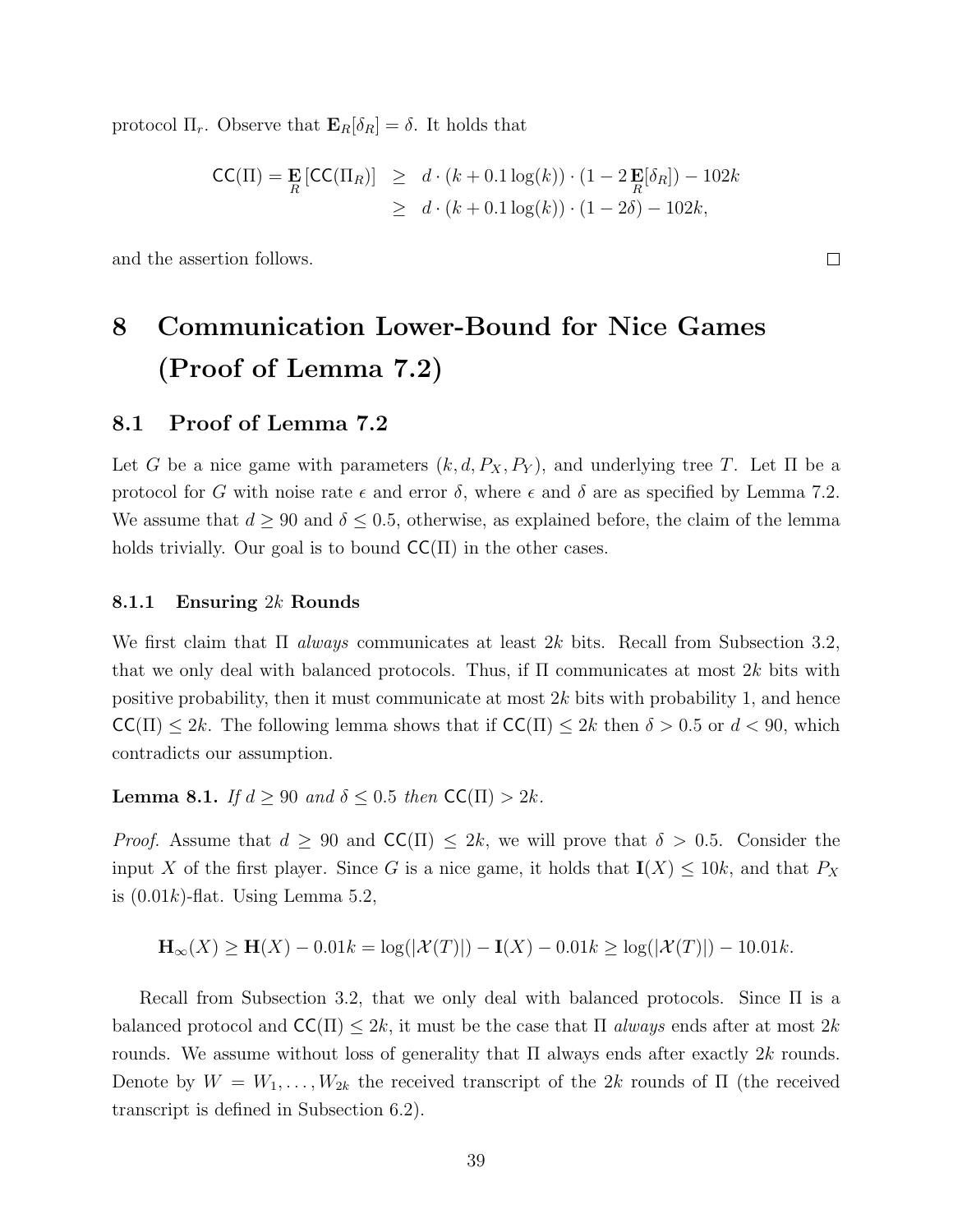protocol $\Pi_r$. Observe that $\mathbf{E}_R[\delta_R] = \delta$. It holds that

$$\begin{aligned}
\mathsf{CC}(\Pi) = \mathop{\mathbf{E}}_R[\mathsf{CC}(\Pi_R)] &\geq d \cdot (k + 0.1\log(k)) \cdot (1 - 2\mathop{\mathbf{E}}_R[\delta_R]) - 102k \\
&\geq d \cdot (k + 0.1\log(k)) \cdot (1 - 2\delta) - 102k,
\end{aligned}$$

and the assertion follows. □

# 8 Communication Lower-Bound for Nice Games (Proof of Lemma 7.2)

## 8.1 Proof of Lemma 7.2

Let $G$ be a nice game with parameters $(k, d, P_X, P_Y)$, and underlying tree $T$. Let $\Pi$ be a protocol for $G$ with noise rate $\epsilon$ and error $\delta$, where $\epsilon$ and $\delta$ are as specified by Lemma 7.2. We assume that $d \geq 90$ and $\delta \leq 0.5$, otherwise, as explained before, the claim of the lemma holds trivially. Our goal is to bound $\mathsf{CC}(\Pi)$ in the other cases.

### 8.1.1 Ensuring $2k$ Rounds

We first claim that $\Pi$ *always* communicates at least $2k$ bits. Recall from Subsection 3.2, that we only deal with balanced protocols. Thus, if $\Pi$ communicates at most $2k$ bits with positive probability, then it must communicate at most $2k$ bits with probability 1, and hence $\mathsf{CC}(\Pi) \leq 2k$. The following lemma shows that if $\mathsf{CC}(\Pi) \leq 2k$ then $\delta > 0.5$ or $d < 90$, which contradicts our assumption.

**Lemma 8.1.** *If $d \geq 90$ and $\delta \leq 0.5$ then $\mathsf{CC}(\Pi) > 2k$.*

*Proof.* Assume that $d \geq 90$ and $\mathsf{CC}(\Pi) \leq 2k$, we will prove that $\delta > 0.5$. Consider the input $X$ of the first player. Since $G$ is a nice game, it holds that $\mathbf{I}(X) \leq 10k$, and that $P_X$ is $(0.01k)$-flat. Using Lemma 5.2,

$$\mathbf{H}_\infty(X) \geq \mathbf{H}(X) - 0.01k = \log(|\mathcal{X}(T)|) - \mathbf{I}(X) - 0.01k \geq \log(|\mathcal{X}(T)|) - 10.01k.$$

Recall from Subsection 3.2, that we only deal with balanced protocols. Since $\Pi$ is a balanced protocol and $\mathsf{CC}(\Pi) \leq 2k$, it must be the case that $\Pi$ *always* ends after at most $2k$ rounds. We assume without loss of generality that $\Pi$ always ends after exactly $2k$ rounds. Denote by $W = W_1, \ldots, W_{2k}$ the received transcript of the $2k$ rounds of $\Pi$ (the received transcript is defined in Subsection 6.2).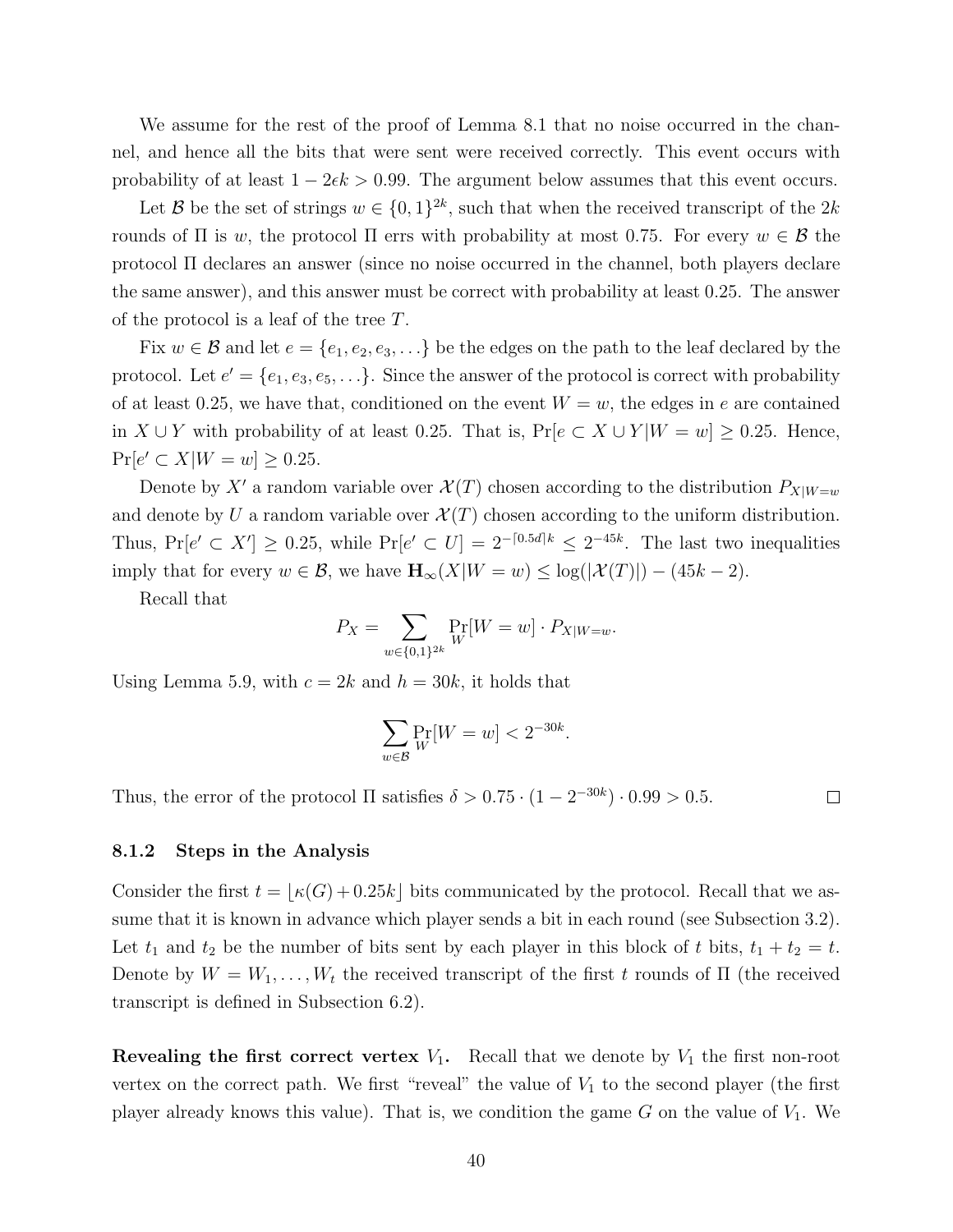We assume for the rest of the proof of Lemma 8.1 that no noise occurred in the channel, and hence all the bits that were sent were received correctly. This event occurs with probability of at least $1 - 2\epsilon k > 0.99$. The argument below assumes that this event occurs.

Let $\mathcal{B}$ be the set of strings $w \in \{0,1\}^{2k}$, such that when the received transcript of the $2k$ rounds of $\Pi$ is $w$, the protocol $\Pi$ errs with probability at most 0.75. For every $w \in \mathcal{B}$ the protocol $\Pi$ declares an answer (since no noise occurred in the channel, both players declare the same answer), and this answer must be correct with probability at least 0.25. The answer of the protocol is a leaf of the tree $T$.

Fix $w \in \mathcal{B}$ and let $e = \{e_1, e_2, e_3, \ldots\}$ be the edges on the path to the leaf declared by the protocol. Let $e' = \{e_1, e_3, e_5, \ldots\}$. Since the answer of the protocol is correct with probability of at least 0.25, we have that, conditioned on the event $W = w$, the edges in $e$ are contained in $X \cup Y$ with probability of at least 0.25. That is, $\Pr[e \subset X \cup Y | W = w] \geq 0.25$. Hence, $\Pr[e' \subset X | W = w] \geq 0.25$.

Denote by $X'$ a random variable over $\mathcal{X}(T)$ chosen according to the distribution $P_{X|W=w}$ and denote by $U$ a random variable over $\mathcal{X}(T)$ chosen according to the uniform distribution. Thus, $\Pr[e' \subset X'] \geq 0.25$, while $\Pr[e' \subset U] = 2^{-\lceil 0.5d \rceil k} \leq 2^{-45k}$. The last two inequalities imply that for every $w \in \mathcal{B}$, we have $\mathbf{H}_\infty(X|W = w) \leq \log(|\mathcal{X}(T)|) - (45k - 2)$.

Recall that

$$P_X = \sum_{w \in \{0,1\}^{2k}} \Pr_W[W = w] \cdot P_{X|W=w}.$$

Using Lemma 5.9, with $c = 2k$ and $h = 30k$, it holds that

$$\sum_{w \in \mathcal{B}} \Pr_W[W = w] < 2^{-30k}.$$

Thus, the error of the protocol $\Pi$ satisfies $\delta > 0.75 \cdot (1 - 2^{-30k}) \cdot 0.99 > 0.5$. □

### 8.1.2 Steps in the Analysis

Consider the first $t = \lfloor \kappa(G) + 0.25k \rfloor$ bits communicated by the protocol. Recall that we assume that it is known in advance which player sends a bit in each round (see Subsection 3.2). Let $t_1$ and $t_2$ be the number of bits sent by each player in this block of $t$ bits, $t_1 + t_2 = t$. Denote by $W = W_1, \ldots, W_t$ the received transcript of the first $t$ rounds of $\Pi$ (the received transcript is defined in Subsection 6.2).

**Revealing the first correct vertex $V_1$.** Recall that we denote by $V_1$ the first non-root vertex on the correct path. We first "reveal" the value of $V_1$ to the second player (the first player already knows this value). That is, we condition the game $G$ on the value of $V_1$. We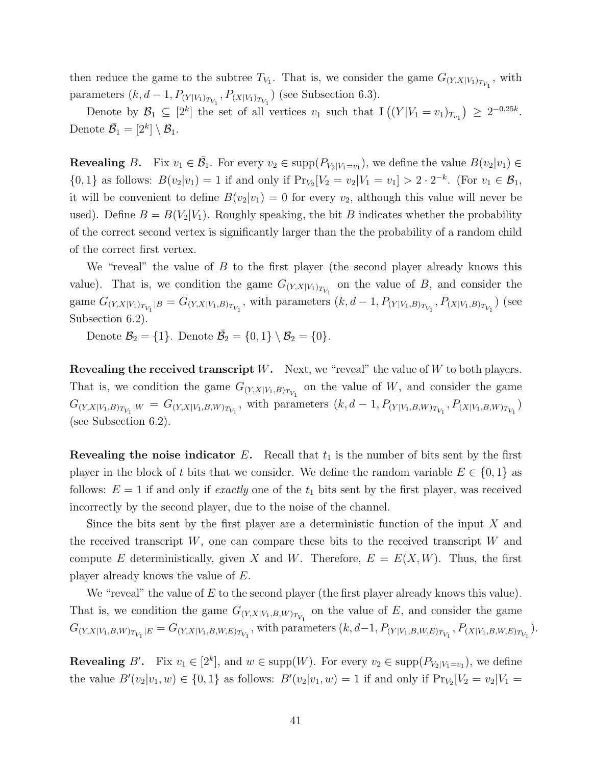then reduce the game to the subtree $T_{V_1}$. That is, we consider the game $G_{(Y,X|V_1)_{T_{V_1}}}$, with parameters $(k, d-1, P_{(Y|V_1)_{T_{V_1}}}, P_{(X|V_1)_{T_{V_1}}})$ (see Subsection 6.3).

Denote by $\mathcal{B}_1 \subseteq [2^k]$ the set of all vertices $v_1$ such that $\mathbf{I}\left((Y|V_1 = v_1)_{T_{v_1}}\right) \geq 2^{-0.25k}$. Denote $\bar{\mathcal{B}_1} = [2^k] \setminus \mathcal{B}_1$.

**Revealing $B$.** Fix $v_1 \in \bar{\mathcal{B}_1}$. For every $v_2 \in \mathrm{supp}(P_{V_2|V_1=v_1})$, we define the value $B(v_2|v_1) \in \{0,1\}$ as follows: $B(v_2|v_1) = 1$ if and only if $\Pr_{V_2}[V_2 = v_2|V_1 = v_1] > 2 \cdot 2^{-k}$. (For $v_1 \in \mathcal{B}_1$, it will be convenient to define $B(v_2|v_1) = 0$ for every $v_2$, although this value will never be used). Define $B = B(V_2|V_1)$. Roughly speaking, the bit $B$ indicates whether the probability of the correct second vertex is significantly larger than the the probability of a random child of the correct first vertex.

We "reveal" the value of $B$ to the first player (the second player already knows this value). That is, we condition the game $G_{(Y,X|V_1)_{T_{V_1}}}$ on the value of $B$, and consider the game $G_{(Y,X|V_1)_{T_{V_1}}|B} = G_{(Y,X|V_1,B)_{T_{V_1}}}$, with parameters $(k, d-1, P_{(Y|V_1,B)_{T_{V_1}}}, P_{(X|V_1,B)_{T_{V_1}}})$ (see Subsection 6.2).

Denote $\mathcal{B}_2 = \{1\}$. Denote $\bar{\mathcal{B}_2} = \{0,1\} \setminus \mathcal{B}_2 = \{0\}$.

**Revealing the received transcript $W$.** Next, we "reveal" the value of $W$ to both players. That is, we condition the game $G_{(Y,X|V_1,B)_{T_{V_1}}}$ on the value of $W$, and consider the game $G_{(Y,X|V_1,B)_{T_{V_1}}|W} = G_{(Y,X|V_1,B,W)_{T_{V_1}}}$, with parameters $(k, d-1, P_{(Y|V_1,B,W)_{T_{V_1}}}, P_{(X|V_1,B,W)_{T_{V_1}}})$ (see Subsection 6.2).

**Revealing the noise indicator $E$.** Recall that $t_1$ is the number of bits sent by the first player in the block of $t$ bits that we consider. We define the random variable $E \in \{0,1\}$ as follows: $E = 1$ if and only if *exactly* one of the $t_1$ bits sent by the first player, was received incorrectly by the second player, due to the noise of the channel.

Since the bits sent by the first player are a deterministic function of the input $X$ and the received transcript $W$, one can compare these bits to the received transcript $W$ and compute $E$ deterministically, given $X$ and $W$. Therefore, $E = E(X,W)$. Thus, the first player already knows the value of $E$.

We "reveal" the value of $E$ to the second player (the first player already knows this value). That is, we condition the game $G_{(Y,X|V_1,B,W)_{T_{V_1}}}$ on the value of $E$, and consider the game $G_{(Y,X|V_1,B,W)_{T_{V_1}}|E} = G_{(Y,X|V_1,B,W,E)_{T_{V_1}}}$, with parameters $(k, d-1, P_{(Y|V_1,B,W,E)_{T_{V_1}}}, P_{(X|V_1,B,W,E)_{T_{V_1}}})$.

**Revealing $B'$.** Fix $v_1 \in [2^k]$, and $w \in \mathrm{supp}(W)$. For every $v_2 \in \mathrm{supp}(P_{V_2|V_1=v_1})$, we define the value $B'(v_2|v_1,w) \in \{0,1\}$ as follows: $B'(v_2|v_1,w) = 1$ if and only if $\Pr_{V_2}[V_2 = v_2|V_1 =$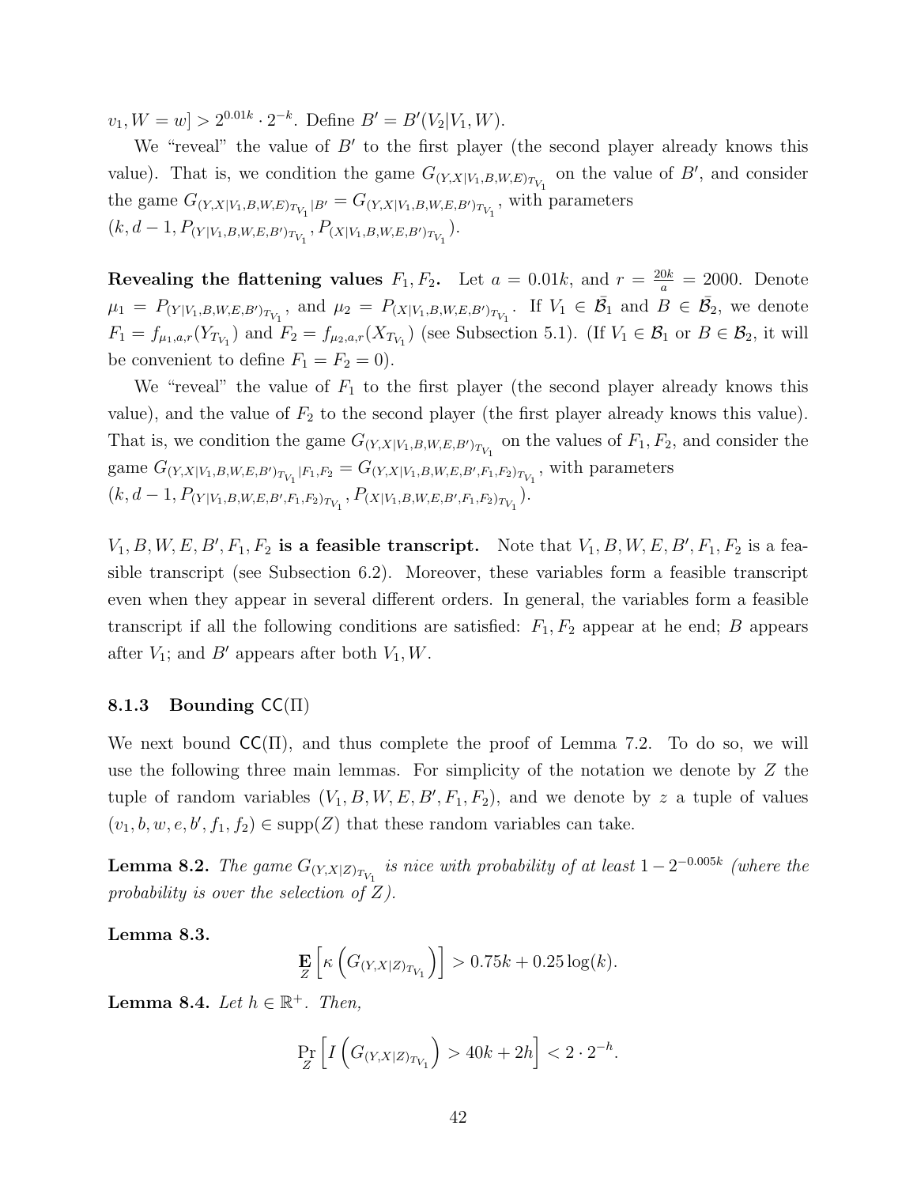$v_1, W = w] > 2^{0.01k} \cdot 2^{-k}$. Define $B' = B'(V_2|V_1, W)$.

We "reveal" the value of $B'$ to the first player (the second player already knows this value). That is, we condition the game $G_{(Y,X|V_1,B,W,E)_{T_{V_1}}}$ on the value of $B'$, and consider the game $G_{(Y,X|V_1,B,W,E)_{T_{V_1}}|B'} = G_{(Y,X|V_1,B,W,E,B')_{T_{V_1}}}$, with parameters $(k, d-1, P_{(Y|V_1,B,W,E,B')_{T_{V_1}}}, P_{(X|V_1,B,W,E,B')_{T_{V_1}}})$.

**Revealing the flattening values $F_1, F_2$.** Let $a = 0.01k$, and $r = \frac{20k}{a} = 2000$. Denote $\mu_1 = P_{(Y|V_1,B,W,E,B')_{T_{V_1}}}$, and $\mu_2 = P_{(X|V_1,B,W,E,B')_{T_{V_1}}}$. If $V_1 \in \bar{\mathcal{B}}_1$ and $B \in \bar{\mathcal{B}}_2$, we denote $F_1 = f_{\mu_1,a,r}(Y_{T_{V_1}})$ and $F_2 = f_{\mu_2,a,r}(X_{T_{V_1}})$ (see Subsection 5.1). (If $V_1 \in \mathcal{B}_1$ or $B \in \mathcal{B}_2$, it will be convenient to define $F_1 = F_2 = 0$).

We "reveal" the value of $F_1$ to the first player (the second player already knows this value), and the value of $F_2$ to the second player (the first player already knows this value). That is, we condition the game $G_{(Y,X|V_1,B,W,E,B')_{T_{V_1}}}$ on the values of $F_1, F_2$, and consider the game $G_{(Y,X|V_1,B,W,E,B')_{T_{V_1}}|F_1,F_2} = G_{(Y,X|V_1,B,W,E,B',F_1,F_2)_{T_{V_1}}}$, with parameters $(k, d-1, P_{(Y|V_1,B,W,E,B',F_1,F_2)_{T_{V_1}}}, P_{(X|V_1,B,W,E,B',F_1,F_2)_{T_{V_1}}})$.

**$V_1, B, W, E, B', F_1, F_2$ is a feasible transcript.** Note that $V_1, B, W, E, B', F_1, F_2$ is a feasible transcript (see Subsection 6.2). Moreover, these variables form a feasible transcript even when they appear in several different orders. In general, the variables form a feasible transcript if all the following conditions are satisfied: $F_1, F_2$ appear at he end; $B$ appears after $V_1$; and $B'$ appears after both $V_1, W$.

### 8.1.3 Bounding $\mathsf{CC}(\Pi)$

We next bound $\mathsf{CC}(\Pi)$, and thus complete the proof of Lemma 7.2. To do so, we will use the following three main lemmas. For simplicity of the notation we denote by $Z$ the tuple of random variables $(V_1, B, W, E, B', F_1, F_2)$, and we denote by $z$ a tuple of values $(v_1, b, w, e, b', f_1, f_2) \in \mathrm{supp}(Z)$ that these random variables can take.

**Lemma 8.2.** *The game $G_{(Y,X|Z)_{T_{V_1}}}$ is nice with probability of at least $1 - 2^{-0.005k}$ (where the probability is over the selection of $Z$).*

**Lemma 8.3.**

$$\mathop{\mathbf{E}}_{Z}\left[\kappa\left(G_{(Y,X|Z)_{T_{V_1}}}\right)\right] > 0.75k + 0.25\log(k).$$

**Lemma 8.4.** *Let $h \in \mathbb{R}^+$. Then,*

$$\Pr_{Z}\left[I\left(G_{(Y,X|Z)_{T_{V_1}}}\right) > 40k + 2h\right] < 2 \cdot 2^{-h}.$$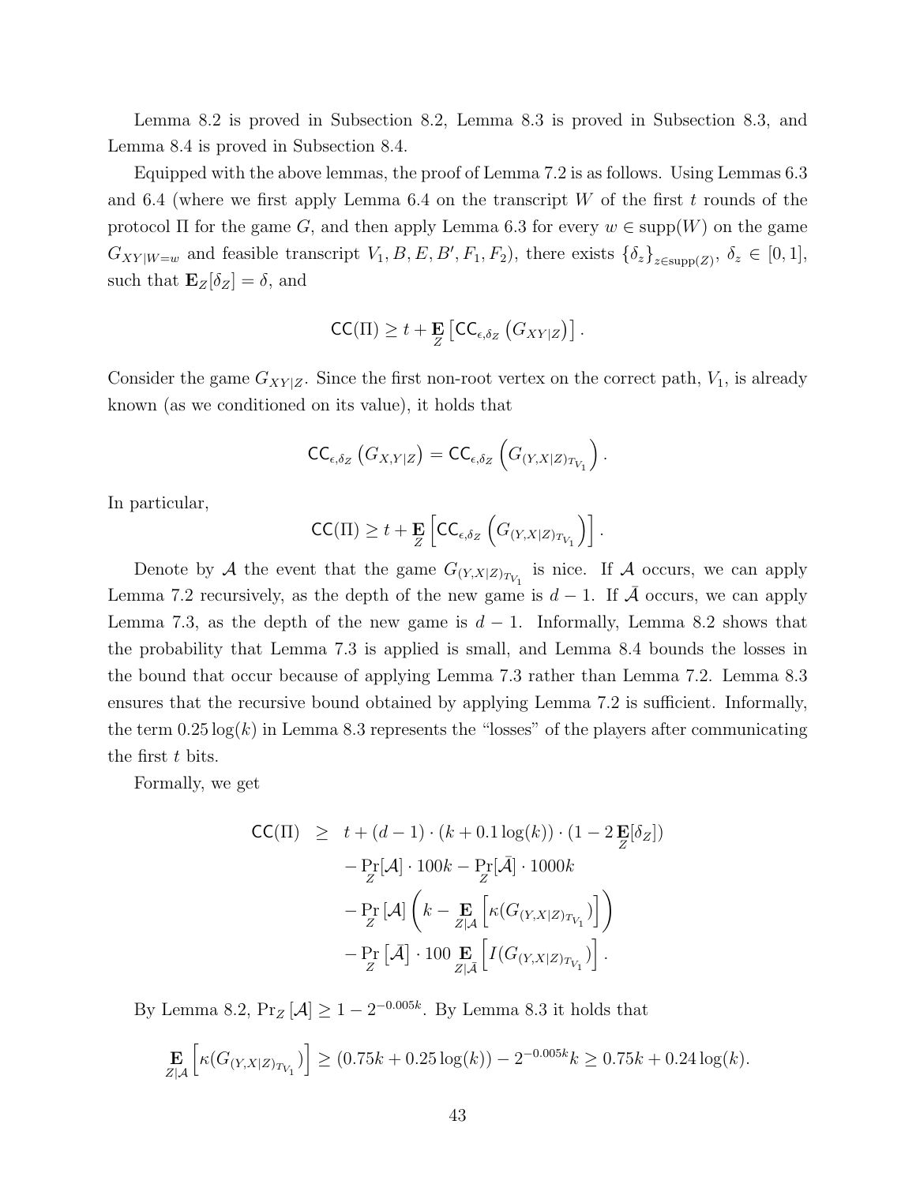Lemma 8.2 is proved in Subsection 8.2, Lemma 8.3 is proved in Subsection 8.3, and Lemma 8.4 is proved in Subsection 8.4.

Equipped with the above lemmas, the proof of Lemma 7.2 is as follows. Using Lemmas 6.3 and 6.4 (where we first apply Lemma 6.4 on the transcript $W$ of the first $t$ rounds of the protocol $\Pi$ for the game $G$, and then apply Lemma 6.3 for every $w \in \mathrm{supp}(W)$ on the game $G_{XY|W=w}$ and feasible transcript $V_1, B, E, B', F_1, F_2$), there exists $\{\delta_z\}_{z \in \mathrm{supp}(Z)}$, $\delta_z \in [0,1]$, such that $\mathbf{E}_Z[\delta_Z] = \delta$, and

$$\mathsf{CC}(\Pi) \geq t + \mathop{\mathbf{E}}_{Z}\left[\mathsf{CC}_{\epsilon,\delta_Z}\left(G_{XY|Z}\right)\right].$$

Consider the game $G_{XY|Z}$. Since the first non-root vertex on the correct path, $V_1$, is already known (as we conditioned on its value), it holds that

$$\mathsf{CC}_{\epsilon,\delta_Z}\left(G_{X,Y|Z}\right) = \mathsf{CC}_{\epsilon,\delta_Z}\left(G_{(Y,X|Z)_{T_{V_1}}}\right).$$

In particular,

$$\mathsf{CC}(\Pi) \geq t + \mathop{\mathbf{E}}_{Z}\left[\mathsf{CC}_{\epsilon,\delta_Z}\left(G_{(Y,X|Z)_{T_{V_1}}}\right)\right].$$

Denote by $\mathcal{A}$ the event that the game $G_{(Y,X|Z)_{T_{V_1}}}$ is nice. If $\mathcal{A}$ occurs, we can apply Lemma 7.2 recursively, as the depth of the new game is $d-1$. If $\bar{\mathcal{A}}$ occurs, we can apply Lemma 7.3, as the depth of the new game is $d-1$. Informally, Lemma 8.2 shows that the probability that Lemma 7.3 is applied is small, and Lemma 8.4 bounds the losses in the bound that occur because of applying Lemma 7.3 rather than Lemma 7.2. Lemma 8.3 ensures that the recursive bound obtained by applying Lemma 7.2 is sufficient. Informally, the term $0.25\log(k)$ in Lemma 8.3 represents the "losses" of the players after communicating the first $t$ bits.

Formally, we get

$$\begin{aligned}
\mathsf{CC}(\Pi) \geq\; & t + (d-1)\cdot(k + 0.1\log(k))\cdot(1 - 2\mathop{\mathbf{E}}_{Z}[\delta_Z]) \\
& - \Pr_Z[\mathcal{A}]\cdot 100k - \Pr_Z[\bar{\mathcal{A}}]\cdot 1000k \\
& - \Pr_Z[\mathcal{A}]\left(k - \mathop{\mathbf{E}}_{Z|\mathcal{A}}\left[\kappa(G_{(Y,X|Z)_{T_{V_1}}})\right]\right) \\
& - \Pr_Z\left[\bar{\mathcal{A}}\right]\cdot 100\mathop{\mathbf{E}}_{Z|\bar{\mathcal{A}}}\left[I(G_{(Y,X|Z)_{T_{V_1}}})\right].
\end{aligned}$$

By Lemma 8.2, $\Pr_Z[\mathcal{A}] \geq 1 - 2^{-0.005k}$. By Lemma 8.3 it holds that

$$\mathop{\mathbf{E}}_{Z|\mathcal{A}}\left[\kappa(G_{(Y,X|Z)_{T_{V_1}}})\right] \geq (0.75k + 0.25\log(k)) - 2^{-0.005k}k \geq 0.75k + 0.24\log(k).$$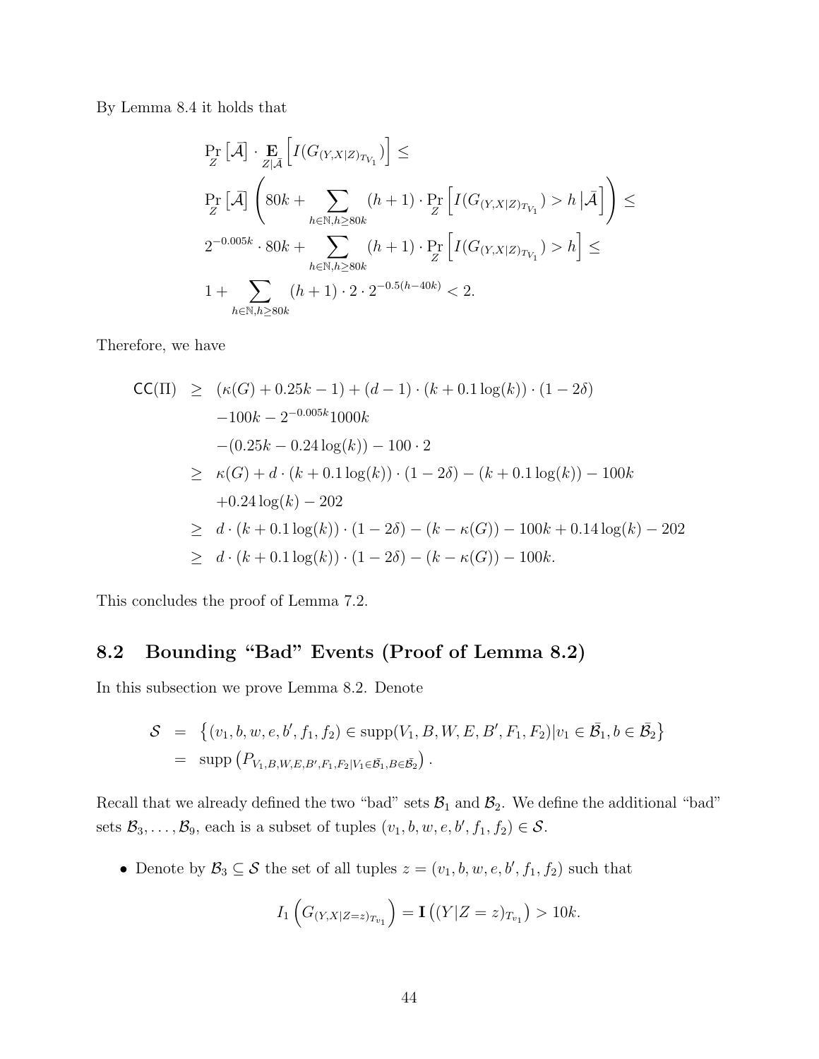By Lemma 8.4 it holds that

$$
\begin{aligned}
&\Pr_Z\left[\bar{\mathcal{A}}\right] \cdot \mathop{\mathbf{E}}_{Z|\bar{\mathcal{A}}}\left[I(G_{(Y,X|Z)_{T_{V_1}}})\right] \leq \\
&\Pr_Z\left[\bar{\mathcal{A}}\right]\left(80k + \sum_{h\in\mathbb{N}, h\geq 80k}(h+1)\cdot \Pr_Z\left[I(G_{(Y,X|Z)_{T_{V_1}}}) > h \,\middle|\, \bar{\mathcal{A}}\right]\right) \leq \\
&2^{-0.005k}\cdot 80k + \sum_{h\in\mathbb{N}, h\geq 80k}(h+1)\cdot \Pr_Z\left[I(G_{(Y,X|Z)_{T_{V_1}}}) > h\right] \leq \\
&1 + \sum_{h\in\mathbb{N}, h\geq 80k}(h+1)\cdot 2\cdot 2^{-0.5(h-40k)} < 2.
\end{aligned}
$$

Therefore, we have

$$
\begin{aligned}
\mathsf{CC}(\Pi) \;\geq\;& (\kappa(G) + 0.25k - 1) + (d-1)\cdot(k + 0.1\log(k))\cdot(1-2\delta) \\
& -100k - 2^{-0.005k}1000k \\
& -(0.25k - 0.24\log(k)) - 100\cdot 2 \\
\geq\;& \kappa(G) + d\cdot(k+0.1\log(k))\cdot(1-2\delta) - (k+0.1\log(k)) - 100k \\
& +0.24\log(k) - 202 \\
\geq\;& d\cdot(k+0.1\log(k))\cdot(1-2\delta) - (k-\kappa(G)) - 100k + 0.14\log(k) - 202 \\
\geq\;& d\cdot(k+0.1\log(k))\cdot(1-2\delta) - (k-\kappa(G)) - 100k.
\end{aligned}
$$

This concludes the proof of Lemma 7.2.

## 8.2 Bounding "Bad" Events (Proof of Lemma 8.2)

In this subsection we prove Lemma 8.2. Denote

$$
\begin{aligned}
\mathcal{S} &= \left\{(v_1, b, w, e, b', f_1, f_2) \in \operatorname{supp}(V_1, B, W, E, B', F_1, F_2) | v_1 \in \bar{\mathcal{B}_1}, b \in \bar{\mathcal{B}_2}\right\} \\
&= \operatorname{supp}\left(P_{V_1, B, W, E, B', F_1, F_2 | V_1 \in \bar{\mathcal{B}_1}, B \in \bar{\mathcal{B}_2}}\right).
\end{aligned}
$$

Recall that we already defined the two "bad" sets $\mathcal{B}_1$ and $\mathcal{B}_2$. We define the additional "bad" sets $\mathcal{B}_3, \ldots, \mathcal{B}_9$, each is a subset of tuples $(v_1, b, w, e, b', f_1, f_2) \in \mathcal{S}$.

- Denote by $\mathcal{B}_3 \subseteq \mathcal{S}$ the set of all tuples $z = (v_1, b, w, e, b', f_1, f_2)$ such that

$$
I_1\left(G_{(Y,X|Z=z)_{T_{v_1}}}\right) = \mathbf{I}\left((Y|Z=z)_{T_{v_1}}\right) > 10k.
$$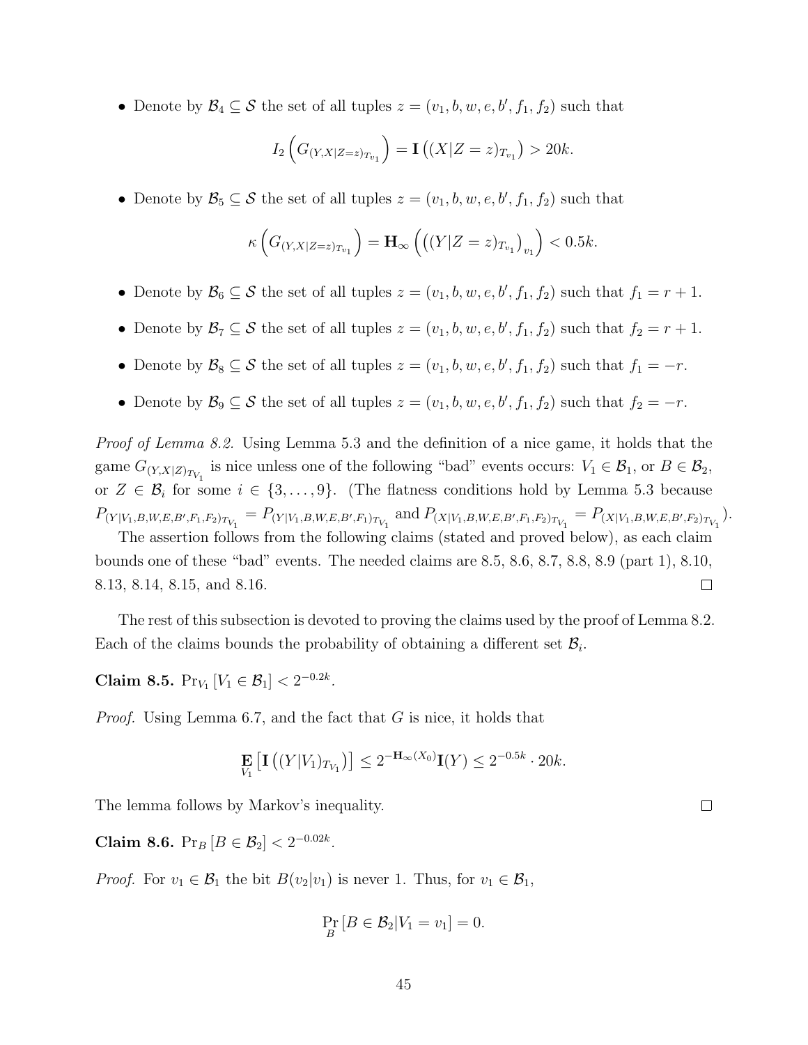- Denote by $\mathcal{B}_4 \subseteq \mathcal{S}$ the set of all tuples $z = (v_1, b, w, e, b', f_1, f_2)$ such that

$$I_2\left(G_{(Y,X|Z=z)_{T_{v_1}}}\right) = \mathbf{I}\left((X|Z=z)_{T_{v_1}}\right) > 20k.$$

- Denote by $\mathcal{B}_5 \subseteq \mathcal{S}$ the set of all tuples $z = (v_1, b, w, e, b', f_1, f_2)$ such that

$$\kappa\left(G_{(Y,X|Z=z)_{T_{v_1}}}\right) = \mathbf{H}_\infty\left(\left((Y|Z=z)_{T_{v_1}}\right)_{v_1}\right) < 0.5k.$$

- Denote by $\mathcal{B}_6 \subseteq \mathcal{S}$ the set of all tuples $z = (v_1, b, w, e, b', f_1, f_2)$ such that $f_1 = r + 1$.
- Denote by $\mathcal{B}_7 \subseteq \mathcal{S}$ the set of all tuples $z = (v_1, b, w, e, b', f_1, f_2)$ such that $f_2 = r + 1$.
- Denote by $\mathcal{B}_8 \subseteq \mathcal{S}$ the set of all tuples $z = (v_1, b, w, e, b', f_1, f_2)$ such that $f_1 = -r$.
- Denote by $\mathcal{B}_9 \subseteq \mathcal{S}$ the set of all tuples $z = (v_1, b, w, e, b', f_1, f_2)$ such that $f_2 = -r$.

*Proof of Lemma 8.2.* Using Lemma 5.3 and the definition of a nice game, it holds that the game $G_{(Y,X|Z)_{T_{V_1}}}$ is nice unless one of the following "bad" events occurs: $V_1 \in \mathcal{B}_1$, or $B \in \mathcal{B}_2$, or $Z \in \mathcal{B}_i$ for some $i \in \{3, \ldots, 9\}$. (The flatness conditions hold by Lemma 5.3 because $P_{(Y|V_1,B,W,E,B',F_1,F_2)_{T_{V_1}}} = P_{(Y|V_1,B,W,E,B',F_1)_{T_{V_1}}}$ and $P_{(X|V_1,B,W,E,B',F_1,F_2)_{T_{V_1}}} = P_{(X|V_1,B,W,E,B',F_2)_{T_{V_1}}}$).

The assertion follows from the following claims (stated and proved below), as each claim bounds one of these "bad" events. The needed claims are 8.5, 8.6, 8.7, 8.8, 8.9 (part 1), 8.10, 8.13, 8.14, 8.15, and 8.16. □

The rest of this subsection is devoted to proving the claims used by the proof of Lemma 8.2. Each of the claims bounds the probability of obtaining a different set $\mathcal{B}_i$.

**Claim 8.5.** $\Pr_{V_1}[V_1 \in \mathcal{B}_1] < 2^{-0.2k}$.

*Proof.* Using Lemma 6.7, and the fact that $G$ is nice, it holds that

$$\mathop{\mathbf{E}}_{V_1}\left[\mathbf{I}\left((Y|V_1)_{T_{V_1}}\right)\right] \leq 2^{-\mathbf{H}_\infty(X_0)}\mathbf{I}(Y) \leq 2^{-0.5k} \cdot 20k.$$

The lemma follows by Markov's inequality. □

**Claim 8.6.** $\Pr_B[B \in \mathcal{B}_2] < 2^{-0.02k}$.

*Proof.* For $v_1 \in \mathcal{B}_1$ the bit $B(v_2|v_1)$ is never 1. Thus, for $v_1 \in \mathcal{B}_1$,

$$\Pr_B[B \in \mathcal{B}_2 | V_1 = v_1] = 0.$$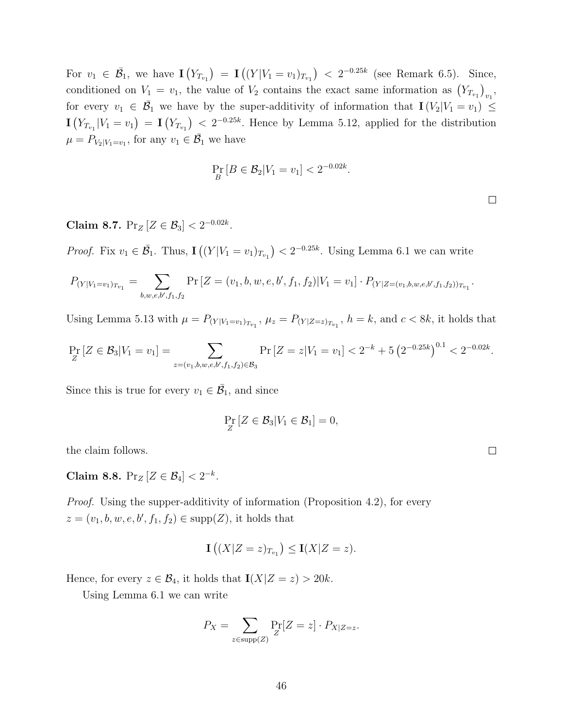For $v_1 \in \bar{\mathcal{B}}_1$, we have $\mathbf{I}\left(Y_{T_{v_1}}\right) = \mathbf{I}\left((Y|V_1 = v_1)_{T_{v_1}}\right) < 2^{-0.25k}$ (see Remark 6.5). Since, conditioned on $V_1 = v_1$, the value of $V_2$ contains the exact same information as $\left(Y_{T_{v_1}}\right)_{v_1}$, for every $v_1 \in \bar{\mathcal{B}}_1$ we have by the super-additivity of information that $\mathbf{I}\left(V_2|V_1 = v_1\right) \leq \mathbf{I}\left(Y_{T_{v_1}}|V_1 = v_1\right) = \mathbf{I}\left(Y_{T_{v_1}}\right) < 2^{-0.25k}$. Hence by Lemma 5.12, applied for the distribution $\mu = P_{V_2|V_1=v_1}$, for any $v_1 \in \bar{\mathcal{B}}_1$ we have

$$\Pr_B\left[B \in \mathcal{B}_2 | V_1 = v_1\right] < 2^{-0.02k}.$$

□

**Claim 8.7.** $\Pr_Z\left[Z \in \mathcal{B}_3\right] < 2^{-0.02k}$.

*Proof.* Fix $v_1 \in \bar{\mathcal{B}}_1$. Thus, $\mathbf{I}\left((Y|V_1 = v_1)_{T_{v_1}}\right) < 2^{-0.25k}$. Using Lemma 6.1 we can write

$$P_{(Y|V_1=v_1)_{T_{v_1}}} = \sum_{b,w,e,b',f_1,f_2} \Pr\left[Z = (v_1, b, w, e, b', f_1, f_2) | V_1 = v_1\right] \cdot P_{(Y|Z=(v_1,b,w,e,b',f_1,f_2))_{T_{v_1}}}.$$

Using Lemma 5.13 with $\mu = P_{(Y|V_1=v_1)_{T_{v_1}}}$, $\mu_z = P_{(Y|Z=z)_{T_{v_1}}}$, $h = k$, and $c < 8k$, it holds that

$$\Pr_Z\left[Z \in \mathcal{B}_3 | V_1 = v_1\right] = \sum_{z=(v_1,b,w,e,b',f_1,f_2)\in\mathcal{B}_3} \Pr\left[Z = z|V_1 = v_1\right] < 2^{-k} + 5\left(2^{-0.25k}\right)^{0.1} < 2^{-0.02k}.$$

Since this is true for every $v_1 \in \bar{\mathcal{B}}_1$, and since

$$\Pr_Z\left[Z \in \mathcal{B}_3 | V_1 \in \mathcal{B}_1\right] = 0,$$

the claim follows. □

**Claim 8.8.** $\Pr_Z\left[Z \in \mathcal{B}_4\right] < 2^{-k}$.

*Proof.* Using the supper-additivity of information (Proposition 4.2), for every $z = (v_1, b, w, e, b', f_1, f_2) \in \text{supp}(Z)$, it holds that

$$\mathbf{I}\left((X|Z = z)_{T_{v_1}}\right) \leq \mathbf{I}(X|Z = z).$$

Hence, for every $z \in \mathcal{B}_4$, it holds that $\mathbf{I}(X|Z = z) > 20k$.

Using Lemma 6.1 we can write

$$P_X = \sum_{z\in\text{supp}(Z)} \Pr_Z[Z = z] \cdot P_{X|Z=z}.$$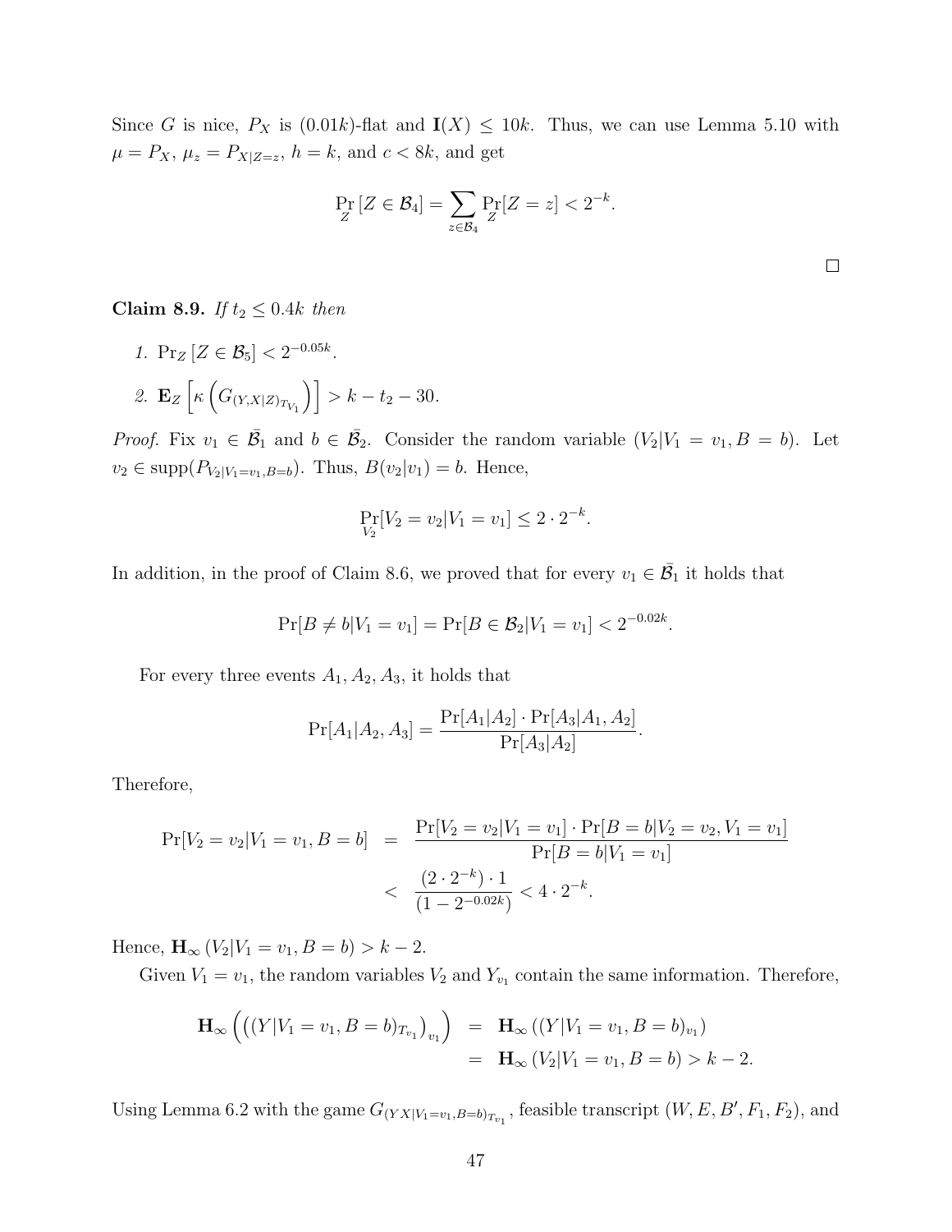Since $G$ is nice, $P_X$ is $(0.01k)$-flat and $\mathbf{I}(X) \leq 10k$. Thus, we can use Lemma 5.10 with $\mu = P_X$, $\mu_z = P_{X|Z=z}$, $h = k$, and $c < 8k$, and get

$$\Pr_Z [Z \in \mathcal{B}_4] = \sum_{z \in \mathcal{B}_4} \Pr_Z[Z = z] < 2^{-k}.$$

□

**Claim 8.9.** *If $t_2 \leq 0.4k$ then*

1. $\Pr_Z [Z \in \mathcal{B}_5] < 2^{-0.05k}$.
2. $\mathbf{E}_Z \left[ \kappa \left( G_{(Y,X|Z)_{T_{V_1}}} \right) \right] > k - t_2 - 30.$

*Proof.* Fix $v_1 \in \bar{\mathcal{B}}_1$ and $b \in \bar{\mathcal{B}}_2$. Consider the random variable $(V_2 | V_1 = v_1, B = b)$. Let $v_2 \in \text{supp}(P_{V_2|V_1=v_1,B=b})$. Thus, $B(v_2|v_1) = b$. Hence,

$$\Pr_{V_2}[V_2 = v_2 | V_1 = v_1] \leq 2 \cdot 2^{-k}.$$

In addition, in the proof of Claim 8.6, we proved that for every $v_1 \in \bar{\mathcal{B}}_1$ it holds that

$$\Pr[B \neq b | V_1 = v_1] = \Pr[B \in \mathcal{B}_2 | V_1 = v_1] < 2^{-0.02k}.$$

For every three events $A_1, A_2, A_3$, it holds that

$$\Pr[A_1 | A_2, A_3] = \frac{\Pr[A_1|A_2] \cdot \Pr[A_3|A_1, A_2]}{\Pr[A_3|A_2]}.$$

Therefore,

$$\begin{aligned}
\Pr[V_2 = v_2 | V_1 = v_1, B = b] &= \frac{\Pr[V_2 = v_2|V_1 = v_1] \cdot \Pr[B = b|V_2 = v_2, V_1 = v_1]}{\Pr[B = b|V_1 = v_1]} \\
&< \frac{(2 \cdot 2^{-k}) \cdot 1}{(1 - 2^{-0.02k})} < 4 \cdot 2^{-k}.
\end{aligned}$$

Hence, $\mathbf{H}_\infty (V_2 | V_1 = v_1, B = b) > k - 2$.

Given $V_1 = v_1$, the random variables $V_2$ and $Y_{v_1}$ contain the same information. Therefore,

$$\begin{aligned}
\mathbf{H}_\infty \left( \left( (Y|V_1 = v_1, B = b)_{T_{v_1}} \right)_{v_1} \right) &= \mathbf{H}_\infty \left( (Y|V_1 = v_1, B = b)_{v_1} \right) \\
&= \mathbf{H}_\infty (V_2 | V_1 = v_1, B = b) > k - 2.
\end{aligned}$$

Using Lemma 6.2 with the game $G_{(YX|V_1=v_1,B=b)_{T_{v_1}}}$, feasible transcript $(W, E, B', F_1, F_2)$, and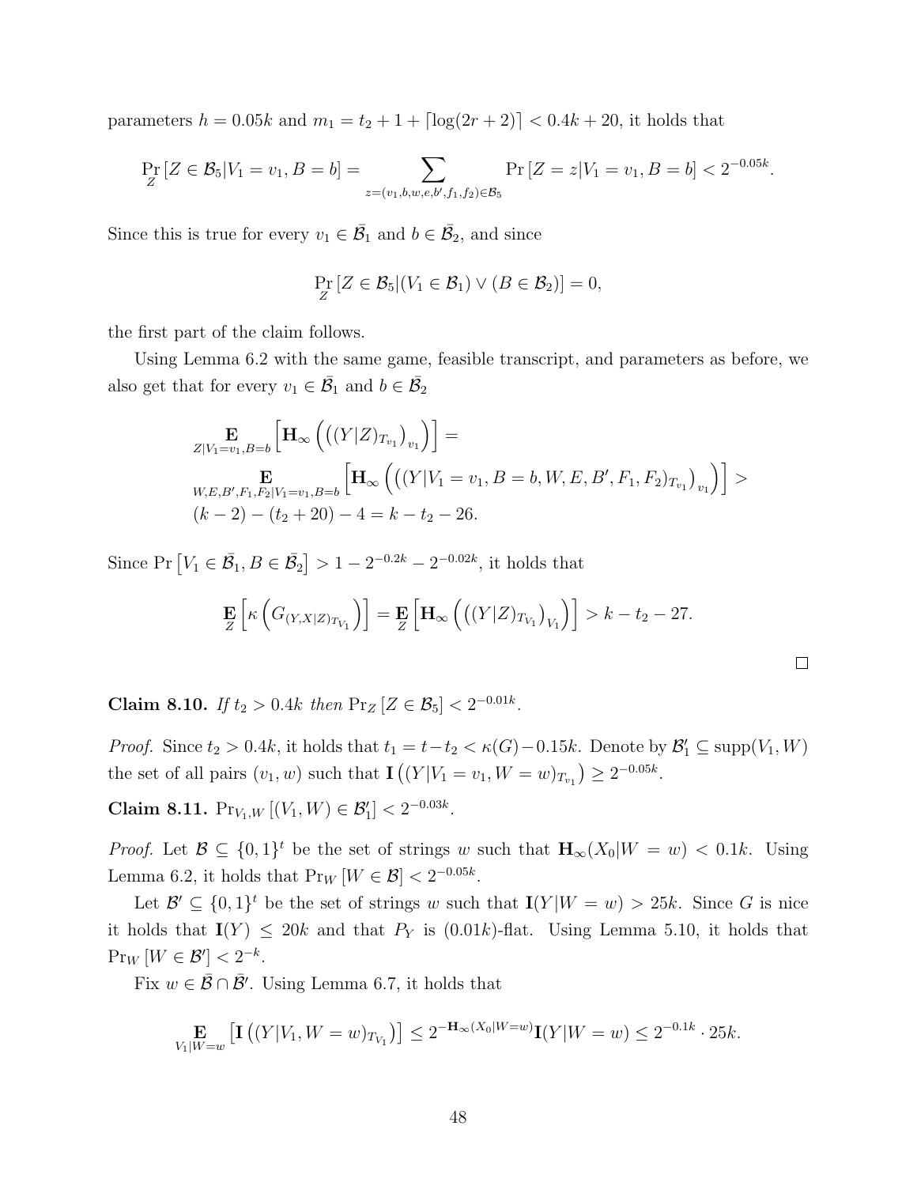parameters $h = 0.05k$ and $m_1 = t_2 + 1 + \lceil \log(2r+2) \rceil < 0.4k + 20$, it holds that

$$\Pr_Z [Z \in \mathcal{B}_5 | V_1 = v_1, B = b] = \sum_{z=(v_1,b,w,e,b',f_1,f_2) \in \mathcal{B}_5} \Pr [Z = z | V_1 = v_1, B = b] < 2^{-0.05k}.$$

Since this is true for every $v_1 \in \bar{\mathcal{B}_1}$ and $b \in \bar{\mathcal{B}_2}$, and since

$$\Pr_Z [Z \in \mathcal{B}_5 | (V_1 \in \mathcal{B}_1) \vee (B \in \mathcal{B}_2)] = 0,$$

the first part of the claim follows.

Using Lemma 6.2 with the same game, feasible transcript, and parameters as before, we also get that for every $v_1 \in \bar{\mathcal{B}_1}$ and $b \in \bar{\mathcal{B}_2}$

$$\begin{aligned}
&\mathop{\mathbf{E}}_{Z|V_1=v_1,B=b} \left[ \mathbf{H}_\infty \left( \left( (Y|Z)_{T_{v_1}} \right)_{v_1} \right) \right] = \\
&\mathop{\mathbf{E}}_{W,E,B',F_1,F_2|V_1=v_1,B=b} \left[ \mathbf{H}_\infty \left( \left( (Y|V_1 = v_1, B = b, W, E, B', F_1, F_2)_{T_{v_1}} \right)_{v_1} \right) \right] > \\
&(k-2) - (t_2 + 20) - 4 = k - t_2 - 26.
\end{aligned}$$

Since $\Pr \left[ V_1 \in \bar{\mathcal{B}_1}, B \in \bar{\mathcal{B}_2} \right] > 1 - 2^{-0.2k} - 2^{-0.02k}$, it holds that

$$\mathop{\mathbf{E}}_Z \left[ \kappa \left( G_{(Y,X|Z)_{T_{V_1}}} \right) \right] = \mathop{\mathbf{E}}_Z \left[ \mathbf{H}_\infty \left( \left( (Y|Z)_{T_{V_1}} \right)_{V_1} \right) \right] > k - t_2 - 27.$$

□

**Claim 8.10.** *If $t_2 > 0.4k$ then $\Pr_Z [Z \in \mathcal{B}_5] < 2^{-0.01k}$.*

*Proof.* Since $t_2 > 0.4k$, it holds that $t_1 = t - t_2 < \kappa(G) - 0.15k$. Denote by $\mathcal{B}'_1 \subseteq \mathrm{supp}(V_1, W)$ the set of all pairs $(v_1, w)$ such that $\mathbf{I}\left((Y|V_1 = v_1, W = w)_{T_{v_1}}\right) \geq 2^{-0.05k}$.

**Claim 8.11.** $\Pr_{V_1,W} [(V_1, W) \in \mathcal{B}'_1] < 2^{-0.03k}$.

*Proof.* Let $\mathcal{B} \subseteq \{0,1\}^t$ be the set of strings $w$ such that $\mathbf{H}_\infty(X_0|W = w) < 0.1k$. Using Lemma 6.2, it holds that $\Pr_W [W \in \mathcal{B}] < 2^{-0.05k}$.

Let $\mathcal{B}' \subseteq \{0,1\}^t$ be the set of strings $w$ such that $\mathbf{I}(Y|W = w) > 25k$. Since $G$ is nice it holds that $\mathbf{I}(Y) \leq 20k$ and that $P_Y$ is $(0.01k)$-flat. Using Lemma 5.10, it holds that $\Pr_W [W \in \mathcal{B}'] < 2^{-k}$.

Fix $w \in \bar{\mathcal{B}} \cap \bar{\mathcal{B}'}$. Using Lemma 6.7, it holds that

$$\mathop{\mathbf{E}}_{V_1|W=w} \left[ \mathbf{I}\left((Y|V_1, W = w)_{T_{V_1}}\right) \right] \leq 2^{-\mathbf{H}_\infty(X_0|W=w)} \mathbf{I}(Y|W = w) \leq 2^{-0.1k} \cdot 25k.$$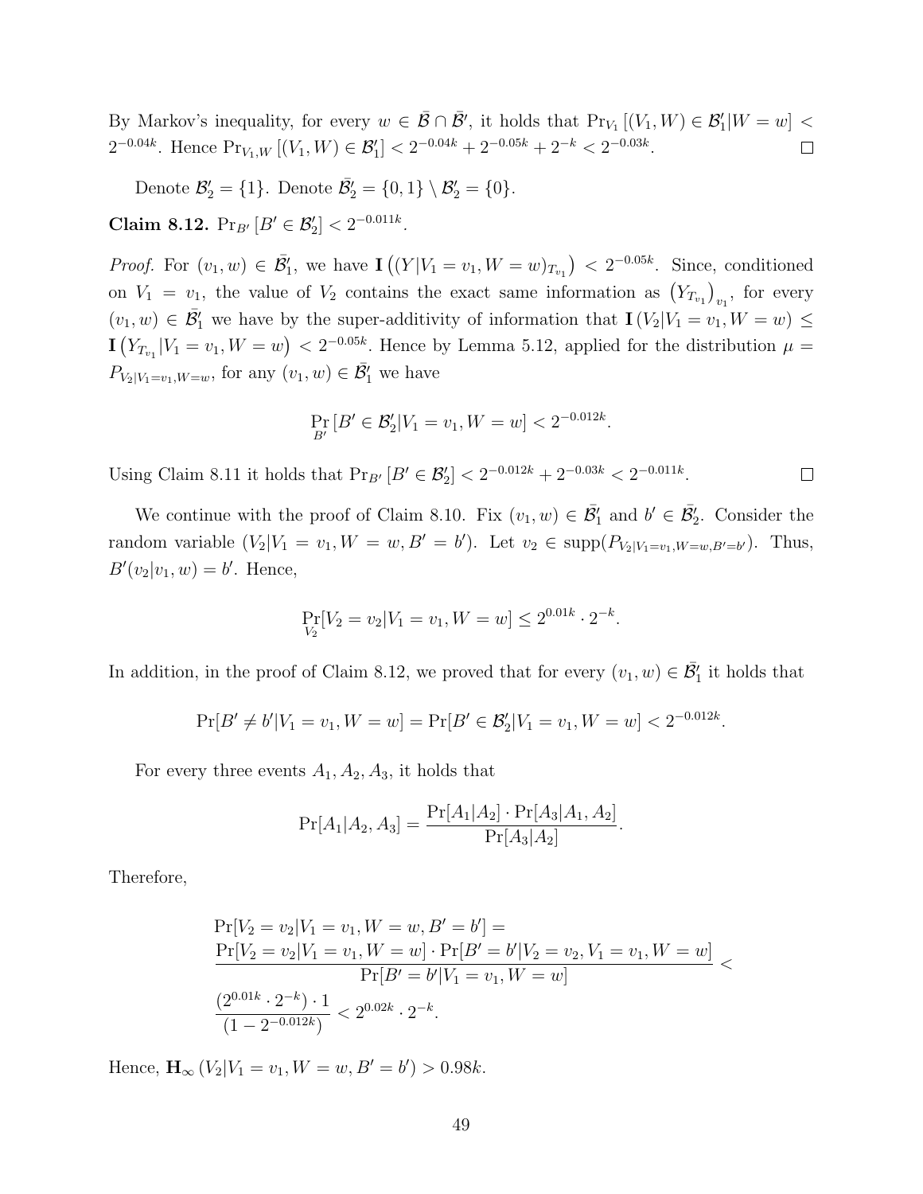By Markov's inequality, for every $w \in \bar{\mathcal{B}} \cap \bar{\mathcal{B}}'$, it holds that $\Pr_{V_1}[(V_1, W) \in \mathcal{B}'_1 | W = w] < 2^{-0.04k}$. Hence $\Pr_{V_1,W}[(V_1, W) \in \mathcal{B}'_1] < 2^{-0.04k} + 2^{-0.05k} + 2^{-k} < 2^{-0.03k}$. □

Denote $\mathcal{B}'_2 = \{1\}$. Denote $\bar{\mathcal{B}}'_2 = \{0,1\} \setminus \mathcal{B}'_2 = \{0\}$.

**Claim 8.12.** $\Pr_{B'}[B' \in \mathcal{B}'_2] < 2^{-0.011k}$.

*Proof.* For $(v_1, w) \in \bar{\mathcal{B}}'_1$, we have $\mathbf{I}\left((Y|V_1 = v_1, W = w)_{T_{v_1}}\right) < 2^{-0.05k}$. Since, conditioned on $V_1 = v_1$, the value of $V_2$ contains the exact same information as $\left(Y_{T_{v_1}}\right)_{v_1}$, for every $(v_1, w) \in \bar{\mathcal{B}}'_1$ we have by the super-additivity of information that $\mathbf{I}(V_2|V_1 = v_1, W = w) \leq \mathbf{I}\left(Y_{T_{v_1}}|V_1 = v_1, W = w\right) < 2^{-0.05k}$. Hence by Lemma 5.12, applied for the distribution $\mu = P_{V_2|V_1=v_1,W=w}$, for any $(v_1, w) \in \bar{\mathcal{B}}'_1$ we have

$$\Pr_{B'}[B' \in \mathcal{B}'_2 | V_1 = v_1, W = w] < 2^{-0.012k}.$$

Using Claim 8.11 it holds that $\Pr_{B'}[B' \in \mathcal{B}'_2] < 2^{-0.012k} + 2^{-0.03k} < 2^{-0.011k}$. □

We continue with the proof of Claim 8.10. Fix $(v_1, w) \in \bar{\mathcal{B}}'_1$ and $b' \in \bar{\mathcal{B}}'_2$. Consider the random variable $(V_2|V_1 = v_1, W = w, B' = b')$. Let $v_2 \in \text{supp}(P_{V_2|V_1=v_1,W=w,B'=b'})$. Thus, $B'(v_2|v_1, w) = b'$. Hence,

$$\Pr_{V_2}[V_2 = v_2 | V_1 = v_1, W = w] \leq 2^{0.01k} \cdot 2^{-k}.$$

In addition, in the proof of Claim 8.12, we proved that for every $(v_1, w) \in \bar{\mathcal{B}}'_1$ it holds that

$$\Pr[B' \neq b' | V_1 = v_1, W = w] = \Pr[B' \in \mathcal{B}'_2 | V_1 = v_1, W = w] < 2^{-0.012k}.$$

For every three events $A_1, A_2, A_3$, it holds that

$$\Pr[A_1|A_2, A_3] = \frac{\Pr[A_1|A_2] \cdot \Pr[A_3|A_1, A_2]}{\Pr[A_3|A_2]}.$$

Therefore,

$$\begin{aligned}
&\Pr[V_2 = v_2 | V_1 = v_1, W = w, B' = b'] = \\
&\frac{\Pr[V_2 = v_2 | V_1 = v_1, W = w] \cdot \Pr[B' = b' | V_2 = v_2, V_1 = v_1, W = w]}{\Pr[B' = b' | V_1 = v_1, W = w]} < \\
&\frac{(2^{0.01k} \cdot 2^{-k}) \cdot 1}{(1 - 2^{-0.012k})} < 2^{0.02k} \cdot 2^{-k}.
\end{aligned}$$

Hence, $\mathbf{H}_\infty(V_2|V_1 = v_1, W = w, B' = b') > 0.98k$.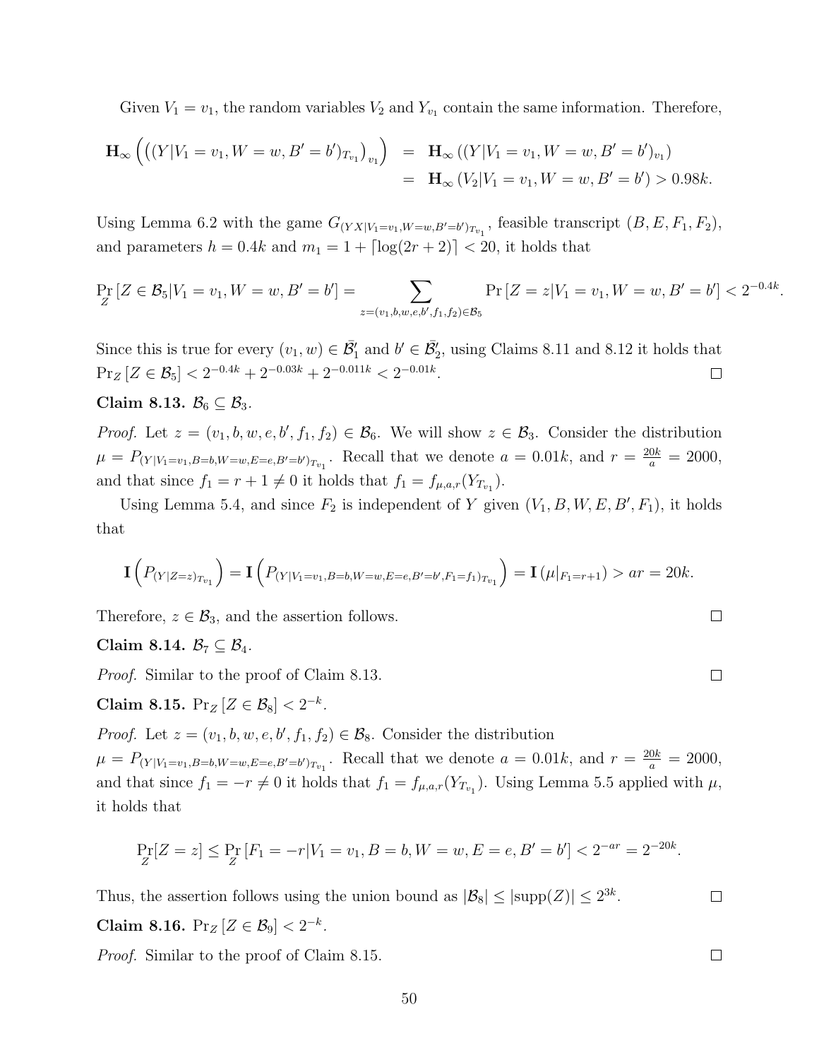Given $V_1 = v_1$, the random variables $V_2$ and $Y_{v_1}$ contain the same information. Therefore,

$$\begin{aligned}
\mathbf{H}_\infty\left(\left((Y|V_1=v_1,W=w,B'=b')_{T_{v_1}}\right)_{v_1}\right) &= \mathbf{H}_\infty\left((Y|V_1=v_1,W=w,B'=b')_{v_1}\right) \\
&= \mathbf{H}_\infty\left(V_2|V_1=v_1,W=w,B'=b'\right) > 0.98k.
\end{aligned}$$

Using Lemma 6.2 with the game $G_{(YX|V_1=v_1,W=w,B'=b')_{T_{v_1}}}$, feasible transcript $(B,E,F_1,F_2)$, and parameters $h = 0.4k$ and $m_1 = 1 + \lceil \log(2r+2) \rceil < 20$, it holds that

$$\Pr_Z\left[Z \in \mathcal{B}_5 | V_1 = v_1, W = w, B' = b'\right] = \sum_{z=(v_1,b,w,e,b',f_1,f_2)\in\mathcal{B}_5} \Pr\left[Z = z | V_1 = v_1, W = w, B' = b'\right] < 2^{-0.4k}.$$

Since this is true for every $(v_1, w) \in \bar{\mathcal{B}}'_1$ and $b' \in \bar{\mathcal{B}}'_2$, using Claims 8.11 and 8.12 it holds that $\Pr_Z\left[Z \in \mathcal{B}_5\right] < 2^{-0.4k} + 2^{-0.03k} + 2^{-0.011k} < 2^{-0.01k}$. $\square$

**Claim 8.13.** $\mathcal{B}_6 \subseteq \mathcal{B}_3$.

*Proof.* Let $z = (v_1, b, w, e, b', f_1, f_2) \in \mathcal{B}_6$. We will show $z \in \mathcal{B}_3$. Consider the distribution $\mu = P_{(Y|V_1=v_1,B=b,W=w,E=e,B'=b')_{T_{v_1}}}$. Recall that we denote $a = 0.01k$, and $r = \frac{20k}{a} = 2000$, and that since $f_1 = r+1 \neq 0$ it holds that $f_1 = f_{\mu,a,r}(Y_{T_{v_1}})$.

Using Lemma 5.4, and since $F_2$ is independent of $Y$ given $(V_1, B, W, E, B', F_1)$, it holds that

$$\mathbf{I}\left(P_{(Y|Z=z)_{T_{v_1}}}\right) = \mathbf{I}\left(P_{(Y|V_1=v_1,B=b,W=w,E=e,B'=b',F_1=f_1)_{T_{v_1}}}\right) = \mathbf{I}\left(\mu|_{F_1=r+1}\right) > ar = 20k.$$

Therefore, $z \in \mathcal{B}_3$, and the assertion follows. $\square$

**Claim 8.14.** $\mathcal{B}_7 \subseteq \mathcal{B}_4$.

*Proof.* Similar to the proof of Claim 8.13. $\square$

**Claim 8.15.** $\Pr_Z\left[Z \in \mathcal{B}_8\right] < 2^{-k}$.

*Proof.* Let $z = (v_1, b, w, e, b', f_1, f_2) \in \mathcal{B}_8$. Consider the distribution $\mu = P_{(Y|V_1=v_1,B=b,W=w,E=e,B'=b')_{T_{v_1}}}$. Recall that we denote $a = 0.01k$, and $r = \frac{20k}{a} = 2000$, and that since $f_1 = -r \neq 0$ it holds that $f_1 = f_{\mu,a,r}(Y_{T_{v_1}})$. Using Lemma 5.5 applied with $\mu$, it holds that

$$\Pr_Z[Z = z] \leq \Pr_Z\left[F_1 = -r | V_1 = v_1, B = b, W = w, E = e, B' = b'\right] < 2^{-ar} = 2^{-20k}.$$

Thus, the assertion follows using the union bound as $|\mathcal{B}_8| \leq |\mathrm{supp}(Z)| \leq 2^{3k}$. $\square$

**Claim 8.16.** $\Pr_Z\left[Z \in \mathcal{B}_9\right] < 2^{-k}$.

*Proof.* Similar to the proof of Claim 8.15. $\square$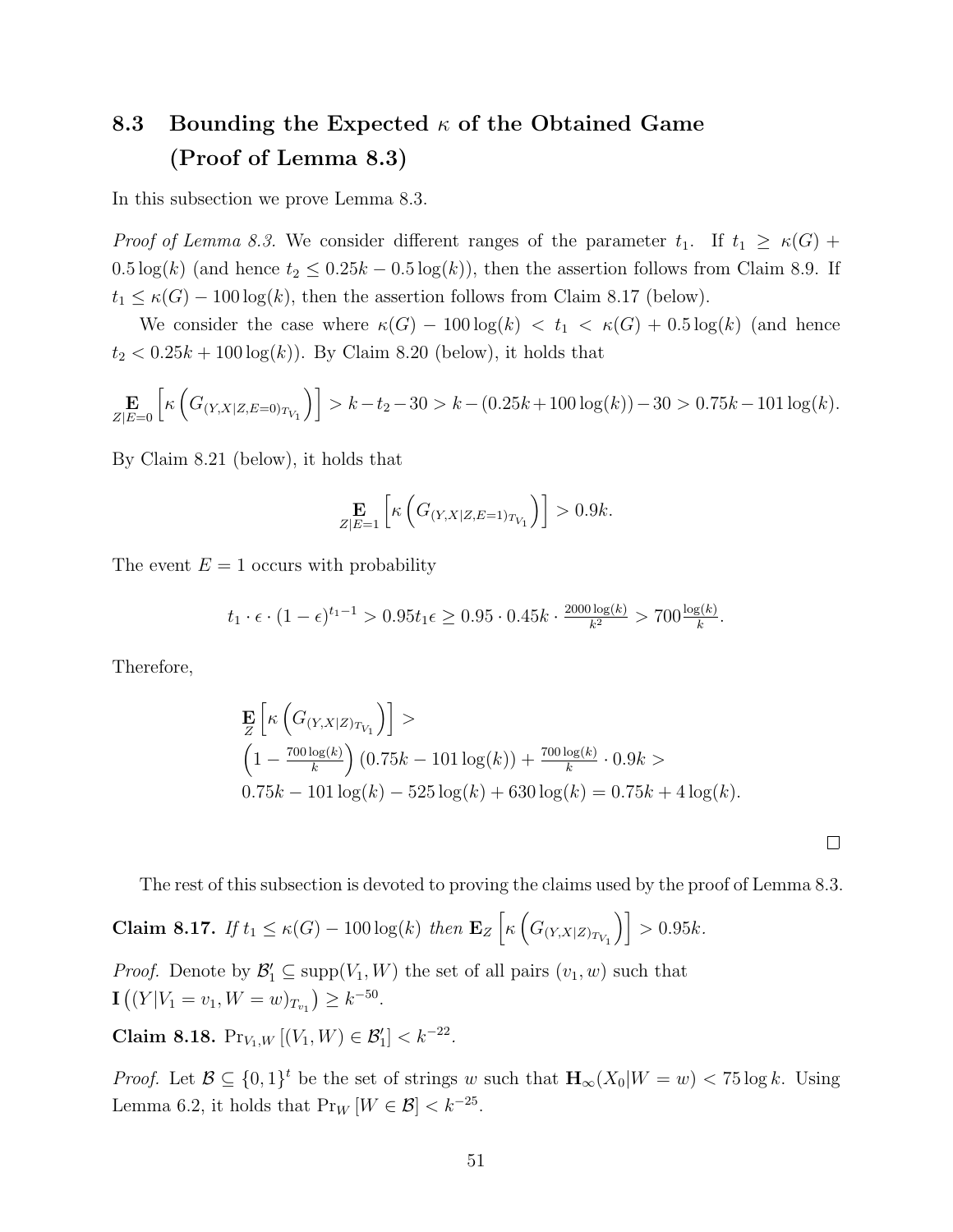### 8.3 Bounding the Expected $\kappa$ of the Obtained Game (Proof of Lemma 8.3)

In this subsection we prove Lemma 8.3.

*Proof of Lemma 8.3.* We consider different ranges of the parameter $t_1$. If $t_1 \geq \kappa(G) + 0.5\log(k)$ (and hence $t_2 \leq 0.25k - 0.5\log(k)$), then the assertion follows from Claim 8.9. If $t_1 \leq \kappa(G) - 100\log(k)$, then the assertion follows from Claim 8.17 (below).

We consider the case where $\kappa(G) - 100\log(k) < t_1 < \kappa(G) + 0.5\log(k)$ (and hence $t_2 < 0.25k + 100\log(k)$). By Claim 8.20 (below), it holds that

$$\mathop{\mathbf{E}}_{Z|E=0}\left[\kappa\left(G_{(Y,X|Z,E=0)_{T_{V_1}}}\right)\right] > k - t_2 - 30 > k - (0.25k + 100\log(k)) - 30 > 0.75k - 101\log(k).$$

By Claim 8.21 (below), it holds that

$$\mathop{\mathbf{E}}_{Z|E=1}\left[\kappa\left(G_{(Y,X|Z,E=1)_{T_{V_1}}}\right)\right] > 0.9k.$$

The event $E = 1$ occurs with probability

$$t_1 \cdot \epsilon \cdot (1-\epsilon)^{t_1 - 1} > 0.95 t_1 \epsilon \geq 0.95 \cdot 0.45k \cdot \tfrac{2000\log(k)}{k^2} > 700\tfrac{\log(k)}{k}.$$

Therefore,

$$\begin{aligned}
&\mathop{\mathbf{E}}_{Z}\left[\kappa\left(G_{(Y,X|Z)_{T_{V_1}}}\right)\right] > \\
&\left(1 - \tfrac{700\log(k)}{k}\right)(0.75k - 101\log(k)) + \tfrac{700\log(k)}{k} \cdot 0.9k > \\
&0.75k - 101\log(k) - 525\log(k) + 630\log(k) = 0.75k + 4\log(k).
\end{aligned}$$

$\square$

The rest of this subsection is devoted to proving the claims used by the proof of Lemma 8.3.

**Claim 8.17.** *If $t_1 \leq \kappa(G) - 100\log(k)$ then $\mathbf{E}_Z\left[\kappa\left(G_{(Y,X|Z)_{T_{V_1}}}\right)\right] > 0.95k$.*

*Proof.* Denote by $\mathcal{B}'_1 \subseteq \text{supp}(V_1, W)$ the set of all pairs $(v_1, w)$ such that $\mathbf{I}\left((Y|V_1 = v_1, W = w)_{T_{v_1}}\right) \geq k^{-50}$.

**Claim 8.18.** $\Pr_{V_1,W}\left[(V_1, W) \in \mathcal{B}'_1\right] < k^{-22}$.

*Proof.* Let $\mathcal{B} \subseteq \{0,1\}^t$ be the set of strings $w$ such that $\mathbf{H}_\infty(X_0|W = w) < 75\log k$. Using Lemma 6.2, it holds that $\Pr_W\left[W \in \mathcal{B}\right] < k^{-25}$.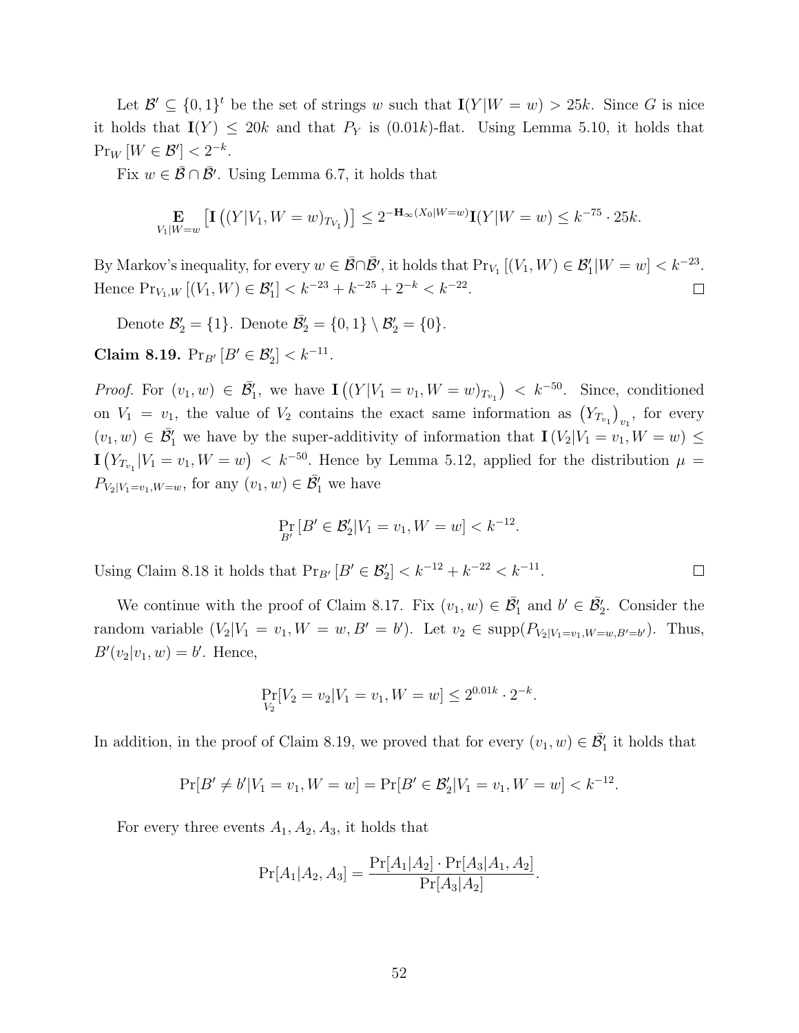Let $\mathcal{B}' \subseteq \{0,1\}^t$ be the set of strings $w$ such that $\mathbf{I}(Y|W=w) > 25k$. Since $G$ is nice it holds that $\mathbf{I}(Y) \leq 20k$ and that $P_Y$ is $(0.01k)$-flat. Using Lemma 5.10, it holds that $\Pr_W[W \in \mathcal{B}'] < 2^{-k}$.

Fix $w \in \bar{\mathcal{B}} \cap \bar{\mathcal{B}'}$. Using Lemma 6.7, it holds that

$$\mathop{\mathbf{E}}_{V_1|W=w}\left[\mathbf{I}\left((Y|V_1, W=w)_{T_{V_1}}\right)\right] \leq 2^{-\mathbf{H}_\infty(X_0|W=w)}\mathbf{I}(Y|W=w) \leq k^{-75} \cdot 25k.$$

By Markov's inequality, for every $w \in \bar{\mathcal{B}} \cap \bar{\mathcal{B}'}$, it holds that $\Pr_{V_1}[(V_1, W) \in \mathcal{B}'_1|W=w] < k^{-23}$. Hence $\Pr_{V_1,W}[(V_1,W) \in \mathcal{B}'_1] < k^{-23} + k^{-25} + 2^{-k} < k^{-22}$. ◻

Denote $\mathcal{B}'_2 = \{1\}$. Denote $\bar{\mathcal{B}'_2} = \{0,1\} \setminus \mathcal{B}'_2 = \{0\}$.

**Claim 8.19.** $\Pr_{B'}[B' \in \mathcal{B}'_2] < k^{-11}$.

*Proof.* For $(v_1, w) \in \bar{\mathcal{B}'_1}$, we have $\mathbf{I}\left((Y|V_1=v_1, W=w)_{T_{v_1}}\right) < k^{-50}$. Since, conditioned on $V_1 = v_1$, the value of $V_2$ contains the exact same information as $\left(Y_{T_{v_1}}\right)_{v_1}$, for every $(v_1, w) \in \bar{\mathcal{B}'_1}$ we have by the super-additivity of information that $\mathbf{I}(V_2|V_1=v_1, W=w) \leq \mathbf{I}\left(Y_{T_{v_1}}|V_1=v_1, W=w\right) < k^{-50}$. Hence by Lemma 5.12, applied for the distribution $\mu = P_{V_2|V_1=v_1,W=w}$, for any $(v_1,w) \in \bar{\mathcal{B}'_1}$ we have

$$\Pr_{B'}[B' \in \mathcal{B}'_2|V_1=v_1, W=w] < k^{-12}.$$

Using Claim 8.18 it holds that $\Pr_{B'}[B' \in \mathcal{B}'_2] < k^{-12} + k^{-22} < k^{-11}$. ◻

We continue with the proof of Claim 8.17. Fix $(v_1, w) \in \bar{\mathcal{B}'_1}$ and $b' \in \bar{\mathcal{B}'_2}$. Consider the random variable $(V_2|V_1=v_1, W=w, B'=b')$. Let $v_2 \in \text{supp}(P_{V_2|V_1=v_1,W=w,B'=b'})$. Thus, $B'(v_2|v_1,w) = b'$. Hence,

$$\Pr_{V_2}[V_2 = v_2|V_1=v_1, W=w] \leq 2^{0.01k} \cdot 2^{-k}.$$

In addition, in the proof of Claim 8.19, we proved that for every $(v_1,w) \in \bar{\mathcal{B}'_1}$ it holds that

$$\Pr[B' \neq b'|V_1=v_1, W=w] = \Pr[B' \in \mathcal{B}'_2|V_1=v_1, W=w] < k^{-12}.$$

For every three events $A_1, A_2, A_3$, it holds that

$$\Pr[A_1|A_2, A_3] = \frac{\Pr[A_1|A_2] \cdot \Pr[A_3|A_1, A_2]}{\Pr[A_3|A_2]}.$$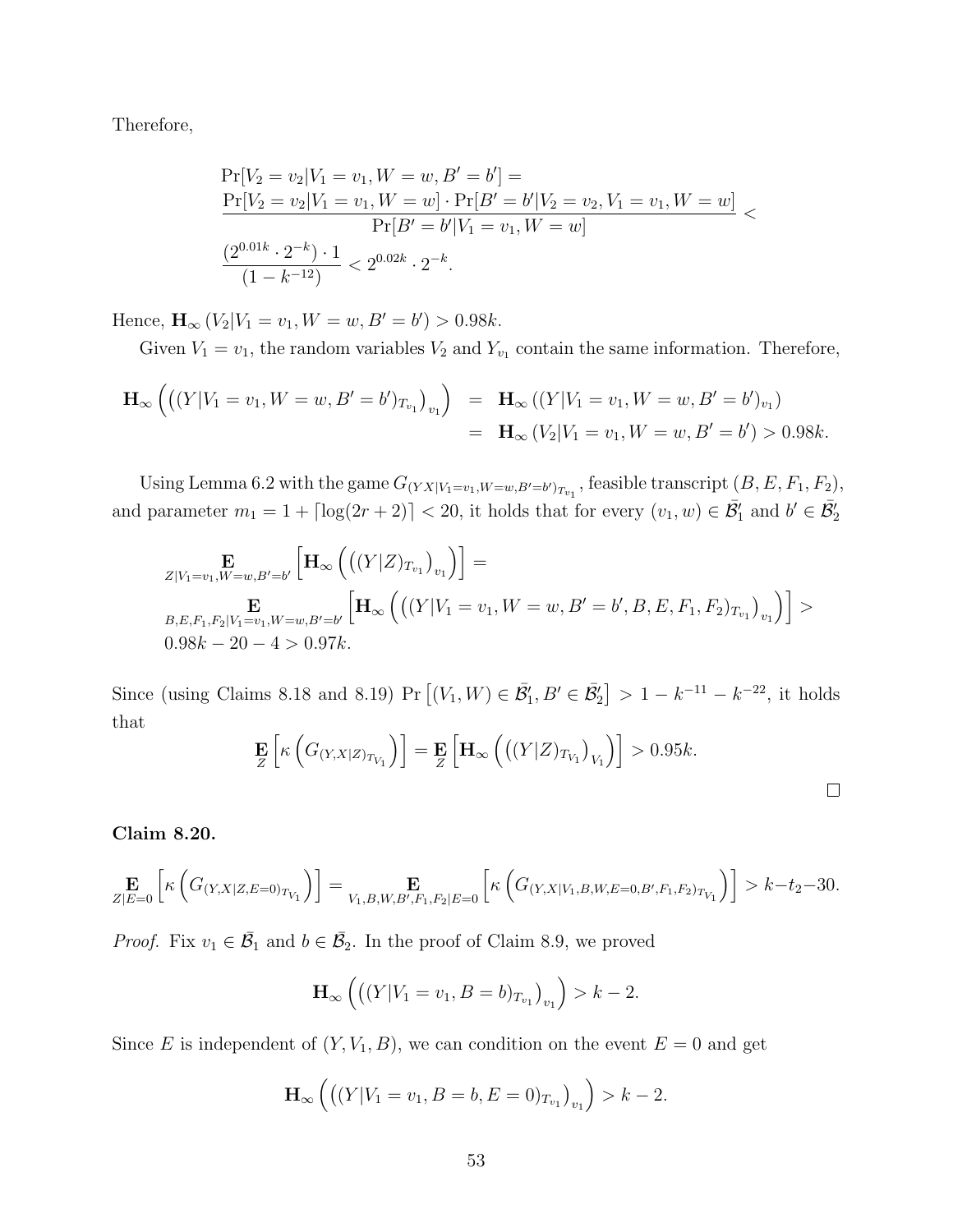Therefore,

$$
\begin{aligned}
&\Pr[V_2 = v_2 | V_1 = v_1, W = w, B' = b'] = \\
&\frac{\Pr[V_2 = v_2 | V_1 = v_1, W = w] \cdot \Pr[B' = b' | V_2 = v_2, V_1 = v_1, W = w]}{\Pr[B' = b' | V_1 = v_1, W = w]} < \\
&\frac{(2^{0.01k} \cdot 2^{-k}) \cdot 1}{(1 - k^{-12})} < 2^{0.02k} \cdot 2^{-k}.
\end{aligned}
$$

Hence, $\mathbf{H}_\infty (V_2 | V_1 = v_1, W = w, B' = b') > 0.98k$.

Given $V_1 = v_1$, the random variables $V_2$ and $Y_{v_1}$ contain the same information. Therefore,

$$
\begin{aligned}
\mathbf{H}_\infty \left( \left( (Y | V_1 = v_1, W = w, B' = b')_{T_{v_1}} \right)_{v_1} \right) &= \mathbf{H}_\infty \left( (Y | V_1 = v_1, W = w, B' = b')_{v_1} \right) \\
&= \mathbf{H}_\infty (V_2 | V_1 = v_1, W = w, B' = b') > 0.98k.
\end{aligned}
$$

Using Lemma 6.2 with the game $G_{(YX|V_1=v_1,W=w,B'=b')_{T_{v_1}}}$, feasible transcript $(B, E, F_1, F_2)$, and parameter $m_1 = 1 + \lceil \log(2r+2) \rceil < 20$, it holds that for every $(v_1, w) \in \bar{\mathcal{B}}_1'$ and $b' \in \bar{\mathcal{B}}_2'$

$$
\begin{aligned}
&\mathop{\mathbf{E}}_{Z|V_1=v_1,W=w,B'=b'} \left[ \mathbf{H}_\infty \left( \left( (Y|Z)_{T_{v_1}} \right)_{v_1} \right) \right] = \\
&\mathop{\mathbf{E}}_{B,E,F_1,F_2|V_1=v_1,W=w,B'=b'} \left[ \mathbf{H}_\infty \left( \left( (Y | V_1 = v_1, W = w, B' = b', B, E, F_1, F_2)_{T_{v_1}} \right)_{v_1} \right) \right] > \\
&0.98k - 20 - 4 > 0.97k.
\end{aligned}
$$

Since (using Claims 8.18 and 8.19) $\Pr\left[(V_1, W) \in \bar{\mathcal{B}}_1', B' \in \bar{\mathcal{B}}_2'\right] > 1 - k^{-11} - k^{-22}$, it holds that

$$
\mathop{\mathbf{E}}_{Z} \left[ \kappa \left( G_{(Y,X|Z)_{T_{V_1}}} \right) \right] = \mathop{\mathbf{E}}_{Z} \left[ \mathbf{H}_\infty \left( \left( (Y|Z)_{T_{V_1}} \right)_{V_1} \right) \right] > 0.95k.
$$

□

**Claim 8.20.**

$$
\mathop{\mathbf{E}}_{Z|E=0} \left[ \kappa \left( G_{(Y,X|Z,E=0)_{T_{V_1}}} \right) \right] = \mathop{\mathbf{E}}_{V_1,B,W,B',F_1,F_2|E=0} \left[ \kappa \left( G_{(Y,X|V_1,B,W,E=0,B',F_1,F_2)_{T_{V_1}}} \right) \right] > k - t_2 - 30.
$$

*Proof.* Fix $v_1 \in \bar{\mathcal{B}}_1$ and $b \in \bar{\mathcal{B}}_2$. In the proof of Claim 8.9, we proved

$$
\mathbf{H}_\infty \left( \left( (Y | V_1 = v_1, B = b)_{T_{v_1}} \right)_{v_1} \right) > k - 2.
$$

Since $E$ is independent of $(Y, V_1, B)$, we can condition on the event $E = 0$ and get

$$
\mathbf{H}_\infty \left( \left( (Y | V_1 = v_1, B = b, E = 0)_{T_{v_1}} \right)_{v_1} \right) > k - 2.
$$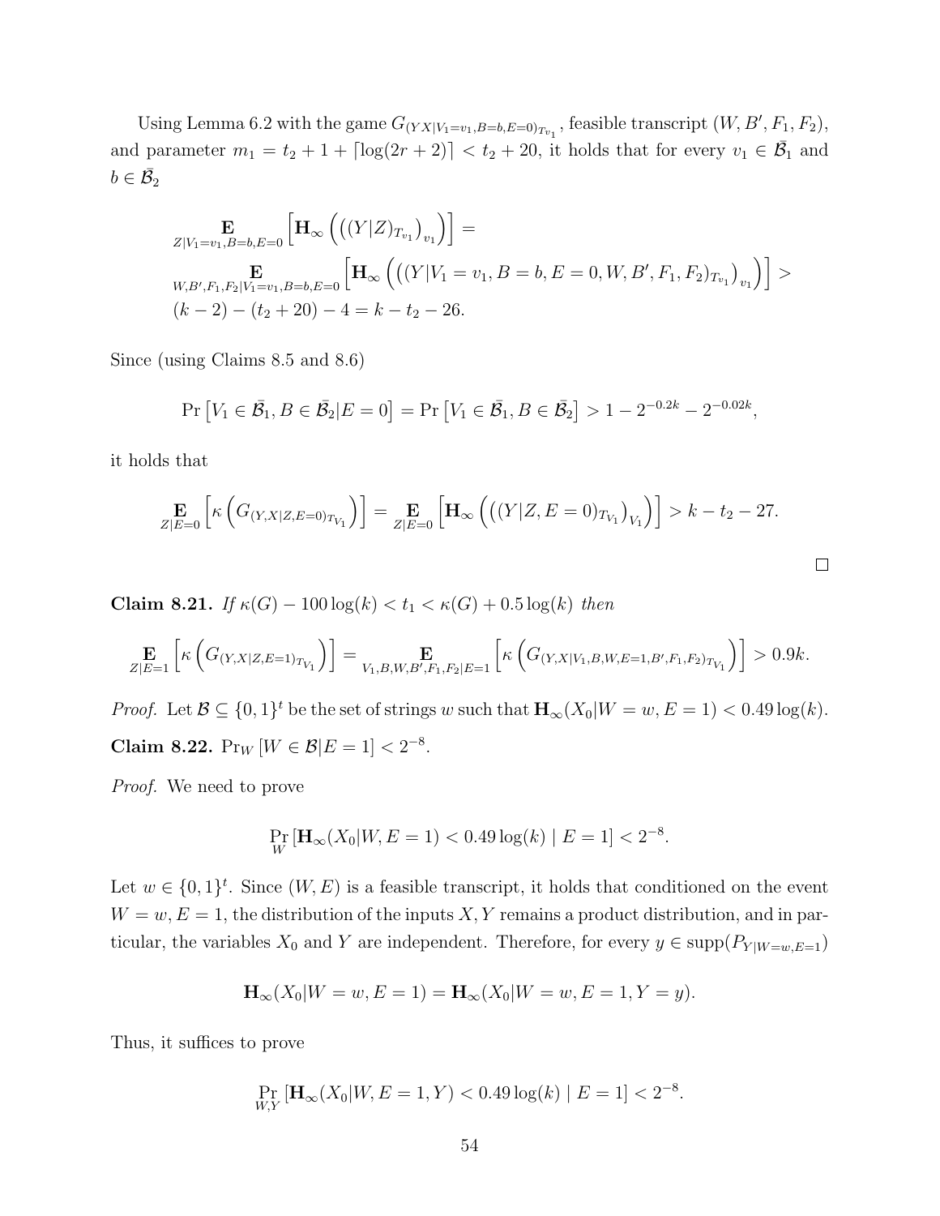Using Lemma 6.2 with the game $G_{(YX|V_1=v_1,B=b,E=0)_{T_{v_1}}}$, feasible transcript $(W, B', F_1, F_2)$, and parameter $m_1 = t_2 + 1 + \lceil \log(2r+2) \rceil < t_2 + 20$, it holds that for every $v_1 \in \bar{\mathcal{B}_1}$ and $b \in \bar{\mathcal{B}_2}$

$$\begin{aligned}
&\mathop{\mathbf{E}}_{Z|V_1=v_1,B=b,E=0}\left[\mathbf{H}_\infty\left(\left((Y|Z)_{T_{v_1}}\right)_{v_1}\right)\right] = \\
&\mathop{\mathbf{E}}_{W,B',F_1,F_2|V_1=v_1,B=b,E=0}\left[\mathbf{H}_\infty\left(\left((Y|V_1=v_1, B=b, E=0, W, B', F_1, F_2)_{T_{v_1}}\right)_{v_1}\right)\right] > \\
&(k-2) - (t_2+20) - 4 = k - t_2 - 26.
\end{aligned}$$

Since (using Claims 8.5 and 8.6)

$$\Pr\left[V_1 \in \bar{\mathcal{B}_1}, B \in \bar{\mathcal{B}_2} | E=0\right] = \Pr\left[V_1 \in \bar{\mathcal{B}_1}, B \in \bar{\mathcal{B}_2}\right] > 1 - 2^{-0.2k} - 2^{-0.02k},$$

it holds that

$$\mathop{\mathbf{E}}_{Z|E=0}\left[\kappa\left(G_{(Y,X|Z,E=0)_{T_{V_1}}}\right)\right] = \mathop{\mathbf{E}}_{Z|E=0}\left[\mathbf{H}_\infty\left(\left((Y|Z,E=0)_{T_{V_1}}\right)_{V_1}\right)\right] > k - t_2 - 27.$$

□

**Claim 8.21.** *If* $\kappa(G) - 100\log(k) < t_1 < \kappa(G) + 0.5\log(k)$ *then*

$$\mathop{\mathbf{E}}_{Z|E=1}\left[\kappa\left(G_{(Y,X|Z,E=1)_{T_{V_1}}}\right)\right] = \mathop{\mathbf{E}}_{V_1,B,W,B',F_1,F_2|E=1}\left[\kappa\left(G_{(Y,X|V_1,B,W,E=1,B',F_1,F_2)_{T_{V_1}}}\right)\right] > 0.9k.$$

*Proof.* Let $\mathcal{B} \subseteq \{0,1\}^t$ be the set of strings $w$ such that $\mathbf{H}_\infty(X_0|W=w, E=1) < 0.49\log(k)$.

**Claim 8.22.** $\Pr_W\left[W \in \mathcal{B} | E=1\right] < 2^{-8}$.

*Proof.* We need to prove

$$\Pr_W\left[\mathbf{H}_\infty(X_0|W, E=1) < 0.49\log(k) \mid E=1\right] < 2^{-8}.$$

Let $w \in \{0,1\}^t$. Since $(W, E)$ is a feasible transcript, it holds that conditioned on the event $W=w, E=1$, the distribution of the inputs $X, Y$ remains a product distribution, and in particular, the variables $X_0$ and $Y$ are independent. Therefore, for every $y \in \text{supp}(P_{Y|W=w,E=1})$

$$\mathbf{H}_\infty(X_0|W=w, E=1) = \mathbf{H}_\infty(X_0|W=w, E=1, Y=y).$$

Thus, it suffices to prove

$$\Pr_{W,Y}\left[\mathbf{H}_\infty(X_0|W, E=1, Y) < 0.49\log(k) \mid E=1\right] < 2^{-8}.$$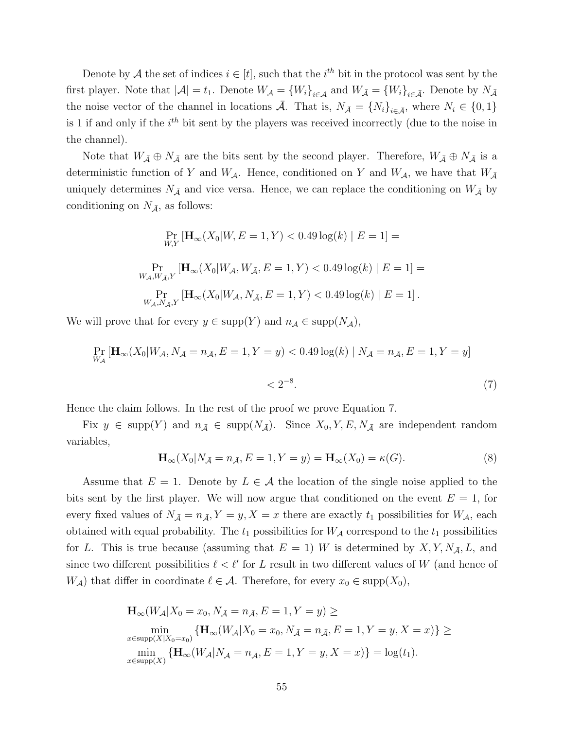Denote by $\mathcal{A}$ the set of indices $i \in [t]$, such that the $i^{th}$ bit in the protocol was sent by the first player. Note that $|\mathcal{A}| = t_1$. Denote $W_{\mathcal{A}} = \{W_i\}_{i \in \mathcal{A}}$ and $W_{\bar{\mathcal{A}}} = \{W_i\}_{i \in \bar{\mathcal{A}}}$. Denote by $N_{\bar{\mathcal{A}}}$ the noise vector of the channel in locations $\bar{\mathcal{A}}$. That is, $N_{\bar{\mathcal{A}}} = \{N_i\}_{i \in \bar{\mathcal{A}}}$, where $N_i \in \{0, 1\}$ is 1 if and only if the $i^{th}$ bit sent by the players was received incorrectly (due to the noise in the channel).

Note that $W_{\bar{\mathcal{A}}} \oplus N_{\bar{\mathcal{A}}}$ are the bits sent by the second player. Therefore, $W_{\bar{\mathcal{A}}} \oplus N_{\bar{\mathcal{A}}}$ is a deterministic function of $Y$ and $W_{\mathcal{A}}$. Hence, conditioned on $Y$ and $W_{\mathcal{A}}$, we have that $W_{\bar{\mathcal{A}}}$ uniquely determines $N_{\bar{\mathcal{A}}}$ and vice versa. Hence, we can replace the conditioning on $W_{\bar{\mathcal{A}}}$ by conditioning on $N_{\bar{\mathcal{A}}}$, as follows:

$$\Pr_{W,Y} [\mathbf{H}_\infty(X_0|W, E = 1, Y) < 0.49 \log(k) \mid E = 1] =$$

$$\Pr_{W_{\mathcal{A}}, W_{\bar{\mathcal{A}}}, Y} [\mathbf{H}_\infty(X_0|W_{\mathcal{A}}, W_{\bar{\mathcal{A}}}, E = 1, Y) < 0.49 \log(k) \mid E = 1] =$$

$$\Pr_{W_{\mathcal{A}}, N_{\bar{\mathcal{A}}}, Y} [\mathbf{H}_\infty(X_0|W_{\mathcal{A}}, N_{\bar{\mathcal{A}}}, E = 1, Y) < 0.49 \log(k) \mid E = 1] .$$

We will prove that for every $y \in \mathrm{supp}(Y)$ and $n_{\bar{\mathcal{A}}} \in \mathrm{supp}(N_{\bar{\mathcal{A}}})$,

$$\Pr_{W_{\mathcal{A}}} [\mathbf{H}_\infty(X_0|W_{\mathcal{A}}, N_{\bar{\mathcal{A}}} = n_{\bar{\mathcal{A}}}, E = 1, Y = y) < 0.49 \log(k) \mid N_{\bar{\mathcal{A}}} = n_{\bar{\mathcal{A}}}, E = 1, Y = y]$$

$$< 2^{-8}. \tag{7}$$

Hence the claim follows. In the rest of the proof we prove Equation 7.

Fix $y \in \mathrm{supp}(Y)$ and $n_{\bar{\mathcal{A}}} \in \mathrm{supp}(N_{\bar{\mathcal{A}}})$. Since $X_0, Y, E, N_{\bar{\mathcal{A}}}$ are independent random variables,

$$\mathbf{H}_\infty(X_0|N_{\bar{\mathcal{A}}} = n_{\bar{\mathcal{A}}}, E = 1, Y = y) = \mathbf{H}_\infty(X_0) = \kappa(G). \tag{8}$$

Assume that $E = 1$. Denote by $L \in \mathcal{A}$ the location of the single noise applied to the bits sent by the first player. We will now argue that conditioned on the event $E = 1$, for every fixed values of $N_{\bar{\mathcal{A}}} = n_{\bar{\mathcal{A}}}, Y = y, X = x$ there are exactly $t_1$ possibilities for $W_{\mathcal{A}}$, each obtained with equal probability. The $t_1$ possibilities for $W_{\mathcal{A}}$ correspond to the $t_1$ possibilities for $L$. This is true because (assuming that $E = 1$) $W$ is determined by $X, Y, N_{\bar{\mathcal{A}}}, L$, and since two different possibilities $\ell < \ell'$ for $L$ result in two different values of $W$ (and hence of $W_{\mathcal{A}}$) that differ in coordinate $\ell \in \mathcal{A}$. Therefore, for every $x_0 \in \mathrm{supp}(X_0)$,

$$\mathbf{H}_\infty(W_{\mathcal{A}}|X_0 = x_0, N_{\bar{\mathcal{A}}} = n_{\bar{\mathcal{A}}}, E = 1, Y = y) \geq$$

$$\min_{x \in \mathrm{supp}(X|X_0 = x_0)} \{\mathbf{H}_\infty(W_{\mathcal{A}}|X_0 = x_0, N_{\bar{\mathcal{A}}} = n_{\bar{\mathcal{A}}}, E = 1, Y = y, X = x)\} \geq$$

$$\min_{x \in \mathrm{supp}(X)} \{\mathbf{H}_\infty(W_{\mathcal{A}}|N_{\bar{\mathcal{A}}} = n_{\bar{\mathcal{A}}}, E = 1, Y = y, X = x)\} = \log(t_1).$$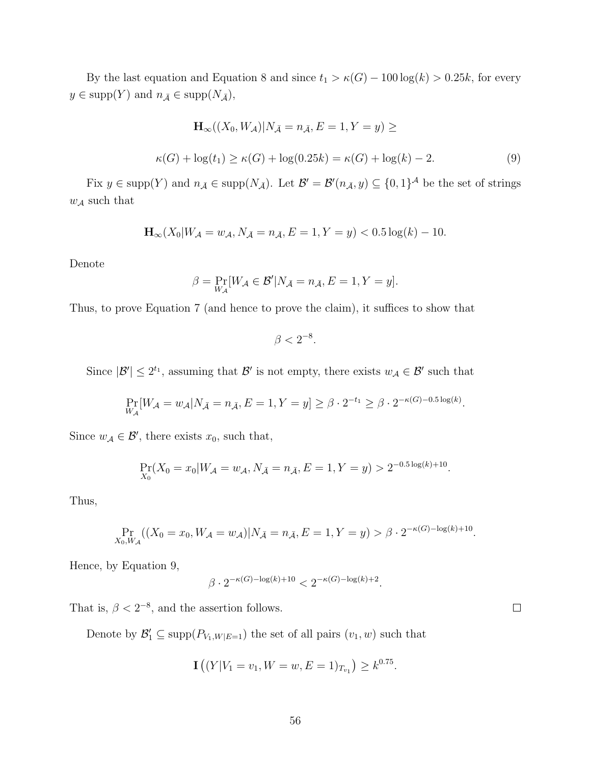By the last equation and Equation 8 and since $t_1 > \kappa(G) - 100\log(k) > 0.25k$, for every $y \in \text{supp}(Y)$ and $n_{\bar{\mathcal{A}}} \in \text{supp}(N_{\bar{\mathcal{A}}})$,

$$\mathbf{H}_\infty((X_0, W_{\mathcal{A}})|N_{\bar{\mathcal{A}}} = n_{\bar{\mathcal{A}}}, E = 1, Y = y) \geq$$

$$\kappa(G) + \log(t_1) \geq \kappa(G) + \log(0.25k) = \kappa(G) + \log(k) - 2. \tag{9}$$

Fix $y \in \text{supp}(Y)$ and $n_{\bar{\mathcal{A}}} \in \text{supp}(N_{\bar{\mathcal{A}}})$. Let $\mathcal{B}' = \mathcal{B}'(n_{\bar{\mathcal{A}}}, y) \subseteq \{0,1\}^{\mathcal{A}}$ be the set of strings $w_{\mathcal{A}}$ such that

$$\mathbf{H}_\infty(X_0|W_{\mathcal{A}} = w_{\mathcal{A}}, N_{\bar{\mathcal{A}}} = n_{\bar{\mathcal{A}}}, E = 1, Y = y) < 0.5\log(k) - 10.$$

Denote

$$\beta = \Pr_{W_{\mathcal{A}}}[W_{\mathcal{A}} \in \mathcal{B}'|N_{\bar{\mathcal{A}}} = n_{\bar{\mathcal{A}}}, E = 1, Y = y].$$

Thus, to prove Equation 7 (and hence to prove the claim), it suffices to show that

$$\beta < 2^{-8}.$$

Since $|\mathcal{B}'| \leq 2^{t_1}$, assuming that $\mathcal{B}'$ is not empty, there exists $w_{\mathcal{A}} \in \mathcal{B}'$ such that

$$\Pr_{W_{\mathcal{A}}}[W_{\mathcal{A}} = w_{\mathcal{A}}|N_{\bar{\mathcal{A}}} = n_{\bar{\mathcal{A}}}, E = 1, Y = y] \geq \beta \cdot 2^{-t_1} \geq \beta \cdot 2^{-\kappa(G) - 0.5\log(k)}.$$

Since $w_{\mathcal{A}} \in \mathcal{B}'$, there exists $x_0$, such that,

$$\Pr_{X_0}(X_0 = x_0|W_{\mathcal{A}} = w_{\mathcal{A}}, N_{\bar{\mathcal{A}}} = n_{\bar{\mathcal{A}}}, E = 1, Y = y) > 2^{-0.5\log(k) + 10}.$$

Thus,

$$\Pr_{X_0, W_{\mathcal{A}}}((X_0 = x_0, W_{\mathcal{A}} = w_{\mathcal{A}})|N_{\bar{\mathcal{A}}} = n_{\bar{\mathcal{A}}}, E = 1, Y = y) > \beta \cdot 2^{-\kappa(G) - \log(k) + 10}.$$

Hence, by Equation 9,

$$\beta \cdot 2^{-\kappa(G) - \log(k) + 10} < 2^{-\kappa(G) - \log(k) + 2}.$$

That is, $\beta < 2^{-8}$, and the assertion follows. □

Denote by $\mathcal{B}_1' \subseteq \text{supp}(P_{V_1, W|E=1})$ the set of all pairs $(v_1, w)$ such that

$$\mathbf{I}\left((Y|V_1 = v_1, W = w, E = 1)_{T_{v_1}}\right) \geq k^{0.75}.$$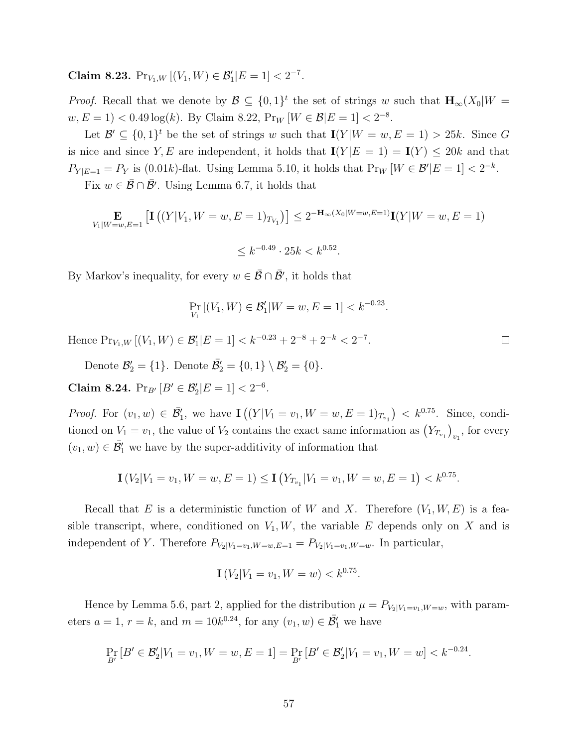**Claim 8.23.** $\Pr_{V_1,W}[(V_1,W) \in \mathcal{B}'_1 | E = 1] < 2^{-7}$.

*Proof.* Recall that we denote by $\mathcal{B} \subseteq \{0,1\}^t$ the set of strings $w$ such that $\mathbf{H}_\infty(X_0|W = w, E = 1) < 0.49\log(k)$. By Claim 8.22, $\Pr_W[W \in \mathcal{B}|E = 1] < 2^{-8}$.

Let $\mathcal{B}' \subseteq \{0,1\}^t$ be the set of strings $w$ such that $\mathbf{I}(Y|W = w, E = 1) > 25k$. Since $G$ is nice and since $Y, E$ are independent, it holds that $\mathbf{I}(Y|E = 1) = \mathbf{I}(Y) \leq 20k$ and that $P_{Y|E=1} = P_Y$ is $(0.01k)$-flat. Using Lemma 5.10, it holds that $\Pr_W[W \in \mathcal{B}'|E = 1] < 2^{-k}$.

Fix $w \in \bar{\mathcal{B}} \cap \bar{\mathcal{B}}'$. Using Lemma 6.7, it holds that

$$\mathop{\mathbf{E}}_{V_1|W=w,E=1}\left[\mathbf{I}\left((Y|V_1, W = w, E = 1)_{T_{V_1}}\right)\right] \leq 2^{-\mathbf{H}_\infty(X_0|W=w,E=1)}\mathbf{I}(Y|W = w, E = 1)$$

$$\leq k^{-0.49} \cdot 25k < k^{0.52}.$$

By Markov's inequality, for every $w \in \bar{\mathcal{B}} \cap \bar{\mathcal{B}}'$, it holds that

$$\Pr_{V_1}[(V_1, W) \in \mathcal{B}'_1 | W = w, E = 1] < k^{-0.23}.$$

Hence $\Pr_{V_1,W}[(V_1, W) \in \mathcal{B}'_1|E = 1] < k^{-0.23} + 2^{-8} + 2^{-k} < 2^{-7}$. $\square$

Denote $\mathcal{B}'_2 = \{1\}$. Denote $\bar{\mathcal{B}}'_2 = \{0,1\} \setminus \mathcal{B}'_2 = \{0\}$.

**Claim 8.24.** $\Pr_{B'}[B' \in \mathcal{B}'_2|E = 1] < 2^{-6}$.

*Proof.* For $(v_1, w) \in \bar{\mathcal{B}}'_1$, we have $\mathbf{I}\left((Y|V_1 = v_1, W = w, E = 1)_{T_{v_1}}\right) < k^{0.75}$. Since, conditioned on $V_1 = v_1$, the value of $V_2$ contains the exact same information as $\left(Y_{T_{v_1}}\right)_{v_1}$, for every $(v_1, w) \in \bar{\mathcal{B}}'_1$ we have by the super-additivity of information that

$$\mathbf{I}\left(V_2|V_1 = v_1, W = w, E = 1\right) \leq \mathbf{I}\left(Y_{T_{v_1}}|V_1 = v_1, W = w, E = 1\right) < k^{0.75}.$$

Recall that $E$ is a deterministic function of $W$ and $X$. Therefore $(V_1, W, E)$ is a feasible transcript, where, conditioned on $V_1, W$, the variable $E$ depends only on $X$ and is independent of $Y$. Therefore $P_{V_2|V_1=v_1,W=w,E=1} = P_{V_2|V_1=v_1,W=w}$. In particular,

$$\mathbf{I}\left(V_2|V_1 = v_1, W = w\right) < k^{0.75}.$$

Hence by Lemma 5.6, part 2, applied for the distribution $\mu = P_{V_2|V_1=v_1,W=w}$, with parameters $a = 1$, $r = k$, and $m = 10k^{0.24}$, for any $(v_1, w) \in \bar{\mathcal{B}}'_1$ we have

$$\Pr_{B'}[B' \in \mathcal{B}'_2|V_1 = v_1, W = w, E = 1] = \Pr_{B'}[B' \in \mathcal{B}'_2|V_1 = v_1, W = w] < k^{-0.24}.$$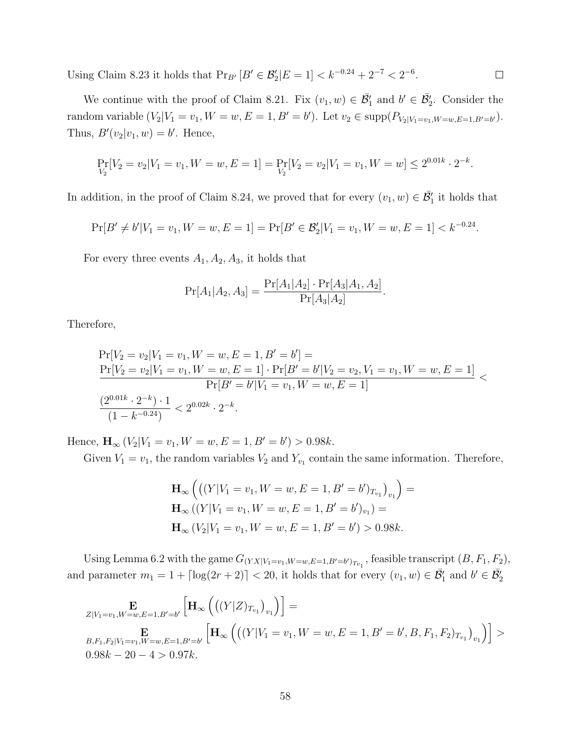Using Claim 8.23 it holds that $\Pr_{B'}[B' \in \mathcal{B}_2' | E = 1] < k^{-0.24} + 2^{-7} < 2^{-6}$. $\square$

We continue with the proof of Claim 8.21. Fix $(v_1, w) \in \bar{\mathcal{B}}_1'$ and $b' \in \bar{\mathcal{B}}_2'$. Consider the random variable $(V_2 | V_1 = v_1, W = w, E = 1, B' = b')$. Let $v_2 \in \text{supp}(P_{V_2|V_1=v_1,W=w,E=1,B'=b'})$. Thus, $B'(v_2|v_1, w) = b'$. Hence,

$$\Pr_{V_2}[V_2 = v_2 | V_1 = v_1, W = w, E = 1] = \Pr_{V_2}[V_2 = v_2 | V_1 = v_1, W = w] \leq 2^{0.01k} \cdot 2^{-k}.$$

In addition, in the proof of Claim 8.24, we proved that for every $(v_1, w) \in \bar{\mathcal{B}}_1'$ it holds that

$$\Pr[B' \neq b' | V_1 = v_1, W = w, E = 1] = \Pr[B' \in \mathcal{B}_2' | V_1 = v_1, W = w, E = 1] < k^{-0.24}.$$

For every three events $A_1, A_2, A_3$, it holds that

$$\Pr[A_1 | A_2, A_3] = \frac{\Pr[A_1|A_2] \cdot \Pr[A_3|A_1, A_2]}{\Pr[A_3|A_2]}.$$

Therefore,

$$\begin{aligned}
&\Pr[V_2 = v_2 | V_1 = v_1, W = w, E = 1, B' = b'] = \\
&\frac{\Pr[V_2 = v_2 | V_1 = v_1, W = w, E = 1] \cdot \Pr[B' = b' | V_2 = v_2, V_1 = v_1, W = w, E = 1]}{\Pr[B' = b' | V_1 = v_1, W = w, E = 1]} < \\
&\frac{(2^{0.01k} \cdot 2^{-k}) \cdot 1}{(1 - k^{-0.24})} < 2^{0.02k} \cdot 2^{-k}.
\end{aligned}$$

Hence, $\mathbf{H}_\infty(V_2 | V_1 = v_1, W = w, E = 1, B' = b') > 0.98k$.

Given $V_1 = v_1$, the random variables $V_2$ and $Y_{v_1}$ contain the same information. Therefore,

$$\begin{aligned}
&\mathbf{H}_\infty\left(\left((Y | V_1 = v_1, W = w, E = 1, B' = b')_{T_{v_1}}\right)_{v_1}\right) = \\
&\mathbf{H}_\infty\left((Y | V_1 = v_1, W = w, E = 1, B' = b')_{v_1}\right) = \\
&\mathbf{H}_\infty\left(V_2 | V_1 = v_1, W = w, E = 1, B' = b'\right) > 0.98k.
\end{aligned}$$

Using Lemma 6.2 with the game $G_{(YX|V_1=v_1,W=w,E=1,B'=b')_{T_{v_1}}}$, feasible transcript $(B, F_1, F_2)$, and parameter $m_1 = 1 + \lceil \log(2r+2) \rceil < 20$, it holds that for every $(v_1, w) \in \bar{\mathcal{B}}_1'$ and $b' \in \bar{\mathcal{B}}_2'$

$$\begin{aligned}
&\mathop{\mathbf{E}}_{Z|V_1=v_1,W=w,E=1,B'=b'}\left[\mathbf{H}_\infty\left(\left((Y|Z)_{T_{v_1}}\right)_{v_1}\right)\right] = \\
&\mathop{\mathbf{E}}_{B,F_1,F_2|V_1=v_1,W=w,E=1,B'=b'}\left[\mathbf{H}_\infty\left(\left((Y | V_1 = v_1, W = w, E = 1, B' = b', B, F_1, F_2)_{T_{v_1}}\right)_{v_1}\right)\right] > \\
&0.98k - 20 - 4 > 0.97k.
\end{aligned}$$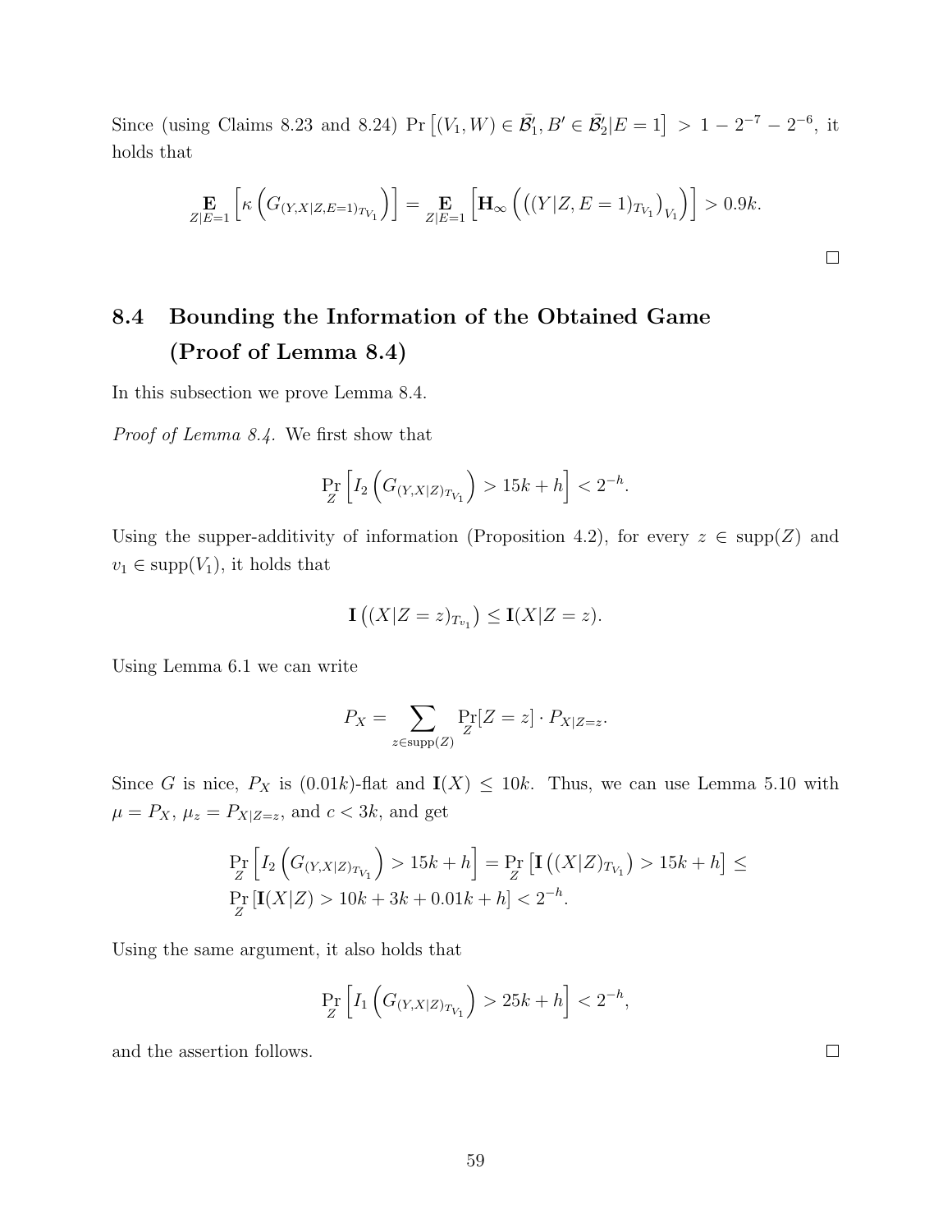Since (using Claims 8.23 and 8.24) $\Pr\left[(V_1, W) \in \bar{\mathcal{B}}'_1, B' \in \bar{\mathcal{B}}'_2 | E = 1\right] > 1 - 2^{-7} - 2^{-6}$, it holds that

$$\mathop{\mathbf{E}}_{Z|E=1}\left[\kappa\left(G_{(Y,X|Z,E=1)_{T_{V_1}}}\right)\right] = \mathop{\mathbf{E}}_{Z|E=1}\left[\mathbf{H}_\infty\left(\left((Y|Z,E=1)_{T_{V_1}}\right)_{V_1}\right)\right] > 0.9k.$$

□

## 8.4 Bounding the Information of the Obtained Game (Proof of Lemma 8.4)

In this subsection we prove Lemma 8.4.

*Proof of Lemma 8.4.* We first show that

$$\Pr_Z\left[I_2\left(G_{(Y,X|Z)_{T_{V_1}}}\right) > 15k + h\right] < 2^{-h}.$$

Using the supper-additivity of information (Proposition 4.2), for every $z \in \mathrm{supp}(Z)$ and $v_1 \in \mathrm{supp}(V_1)$, it holds that

$$\mathbf{I}\left((X|Z=z)_{T_{v_1}}\right) \leq \mathbf{I}(X|Z=z).$$

Using Lemma 6.1 we can write

$$P_X = \sum_{z \in \mathrm{supp}(Z)} \Pr_Z[Z=z] \cdot P_{X|Z=z}.$$

Since $G$ is nice, $P_X$ is $(0.01k)$-flat and $\mathbf{I}(X) \leq 10k$. Thus, we can use Lemma 5.10 with $\mu = P_X$, $\mu_z = P_{X|Z=z}$, and $c < 3k$, and get

$$\begin{aligned}&\Pr_Z\left[I_2\left(G_{(Y,X|Z)_{T_{V_1}}}\right) > 15k + h\right] = \Pr_Z\left[\mathbf{I}\left((X|Z)_{T_{V_1}}\right) > 15k + h\right] \leq \\ &\Pr_Z\left[\mathbf{I}(X|Z) > 10k + 3k + 0.01k + h\right] < 2^{-h}.\end{aligned}$$

Using the same argument, it also holds that

$$\Pr_Z\left[I_1\left(G_{(Y,X|Z)_{T_{V_1}}}\right) > 25k + h\right] < 2^{-h},$$

and the assertion follows. □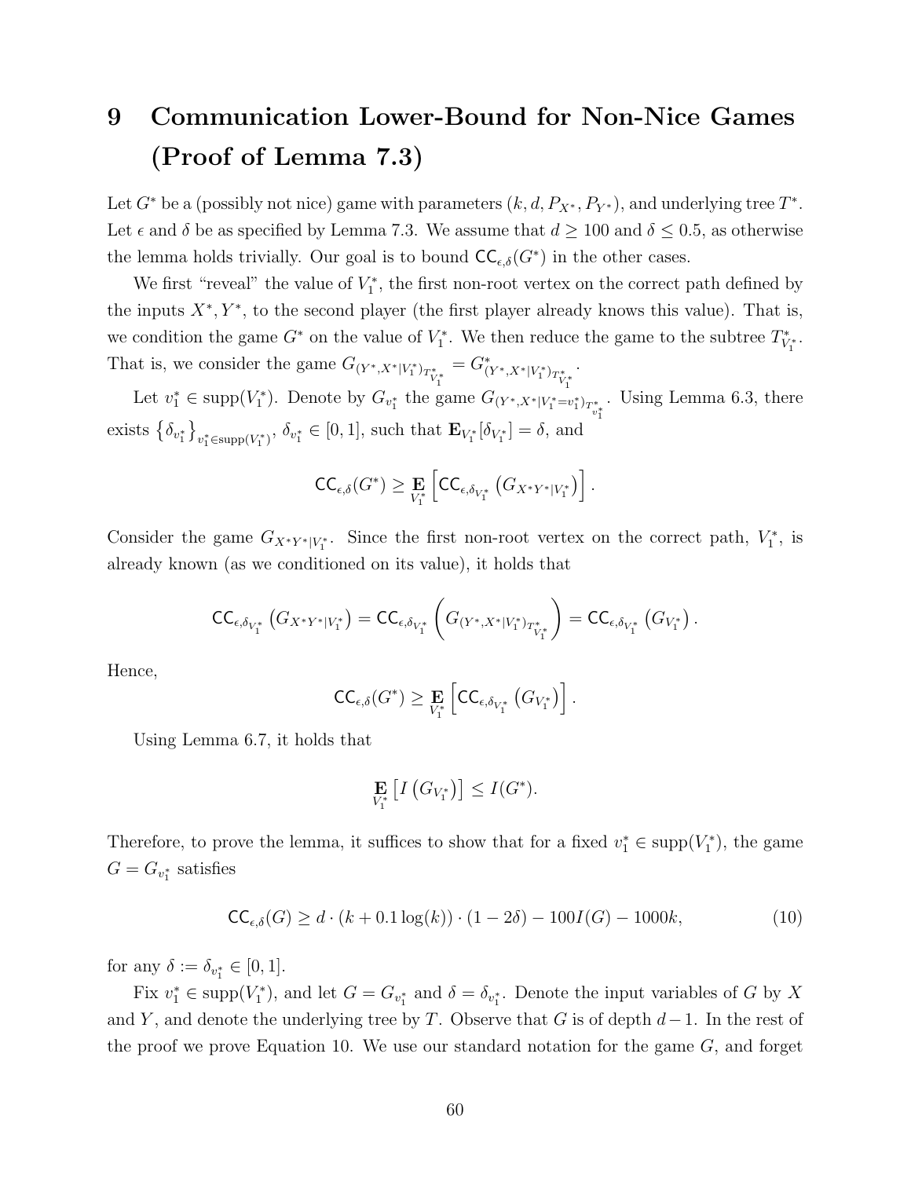# 9 Communication Lower-Bound for Non-Nice Games (Proof of Lemma 7.3)

Let $G^*$ be a (possibly not nice) game with parameters $(k, d, P_{X^*}, P_{Y^*})$, and underlying tree $T^*$. Let $\epsilon$ and $\delta$ be as specified by Lemma 7.3. We assume that $d \geq 100$ and $\delta \leq 0.5$, as otherwise the lemma holds trivially. Our goal is to bound $\mathsf{CC}_{\epsilon,\delta}(G^*)$ in the other cases.

We first "reveal" the value of $V_1^*$, the first non-root vertex on the correct path defined by the inputs $X^*, Y^*$, to the second player (the first player already knows this value). That is, we condition the game $G^*$ on the value of $V_1^*$. We then reduce the game to the subtree $T^*_{V_1^*}$. That is, we consider the game $G_{(Y^*,X^*|V_1^*)_{T^*_{V_1^*}}} = G^*_{(Y^*,X^*|V_1^*)_{T^*_{V_1^*}}}$.

Let $v_1^* \in \mathrm{supp}(V_1^*)$. Denote by $G_{v_1^*}$ the game $G_{(Y^*,X^*|V_1^*=v_1^*)_{T^*_{v_1^*}}}$. Using Lemma 6.3, there exists $\left\{\delta_{v_1^*}\right\}_{v_1^* \in \mathrm{supp}(V_1^*)}$, $\delta_{v_1^*} \in [0,1]$, such that $\mathbf{E}_{V_1^*}[\delta_{V_1^*}] = \delta$, and

$$\mathsf{CC}_{\epsilon,\delta}(G^*) \geq \mathop{\mathbf{E}}_{V_1^*}\left[\mathsf{CC}_{\epsilon,\delta_{V_1^*}}\left(G_{X^*Y^*|V_1^*}\right)\right].$$

Consider the game $G_{X^*Y^*|V_1^*}$. Since the first non-root vertex on the correct path, $V_1^*$, is already known (as we conditioned on its value), it holds that

$$\mathsf{CC}_{\epsilon,\delta_{V_1^*}}\left(G_{X^*Y^*|V_1^*}\right) = \mathsf{CC}_{\epsilon,\delta_{V_1^*}}\left(G_{(Y^*,X^*|V_1^*)_{T^*_{V_1^*}}}\right) = \mathsf{CC}_{\epsilon,\delta_{V_1^*}}\left(G_{V_1^*}\right).$$

Hence,

$$\mathsf{CC}_{\epsilon,\delta}(G^*) \geq \mathop{\mathbf{E}}_{V_1^*}\left[\mathsf{CC}_{\epsilon,\delta_{V_1^*}}\left(G_{V_1^*}\right)\right].$$

Using Lemma 6.7, it holds that

$$\mathop{\mathbf{E}}_{V_1^*}\left[I\left(G_{V_1^*}\right)\right] \leq I(G^*).$$

Therefore, to prove the lemma, it suffices to show that for a fixed $v_1^* \in \mathrm{supp}(V_1^*)$, the game $G = G_{v_1^*}$ satisfies

$$\mathsf{CC}_{\epsilon,\delta}(G) \geq d \cdot (k + 0.1\log(k)) \cdot (1 - 2\delta) - 100I(G) - 1000k, \tag{10}$$

for any $\delta := \delta_{v_1^*} \in [0,1]$.

Fix $v_1^* \in \mathrm{supp}(V_1^*)$, and let $G = G_{v_1^*}$ and $\delta = \delta_{v_1^*}$. Denote the input variables of $G$ by $X$ and $Y$, and denote the underlying tree by $T$. Observe that $G$ is of depth $d-1$. In the rest of the proof we prove Equation 10. We use our standard notation for the game $G$, and forget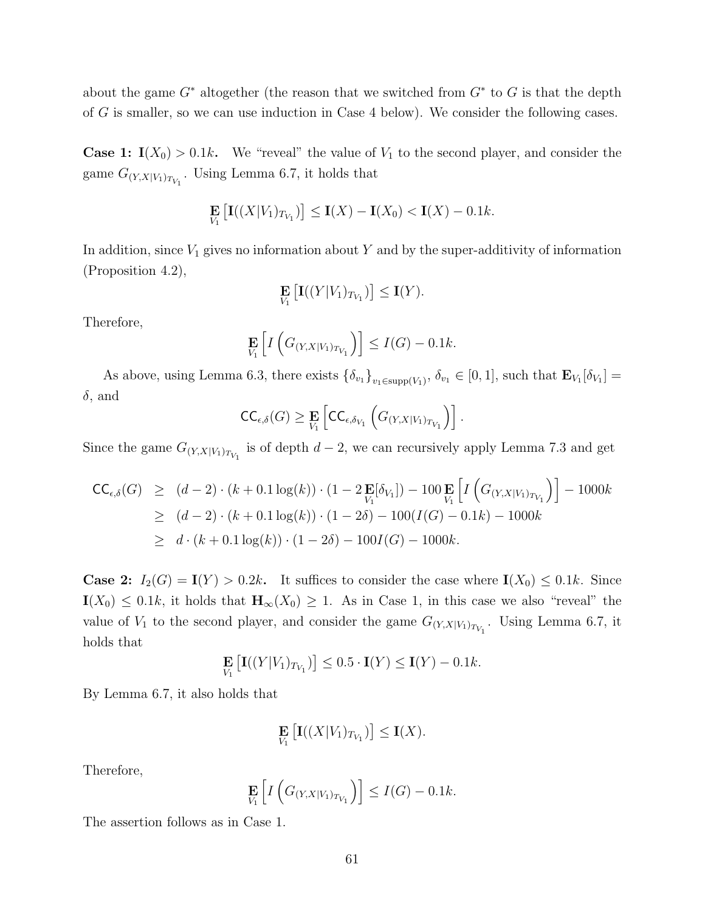about the game $G^*$ altogether (the reason that we switched from $G^*$ to $G$ is that the depth of $G$ is smaller, so we can use induction in Case 4 below). We consider the following cases.

**Case 1: $\mathbf{I}(X_0) > 0.1k$.** We "reveal" the value of $V_1$ to the second player, and consider the game $G_{(Y,X|V_1)_{T_{V_1}}}$. Using Lemma 6.7, it holds that

$$\mathop{\mathbf{E}}_{V_1}\left[\mathbf{I}((X|V_1)_{T_{V_1}})\right] \leq \mathbf{I}(X) - \mathbf{I}(X_0) < \mathbf{I}(X) - 0.1k.$$

In addition, since $V_1$ gives no information about $Y$ and by the super-additivity of information (Proposition 4.2),

$$\mathop{\mathbf{E}}_{V_1}\left[\mathbf{I}((Y|V_1)_{T_{V_1}})\right] \leq \mathbf{I}(Y).$$

Therefore,

$$\mathop{\mathbf{E}}_{V_1}\left[I\left(G_{(Y,X|V_1)_{T_{V_1}}}\right)\right] \leq I(G) - 0.1k.$$

As above, using Lemma 6.3, there exists $\{\delta_{v_1}\}_{v_1 \in \mathrm{supp}(V_1)}$, $\delta_{v_1} \in [0,1]$, such that $\mathbf{E}_{V_1}[\delta_{V_1}] = \delta$, and

$$\mathsf{CC}_{\epsilon,\delta}(G) \geq \mathop{\mathbf{E}}_{V_1}\left[\mathsf{CC}_{\epsilon,\delta_{V_1}}\left(G_{(Y,X|V_1)_{T_{V_1}}}\right)\right].$$

Since the game $G_{(Y,X|V_1)_{T_{V_1}}}$ is of depth $d-2$, we can recursively apply Lemma 7.3 and get

$$\begin{aligned}
\mathsf{CC}_{\epsilon,\delta}(G) &\geq (d-2)\cdot(k+0.1\log(k))\cdot(1-2\mathop{\mathbf{E}}_{V_1}[\delta_{V_1}]) - 100\mathop{\mathbf{E}}_{V_1}\left[I\left(G_{(Y,X|V_1)_{T_{V_1}}}\right)\right] - 1000k \\
&\geq (d-2)\cdot(k+0.1\log(k))\cdot(1-2\delta) - 100(I(G)-0.1k) - 1000k \\
&\geq d\cdot(k+0.1\log(k))\cdot(1-2\delta) - 100I(G) - 1000k.
\end{aligned}$$

**Case 2: $I_2(G) = \mathbf{I}(Y) > 0.2k$.** It suffices to consider the case where $\mathbf{I}(X_0) \leq 0.1k$. Since $\mathbf{I}(X_0) \leq 0.1k$, it holds that $\mathbf{H}_\infty(X_0) \geq 1$. As in Case 1, in this case we also "reveal" the value of $V_1$ to the second player, and consider the game $G_{(Y,X|V_1)_{T_{V_1}}}$. Using Lemma 6.7, it holds that

$$\mathop{\mathbf{E}}_{V_1}\left[\mathbf{I}((Y|V_1)_{T_{V_1}})\right] \leq 0.5\cdot\mathbf{I}(Y) \leq \mathbf{I}(Y) - 0.1k.$$

By Lemma 6.7, it also holds that

$$\mathop{\mathbf{E}}_{V_1}\left[\mathbf{I}((X|V_1)_{T_{V_1}})\right] \leq \mathbf{I}(X).$$

Therefore,

$$\mathop{\mathbf{E}}_{V_1}\left[I\left(G_{(Y,X|V_1)_{T_{V_1}}}\right)\right] \leq I(G) - 0.1k.$$

The assertion follows as in Case 1.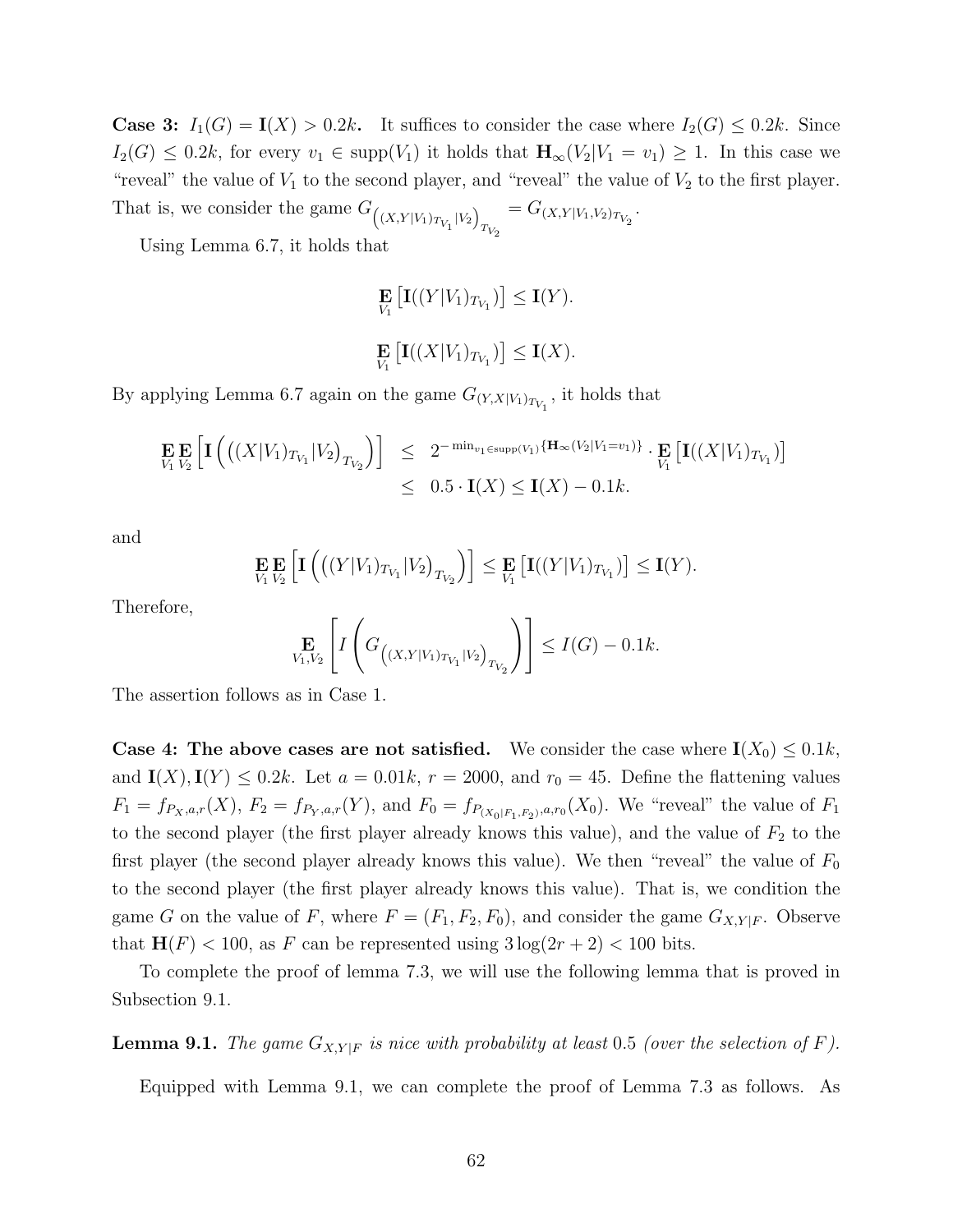**Case 3:** $I_1(G) = \mathbf{I}(X) > 0.2k$**.** It suffices to consider the case where $I_2(G) \leq 0.2k$. Since $I_2(G) \leq 0.2k$, for every $v_1 \in \text{supp}(V_1)$ it holds that $\mathbf{H}_\infty(V_2|V_1 = v_1) \geq 1$. In this case we "reveal" the value of $V_1$ to the second player, and "reveal" the value of $V_2$ to the first player. That is, we consider the game $G_{\left((X,Y|V_1)_{T_{V_1}}|V_2\right)_{T_{V_2}}} = G_{(X,Y|V_1,V_2)_{T_{V_2}}}$.

Using Lemma 6.7, it holds that

$$\mathop{\mathbf{E}}_{V_1}\left[\mathbf{I}((Y|V_1)_{T_{V_1}})\right] \leq \mathbf{I}(Y).$$

$$\mathop{\mathbf{E}}_{V_1}\left[\mathbf{I}((X|V_1)_{T_{V_1}})\right] \leq \mathbf{I}(X).$$

By applying Lemma 6.7 again on the game $G_{(Y,X|V_1)_{T_{V_1}}}$, it holds that

$$\begin{aligned}
\mathop{\mathbf{E}}_{V_1}\mathop{\mathbf{E}}_{V_2}\left[\mathbf{I}\left(\left((X|V_1)_{T_{V_1}}|V_2\right)_{T_{V_2}}\right)\right] &\leq 2^{-\min_{v_1 \in \text{supp}(V_1)}\{\mathbf{H}_\infty(V_2|V_1=v_1)\}} \cdot \mathop{\mathbf{E}}_{V_1}\left[\mathbf{I}((X|V_1)_{T_{V_1}})\right] \\
&\leq 0.5 \cdot \mathbf{I}(X) \leq \mathbf{I}(X) - 0.1k.
\end{aligned}$$

and

$$\mathop{\mathbf{E}}_{V_1}\mathop{\mathbf{E}}_{V_2}\left[\mathbf{I}\left(\left((Y|V_1)_{T_{V_1}}|V_2\right)_{T_{V_2}}\right)\right] \leq \mathop{\mathbf{E}}_{V_1}\left[\mathbf{I}((Y|V_1)_{T_{V_1}})\right] \leq \mathbf{I}(Y).$$

Therefore,

$$\mathop{\mathbf{E}}_{V_1,V_2}\left[I\left(G_{\left((X,Y|V_1)_{T_{V_1}}|V_2\right)_{T_{V_2}}}\right)\right] \leq I(G) - 0.1k.$$

The assertion follows as in Case 1.

**Case 4: The above cases are not satisfied.** We consider the case where $\mathbf{I}(X_0) \leq 0.1k$, and $\mathbf{I}(X), \mathbf{I}(Y) \leq 0.2k$. Let $a = 0.01k$, $r = 2000$, and $r_0 = 45$. Define the flattening values $F_1 = f_{P_X,a,r}(X)$, $F_2 = f_{P_Y,a,r}(Y)$, and $F_0 = f_{P_{(X_0|F_1,F_2)},a,r_0}(X_0)$. We "reveal" the value of $F_1$ to the second player (the first player already knows this value), and the value of $F_2$ to the first player (the second player already knows this value). We then "reveal" the value of $F_0$ to the second player (the first player already knows this value). That is, we condition the game $G$ on the value of $F$, where $F = (F_1, F_2, F_0)$, and consider the game $G_{X,Y|F}$. Observe that $\mathbf{H}(F) < 100$, as $F$ can be represented using $3\log(2r+2) < 100$ bits.

To complete the proof of lemma 7.3, we will use the following lemma that is proved in Subsection 9.1.

**Lemma 9.1.** *The game $G_{X,Y|F}$ is nice with probability at least* $0.5$ *(over the selection of $F$).*

Equipped with Lemma 9.1, we can complete the proof of Lemma 7.3 as follows. As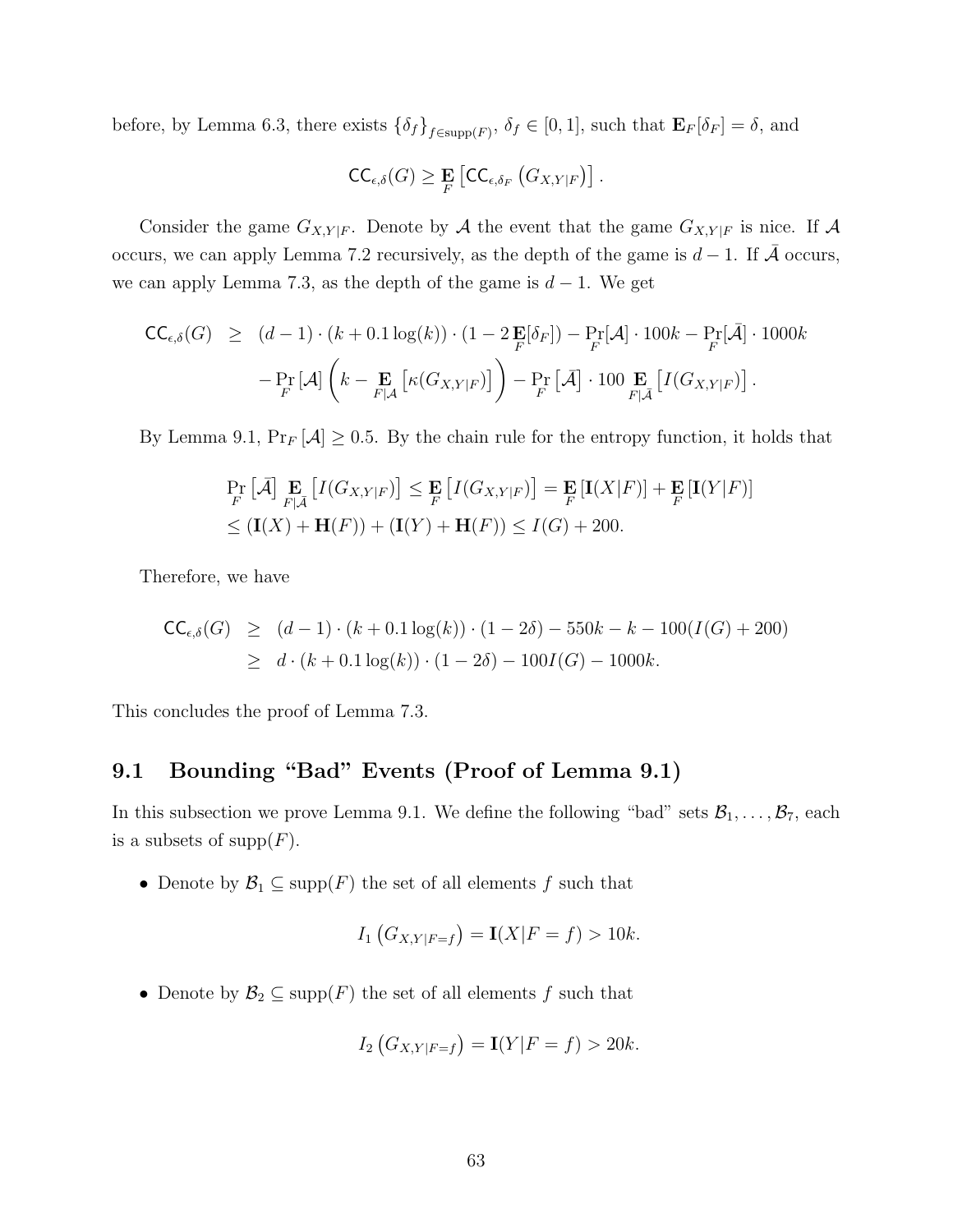before, by Lemma 6.3, there exists $\{\delta_f\}_{f \in \text{supp}(F)}$, $\delta_f \in [0,1]$, such that $\mathbf{E}_F[\delta_F] = \delta$, and

$$\mathsf{CC}_{\epsilon,\delta}(G) \geq \mathop{\mathbf{E}}_F \left[ \mathsf{CC}_{\epsilon,\delta_F}\left(G_{X,Y|F}\right) \right].$$

Consider the game $G_{X,Y|F}$. Denote by $\mathcal{A}$ the event that the game $G_{X,Y|F}$ is nice. If $\mathcal{A}$ occurs, we can apply Lemma 7.2 recursively, as the depth of the game is $d-1$. If $\bar{\mathcal{A}}$ occurs, we can apply Lemma 7.3, as the depth of the game is $d-1$. We get

$$\begin{aligned}
\mathsf{CC}_{\epsilon,\delta}(G) \geq\ & (d-1)\cdot(k+0.1\log(k))\cdot(1-2\mathop{\mathbf{E}}_F[\delta_F]) - \Pr_F[\mathcal{A}]\cdot 100k - \Pr_F[\bar{\mathcal{A}}]\cdot 1000k \\
& - \Pr_F[\mathcal{A}]\left(k - \mathop{\mathbf{E}}_{F|\mathcal{A}}\left[\kappa(G_{X,Y|F})\right]\right) - \Pr_F\left[\bar{\mathcal{A}}\right]\cdot 100 \mathop{\mathbf{E}}_{F|\bar{\mathcal{A}}}\left[I(G_{X,Y|F})\right].
\end{aligned}$$

By Lemma 9.1, $\Pr_F[\mathcal{A}] \geq 0.5$. By the chain rule for the entropy function, it holds that

$$\begin{aligned}
&\Pr_F\left[\bar{\mathcal{A}}\right] \mathop{\mathbf{E}}_{F|\bar{\mathcal{A}}}\left[I(G_{X,Y|F})\right] \leq \mathop{\mathbf{E}}_F\left[I(G_{X,Y|F})\right] = \mathop{\mathbf{E}}_F[\mathbf{I}(X|F)] + \mathop{\mathbf{E}}_F[\mathbf{I}(Y|F)] \\
&\leq (\mathbf{I}(X) + \mathbf{H}(F)) + (\mathbf{I}(Y) + \mathbf{H}(F)) \leq I(G) + 200.
\end{aligned}$$

Therefore, we have

$$\begin{aligned}
\mathsf{CC}_{\epsilon,\delta}(G) &\geq (d-1)\cdot(k+0.1\log(k))\cdot(1-2\delta) - 550k - k - 100(I(G)+200) \\
&\geq d\cdot(k+0.1\log(k))\cdot(1-2\delta) - 100I(G) - 1000k.
\end{aligned}$$

This concludes the proof of Lemma 7.3.

## 9.1 Bounding "Bad" Events (Proof of Lemma 9.1)

In this subsection we prove Lemma 9.1. We define the following "bad" sets $\mathcal{B}_1, \ldots, \mathcal{B}_7$, each is a subsets of $\text{supp}(F)$.

- Denote by $\mathcal{B}_1 \subseteq \text{supp}(F)$ the set of all elements $f$ such that

$$I_1\left(G_{X,Y|F=f}\right) = \mathbf{I}(X|F=f) > 10k.$$

- Denote bounding $\mathcal{B}_2 \subseteq \text{supp}(F)$ the set of all elements $f$ such that

$$I_2\left(G_{X,Y|F=f}\right) = \mathbf{I}(Y|F=f) > 20k.$$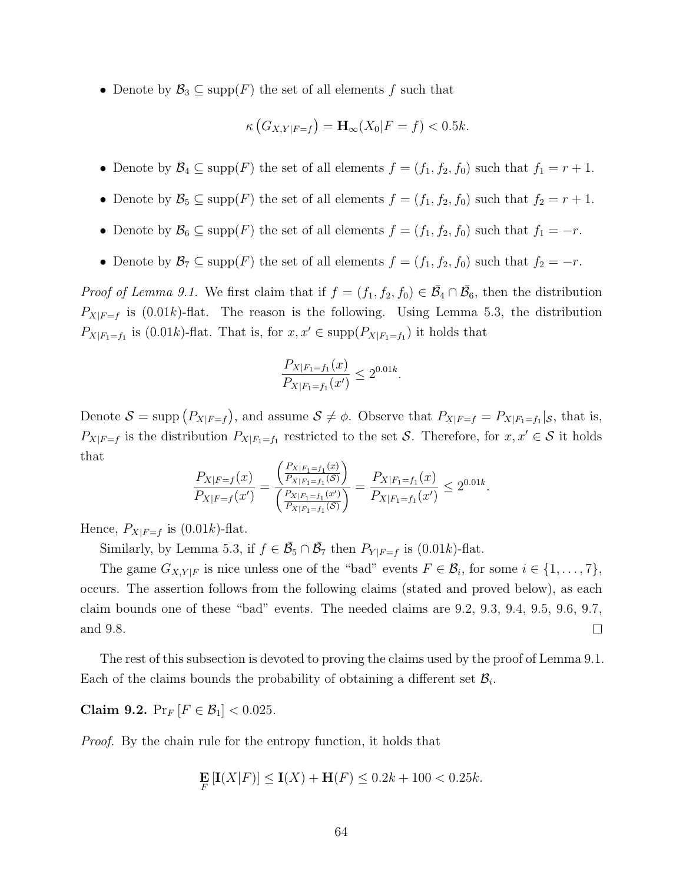- Denote by $\mathcal{B}_3 \subseteq \text{supp}(F)$ the set of all elements $f$ such that

$$\kappa\left(G_{X,Y|F=f}\right) = \mathbf{H}_\infty(X_0|F=f) < 0.5k.$$

- Denote by $\mathcal{B}_4 \subseteq \text{supp}(F)$ the set of all elements $f = (f_1, f_2, f_0)$ such that $f_1 = r+1$.
- Denote by $\mathcal{B}_5 \subseteq \text{supp}(F)$ the set of all elements $f = (f_1, f_2, f_0)$ such that $f_2 = r+1$.
- Denote by $\mathcal{B}_6 \subseteq \text{supp}(F)$ the set of all elements $f = (f_1, f_2, f_0)$ such that $f_1 = -r$.
- Denote by $\mathcal{B}_7 \subseteq \text{supp}(F)$ the set of all elements $f = (f_1, f_2, f_0)$ such that $f_2 = -r$.

*Proof of Lemma 9.1.* We first claim that if $f = (f_1, f_2, f_0) \in \bar{\mathcal{B}}_4 \cap \bar{\mathcal{B}}_6$, then the distribution $P_{X|F=f}$ is $(0.01k)$-flat. The reason is the following. Using Lemma 5.3, the distribution $P_{X|F_1=f_1}$ is $(0.01k)$-flat. That is, for $x, x' \in \text{supp}(P_{X|F_1=f_1})$ it holds that

$$\frac{P_{X|F_1=f_1}(x)}{P_{X|F_1=f_1}(x')} \leq 2^{0.01k}.$$

Denote $\mathcal{S} = \text{supp}\left(P_{X|F=f}\right)$, and assume $\mathcal{S} \neq \phi$. Observe that $P_{X|F=f} = P_{X|F_1=f_1}|_{\mathcal{S}}$, that is, $P_{X|F=f}$ is the distribution $P_{X|F_1=f_1}$ restricted to the set $\mathcal{S}$. Therefore, for $x, x' \in \mathcal{S}$ it holds that

$$\frac{P_{X|F=f}(x)}{P_{X|F=f}(x')} = \frac{\left(\frac{P_{X|F_1=f_1}(x)}{P_{X|F_1=f_1}(\mathcal{S})}\right)}{\left(\frac{P_{X|F_1=f_1}(x')}{P_{X|F_1=f_1}(\mathcal{S})}\right)} = \frac{P_{X|F_1=f_1}(x)}{P_{X|F_1=f_1}(x')} \leq 2^{0.01k}.$$

Hence, $P_{X|F=f}$ is $(0.01k)$-flat.

Similarly, by Lemma 5.3, if $f \in \bar{\mathcal{B}}_5 \cap \bar{\mathcal{B}}_7$ then $P_{Y|F=f}$ is $(0.01k)$-flat.

The game $G_{X,Y|F}$ is nice unless one of the "bad" events $F \in \mathcal{B}_i$, for some $i \in \{1, \ldots, 7\}$, occurs. The assertion follows from the following claims (stated and proved below), as each claim bounds one of these "bad" events. The needed claims are 9.2, 9.3, 9.4, 9.5, 9.6, 9.7, and 9.8. ∎

The rest of this subsection is devoted to proving the claims used by the proof of Lemma 9.1. Each of the claims bounds the probability of obtaining a different set $\mathcal{B}_i$.

**Claim 9.2.** $\Pr_F\left[F \in \mathcal{B}_1\right] < 0.025$.

*Proof.* By the chain rule for the entropy function, it holds that

$$\mathop{\mathbf{E}}_F\left[\mathbf{I}(X|F)\right] \leq \mathbf{I}(X) + \mathbf{H}(F) \leq 0.2k + 100 < 0.25k.$$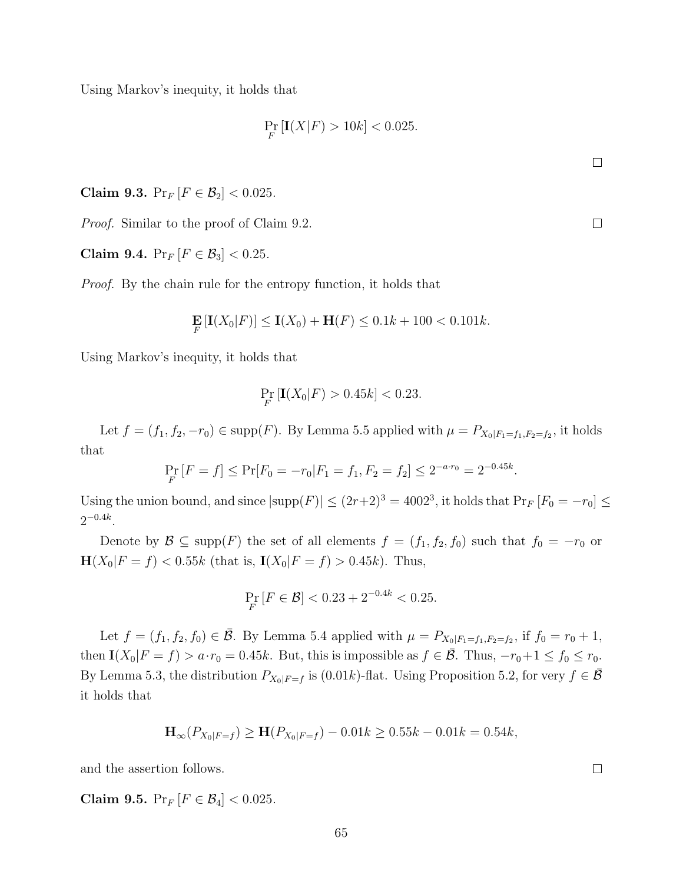Using Markov's inequity, it holds that

$$\Pr_F [\mathbf{I}(X|F) > 10k] < 0.025.$$

□

**Claim 9.3.** $\Pr_F [F \in \mathcal{B}_2] < 0.025$.

*Proof.* Similar to the proof of Claim 9.2. □

**Claim 9.4.** $\Pr_F [F \in \mathcal{B}_3] < 0.25$.

*Proof.* By the chain rule for the entropy function, it holds that

$$\mathop{\mathbf{E}}_F [\mathbf{I}(X_0|F)] \leq \mathbf{I}(X_0) + \mathbf{H}(F) \leq 0.1k + 100 < 0.101k.$$

Using Markov's inequity, it holds that

$$\Pr_F [\mathbf{I}(X_0|F) > 0.45k] < 0.23.$$

Let $f = (f_1, f_2, -r_0) \in \mathrm{supp}(F)$. By Lemma 5.5 applied with $\mu = P_{X_0|F_1=f_1,F_2=f_2}$, it holds that

$$\Pr_F [F = f] \leq \Pr[F_0 = -r_0|F_1 = f_1, F_2 = f_2] \leq 2^{-a \cdot r_0} = 2^{-0.45k}.$$

Using the union bound, and since $|\mathrm{supp}(F)| \leq (2r+2)^3 = 4002^3$, it holds that $\Pr_F [F_0 = -r_0] \leq 2^{-0.4k}$.

Denote by $\mathcal{B} \subseteq \mathrm{supp}(F)$ the set of all elements $f = (f_1, f_2, f_0)$ such that $f_0 = -r_0$ or $\mathbf{H}(X_0|F = f) < 0.55k$ (that is, $\mathbf{I}(X_0|F = f) > 0.45k$). Thus,

$$\Pr_F [F \in \mathcal{B}] < 0.23 + 2^{-0.4k} < 0.25.$$

Let $f = (f_1, f_2, f_0) \in \bar{\mathcal{B}}$. By Lemma 5.4 applied with $\mu = P_{X_0|F_1=f_1,F_2=f_2}$, if $f_0 = r_0 + 1$, then $\mathbf{I}(X_0|F = f) > a \cdot r_0 = 0.45k$. But, this is impossible as $f \in \bar{\mathcal{B}}$. Thus, $-r_0+1 \leq f_0 \leq r_0$. By Lemma 5.3, the distribution $P_{X_0|F=f}$ is $(0.01k)$-flat. Using Proposition 5.2, for very $f \in \bar{\mathcal{B}}$ it holds that

$$\mathbf{H}_\infty(P_{X_0|F=f}) \geq \mathbf{H}(P_{X_0|F=f}) - 0.01k \geq 0.55k - 0.01k = 0.54k,$$

and the assertion follows. □

**Claim 9.5.** $\Pr_F [F \in \mathcal{B}_4] < 0.025$.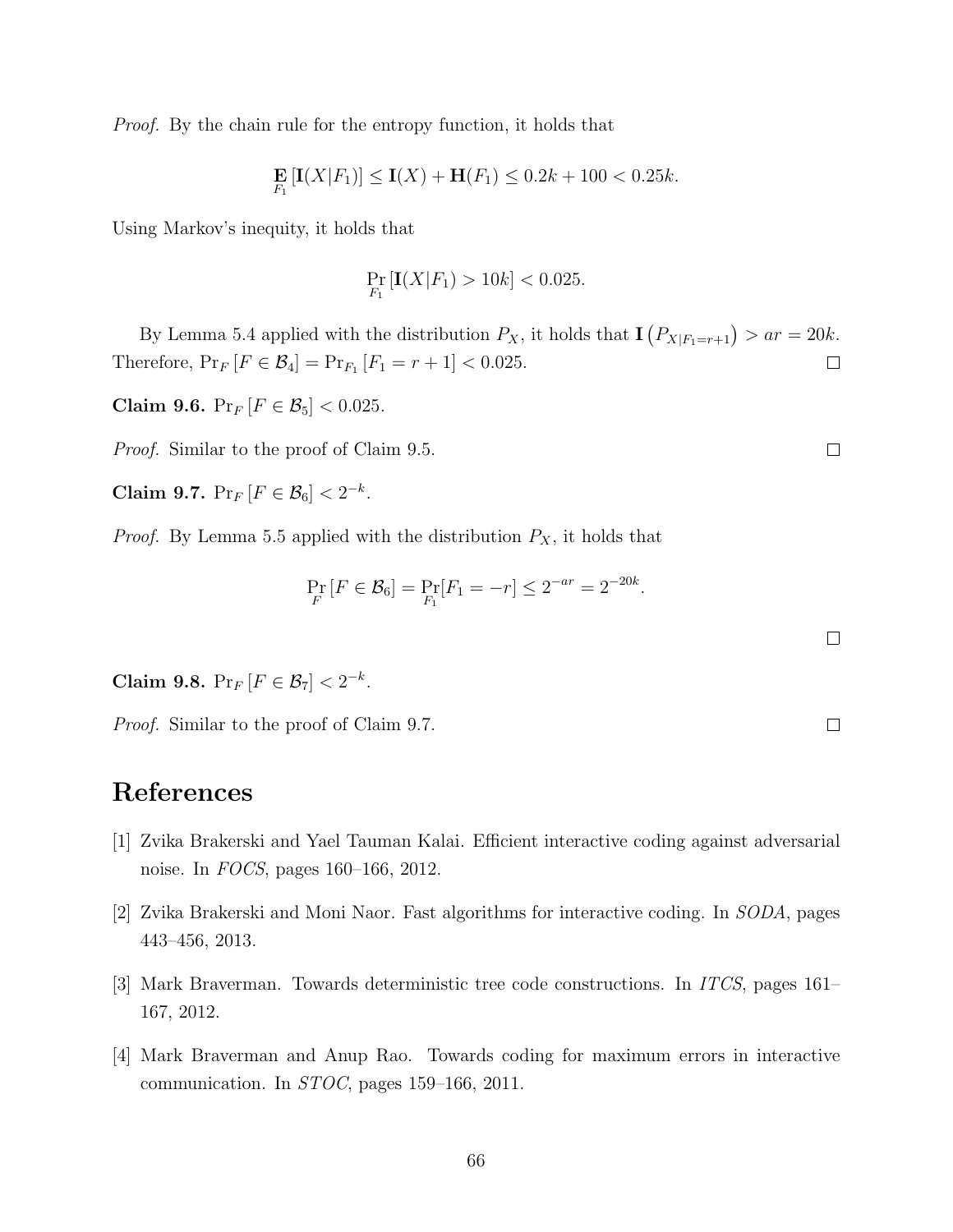*Proof.* By the chain rule for the entropy function, it holds that

$$\mathop{\mathbf{E}}_{F_1}[\mathbf{I}(X|F_1)] \le \mathbf{I}(X) + \mathbf{H}(F_1) \le 0.2k + 100 < 0.25k.$$

Using Markov's inequity, it holds that

$$\Pr_{F_1}[\mathbf{I}(X|F_1) > 10k] < 0.025.$$

By Lemma 5.4 applied with the distribution $P_X$, it holds that $\mathbf{I}\left(P_{X|F_1=r+1}\right) > ar = 20k$. Therefore, $\Pr_F[F \in \mathcal{B}_4] = \Pr_{F_1}[F_1 = r+1] < 0.025$. $\square$

**Claim 9.6.** $\Pr_F[F \in \mathcal{B}_5] < 0.025$.

*Proof.* Similar to the proof of Claim 9.5. $\square$

**Claim 9.7.** $\Pr_F[F \in \mathcal{B}_6] < 2^{-k}$.

*Proof.* By Lemma 5.5 applied with the distribution $P_X$, it holds that

$$\Pr_F[F \in \mathcal{B}_6] = \Pr_{F_1}[F_1 = -r] \le 2^{-ar} = 2^{-20k}.$$

$\square$

**Claim 9.8.** $\Pr_F[F \in \mathcal{B}_7] < 2^{-k}$.

*Proof.* Similar to the proof of Claim 9.7. $\square$

# References

[1] Zvika Brakerski and Yael Tauman Kalai. Efficient interactive coding against adversarial noise. In *FOCS*, pages 160–166, 2012.

[2] Zvika Brakerski and Moni Naor. Fast algorithms for interactive coding. In *SODA*, pages 443–456, 2013.

[3] Mark Braverman. Towards deterministic tree code constructions. In *ITCS*, pages 161–167, 2012.

[4] Mark Braverman and Anup Rao. Towards coding for maximum errors in interactive communication. In *STOC*, pages 159–166, 2011.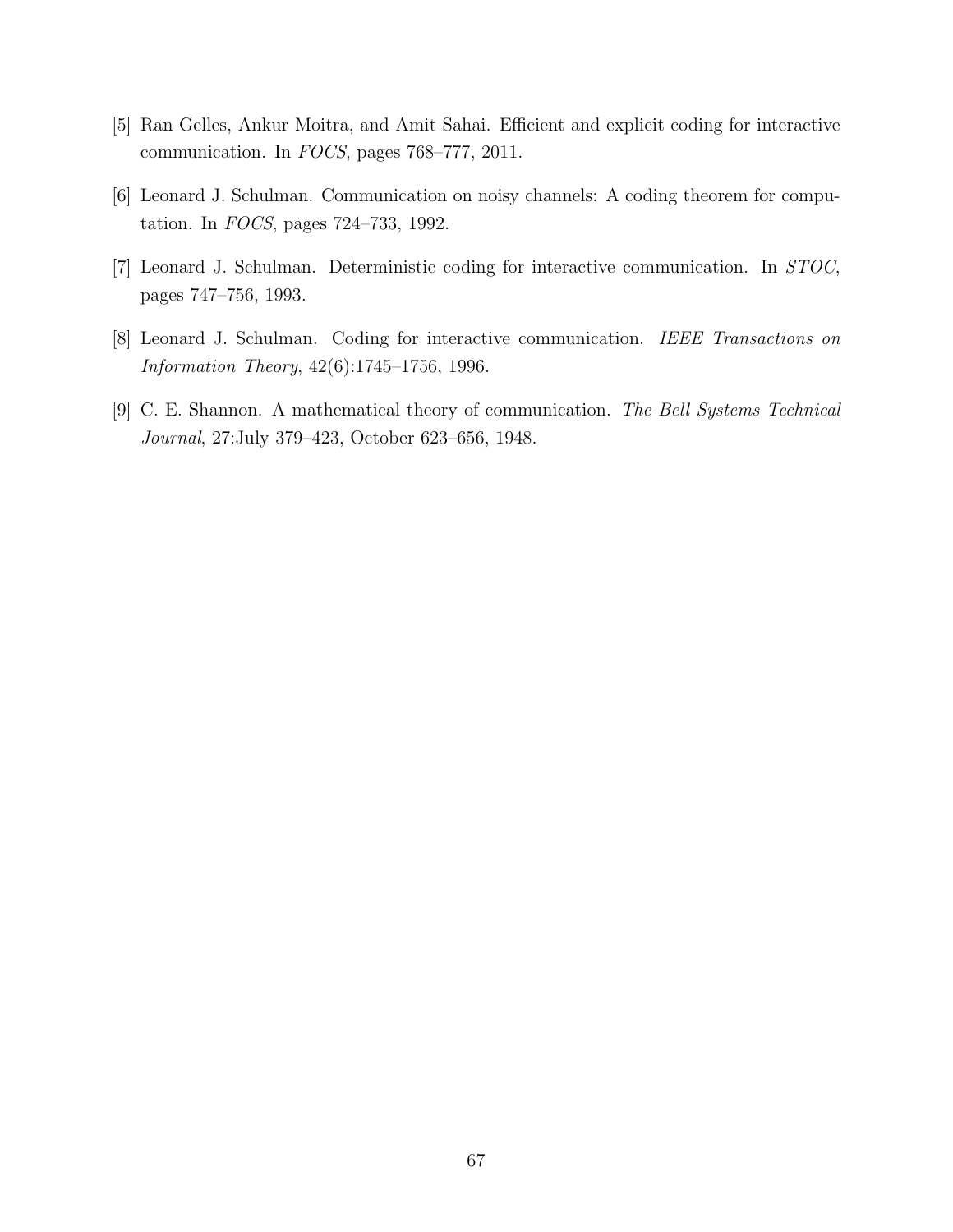[5] Ran Gelles, Ankur Moitra, and Amit Sahai. Efficient and explicit coding for interactive communication. In *FOCS*, pages 768–777, 2011.

[6] Leonard J. Schulman. Communication on noisy channels: A coding theorem for computation. In *FOCS*, pages 724–733, 1992.

[7] Leonard J. Schulman. Deterministic coding for interactive communication. In *STOC*, pages 747–756, 1993.

[8] Leonard J. Schulman. Coding for interactive communication. *IEEE Transactions on Information Theory*, 42(6):1745–1756, 1996.

[9] C. E. Shannon. A mathematical theory of communication. *The Bell Systems Technical Journal*, 27:July 379–423, October 623–656, 1948.